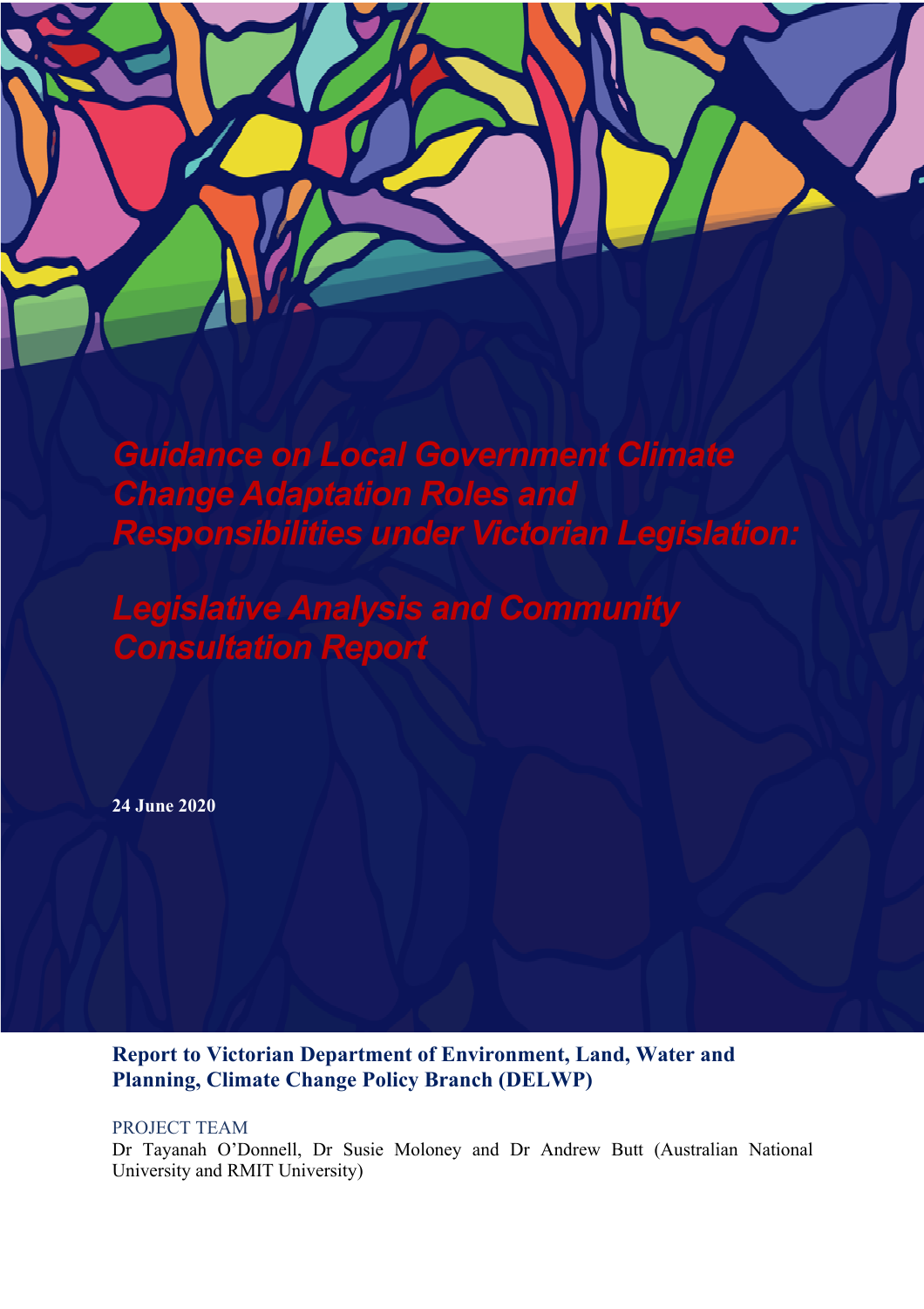# Guidance on Local Government Climate Change Adaptation Roles and Responsibilities under Victorian Legislation:

# Legislative Analysis and Community Consultation Report

**24 June 2020**

**Report to Victorian Department of Environment, Land, Water and Planning, Climate Change Policy Branch (DELWP)**

PROJECT TEAM

Dr Tayanah O'Donnell, Dr Susie Moloney and Dr Andrew Butt (Australian National University and RMIT University)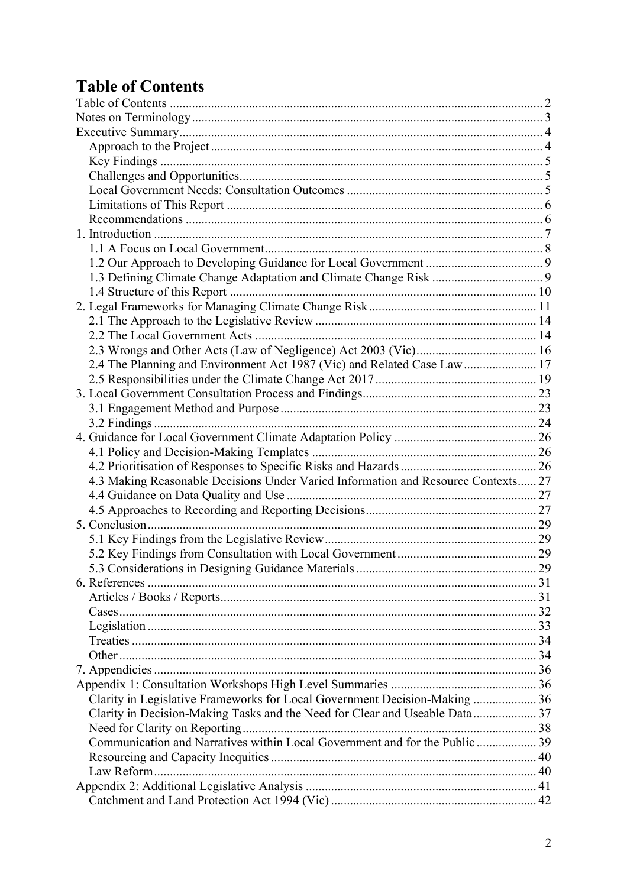# Table of Contents

Table of Contents ..... 2
Notes on Terminology ..... 3
Executive Summary ..... 4
- Approach to the Project ..... 4
- Key Findings ..... 5
- Challenges and Opportunities ..... 5
- Local Government Needs: Consultation Outcomes ..... 5
- Limitations of This Report ..... 6
- Recommendations ..... 6

1. Introduction ..... 7
   - 1.1 A Focus on Local Government ..... 8
   - 1.2 Our Approach to Developing Guidance for Local Government ..... 9
   - 1.3 Defining Climate Change Adaptation and Climate Change Risk ..... 9
   - 1.4 Structure of this Report ..... 10
2. Legal Frameworks for Managing Climate Change Risk ..... 11
   - 2.1 The Approach to the Legislative Review ..... 14
   - 2.2 The Local Government Acts ..... 14
   - 2.3 Wrongs and Other Acts (Law of Negligence) Act 2003 (Vic) ..... 16
   - 2.4 The Planning and Environment Act 1987 (Vic) and Related Case Law ..... 17
   - 2.5 Responsibilities under the Climate Change Act 2017 ..... 19
3. Local Government Consultation Process and Findings ..... 23
   - 3.1 Engagement Method and Purpose ..... 23
   - 3.2 Findings ..... 24
4. Guidance for Local Government Climate Adaptation Policy ..... 26
   - 4.1 Policy and Decision-Making Templates ..... 26
   - 4.2 Prioritisation of Responses to Specific Risks and Hazards ..... 26
   - 4.3 Making Reasonable Decisions Under Varied Information and Resource Contexts ..... 27
   - 4.4 Guidance on Data Quality and Use ..... 27
   - 4.5 Approaches to Recording and Reporting Decisions ..... 27
5. Conclusion ..... 29
   - 5.1 Key Findings from the Legislative Review ..... 29
   - 5.2 Key Findings from Consultation with Local Government ..... 29
   - 5.3 Considerations in Designing Guidance Materials ..... 29
6. References ..... 31
   - Articles / Books / Reports ..... 31
   - Cases ..... 32
   - Legislation ..... 33
   - Treaties ..... 34
   - Other ..... 34
7. Appendicies ..... 36

Appendix 1: Consultation Workshops High Level Summaries ..... 36
- Clarity in Legislative Frameworks for Local Government Decision-Making ..... 36
- Clarity in Decision-Making Tasks and the Need for Clear and Useable Data ..... 37
- Need for Clarity on Reporting ..... 38
- Communication and Narratives within Local Government and for the Public ..... 39
- Resourcing and Capacity Inequities ..... 40
- Law Reform ..... 40

Appendix 2: Additional Legislative Analysis ..... 41
- Catchment and Land Protection Act 1994 (Vic) ..... 42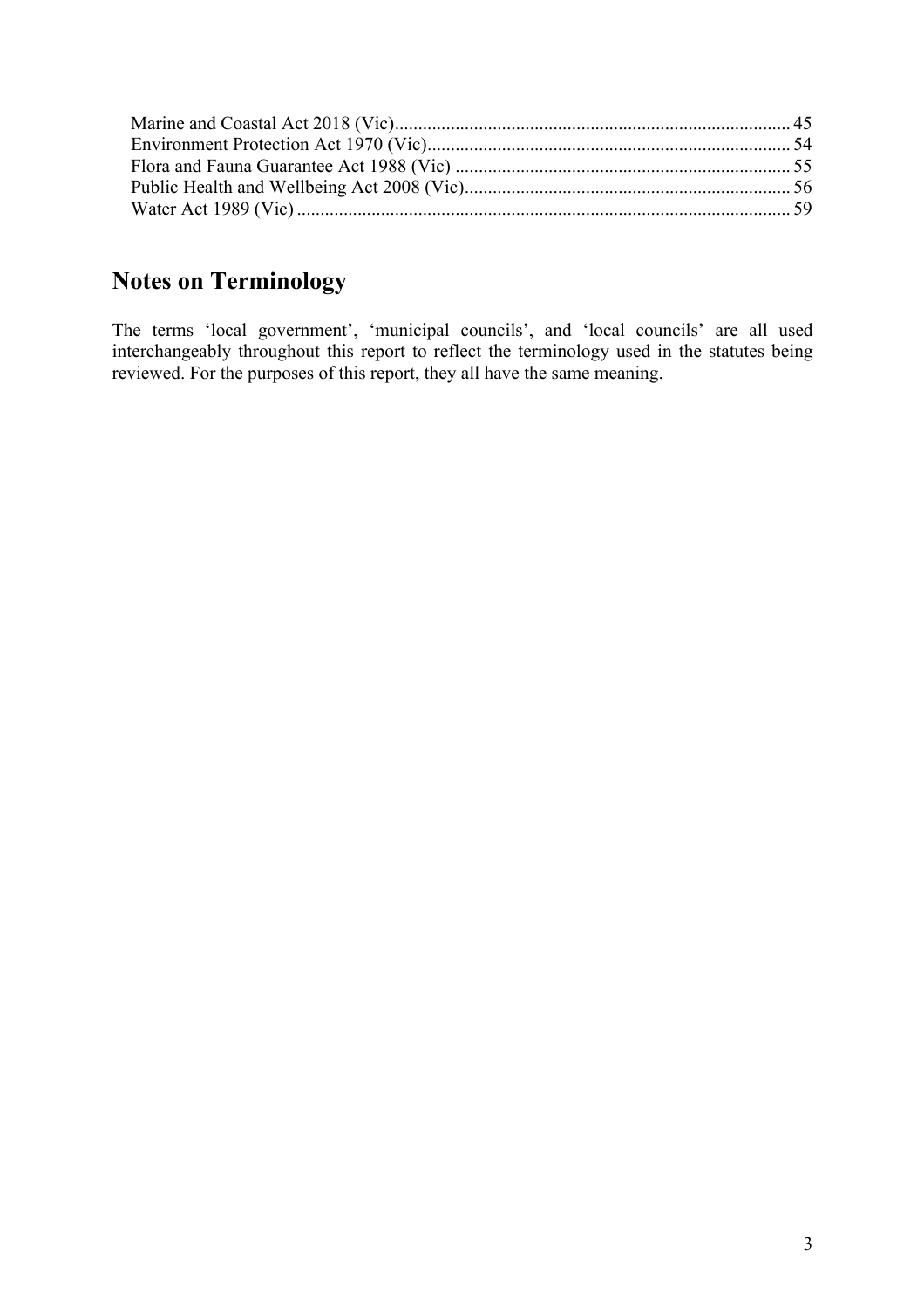Marine and Coastal Act 2018 (Vic) .......................................................................... 45
Environment Protection Act 1970 (Vic) .................................................................... 54
Flora and Fauna Guarantee Act 1988 (Vic) .............................................................. 55
Public Health and Wellbeing Act 2008 (Vic) ............................................................. 56
Water Act 1989 (Vic) ............................................................................................... 59

## Notes on Terminology

The terms 'local government', 'municipal councils', and 'local councils' are all used interchangeably throughout this report to reflect the terminology used in the statutes being reviewed. For the purposes of this report, they all have the same meaning.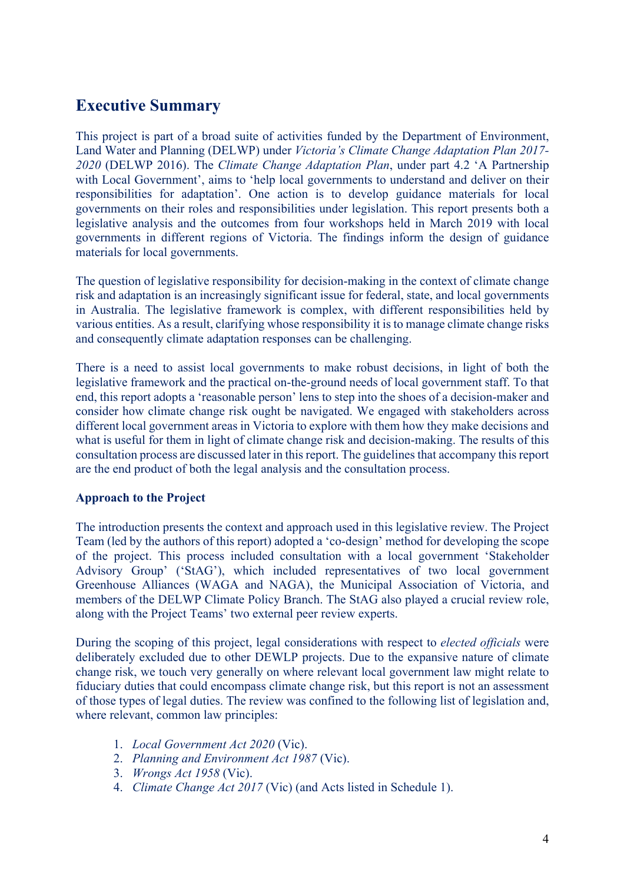## Executive Summary

This project is part of a broad suite of activities funded by the Department of Environment, Land Water and Planning (DELWP) under *Victoria's Climate Change Adaptation Plan 2017-2020* (DELWP 2016). The *Climate Change Adaptation Plan*, under part 4.2 'A Partnership with Local Government', aims to 'help local governments to understand and deliver on their responsibilities for adaptation'. One action is to develop guidance materials for local governments on their roles and responsibilities under legislation. This report presents both a legislative analysis and the outcomes from four workshops held in March 2019 with local governments in different regions of Victoria. The findings inform the design of guidance materials for local governments.

The question of legislative responsibility for decision-making in the context of climate change risk and adaptation is an increasingly significant issue for federal, state, and local governments in Australia. The legislative framework is complex, with different responsibilities held by various entities. As a result, clarifying whose responsibility it is to manage climate change risks and consequently climate adaptation responses can be challenging.

There is a need to assist local governments to make robust decisions, in light of both the legislative framework and the practical on-the-ground needs of local government staff. To that end, this report adopts a 'reasonable person' lens to step into the shoes of a decision-maker and consider how climate change risk ought be navigated. We engaged with stakeholders across different local government areas in Victoria to explore with them how they make decisions and what is useful for them in light of climate change risk and decision-making. The results of this consultation process are discussed later in this report. The guidelines that accompany this report are the end product of both the legal analysis and the consultation process.

**Approach to the Project**

The introduction presents the context and approach used in this legislative review. The Project Team (led by the authors of this report) adopted a 'co-design' method for developing the scope of the project. This process included consultation with a local government 'Stakeholder Advisory Group' ('StAG'), which included representatives of two local government Greenhouse Alliances (WAGA and NAGA), the Municipal Association of Victoria, and members of the DELWP Climate Policy Branch. The StAG also played a crucial review role, along with the Project Teams' two external peer review experts.

During the scoping of this project, legal considerations with respect to *elected officials* were deliberately excluded due to other DEWLP projects. Due to the expansive nature of climate change risk, we touch very generally on where relevant local government law might relate to fiduciary duties that could encompass climate change risk, but this report is not an assessment of those types of legal duties. The review was confined to the following list of legislation and, where relevant, common law principles:

1. *Local Government Act 2020* (Vic).
2. *Planning and Environment Act 1987* (Vic).
3. *Wrongs Act 1958* (Vic).
4. *Climate Change Act 2017* (Vic) (and Acts listed in Schedule 1).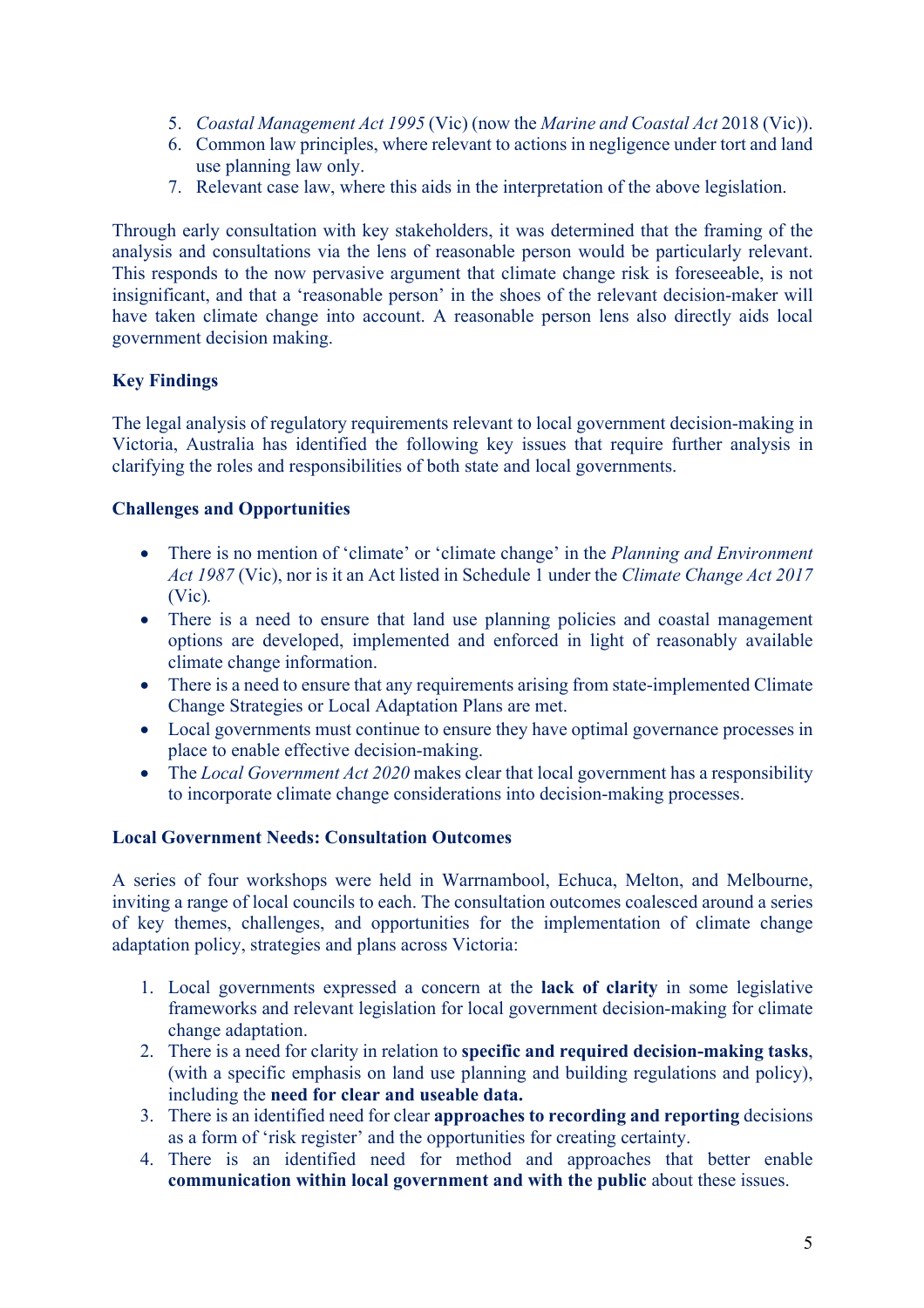5. *Coastal Management Act 1995* (Vic) (now the *Marine and Coastal Act* 2018 (Vic)).
6. Common law principles, where relevant to actions in negligence under tort and land use planning law only.
7. Relevant case law, where this aids in the interpretation of the above legislation.

Through early consultation with key stakeholders, it was determined that the framing of the analysis and consultations via the lens of reasonable person would be particularly relevant. This responds to the now pervasive argument that climate change risk is foreseeable, is not insignificant, and that a 'reasonable person' in the shoes of the relevant decision-maker will have taken climate change into account. A reasonable person lens also directly aids local government decision making.

**Key Findings**

The legal analysis of regulatory requirements relevant to local government decision-making in Victoria, Australia has identified the following key issues that require further analysis in clarifying the roles and responsibilities of both state and local governments.

**Challenges and Opportunities**

- There is no mention of 'climate' or 'climate change' in the *Planning and Environment Act 1987* (Vic), nor is it an Act listed in Schedule 1 under the *Climate Change Act 2017* (Vic).
- There is a need to ensure that land use planning policies and coastal management options are developed, implemented and enforced in light of reasonably available climate change information.
- There is a need to ensure that any requirements arising from state-implemented Climate Change Strategies or Local Adaptation Plans are met.
- Local governments must continue to ensure they have optimal governance processes in place to enable effective decision-making.
- The *Local Government Act 2020* makes clear that local government has a responsibility to incorporate climate change considerations into decision-making processes.

**Local Government Needs: Consultation Outcomes**

A series of four workshops were held in Warrnambool, Echuca, Melton, and Melbourne, inviting a range of local councils to each. The consultation outcomes coalesced around a series of key themes, challenges, and opportunities for the implementation of climate change adaptation policy, strategies and plans across Victoria:

1. Local governments expressed a concern at the **lack of clarity** in some legislative frameworks and relevant legislation for local government decision-making for climate change adaptation.
2. There is a need for clarity in relation to **specific and required decision-making tasks**, (with a specific emphasis on land use planning and building regulations and policy), including the **need for clear and useable data.**
3. There is an identified need for clear **approaches to recording and reporting** decisions as a form of 'risk register' and the opportunities for creating certainty.
4. There is an identified need for method and approaches that better enable **communication within local government and with the public** about these issues.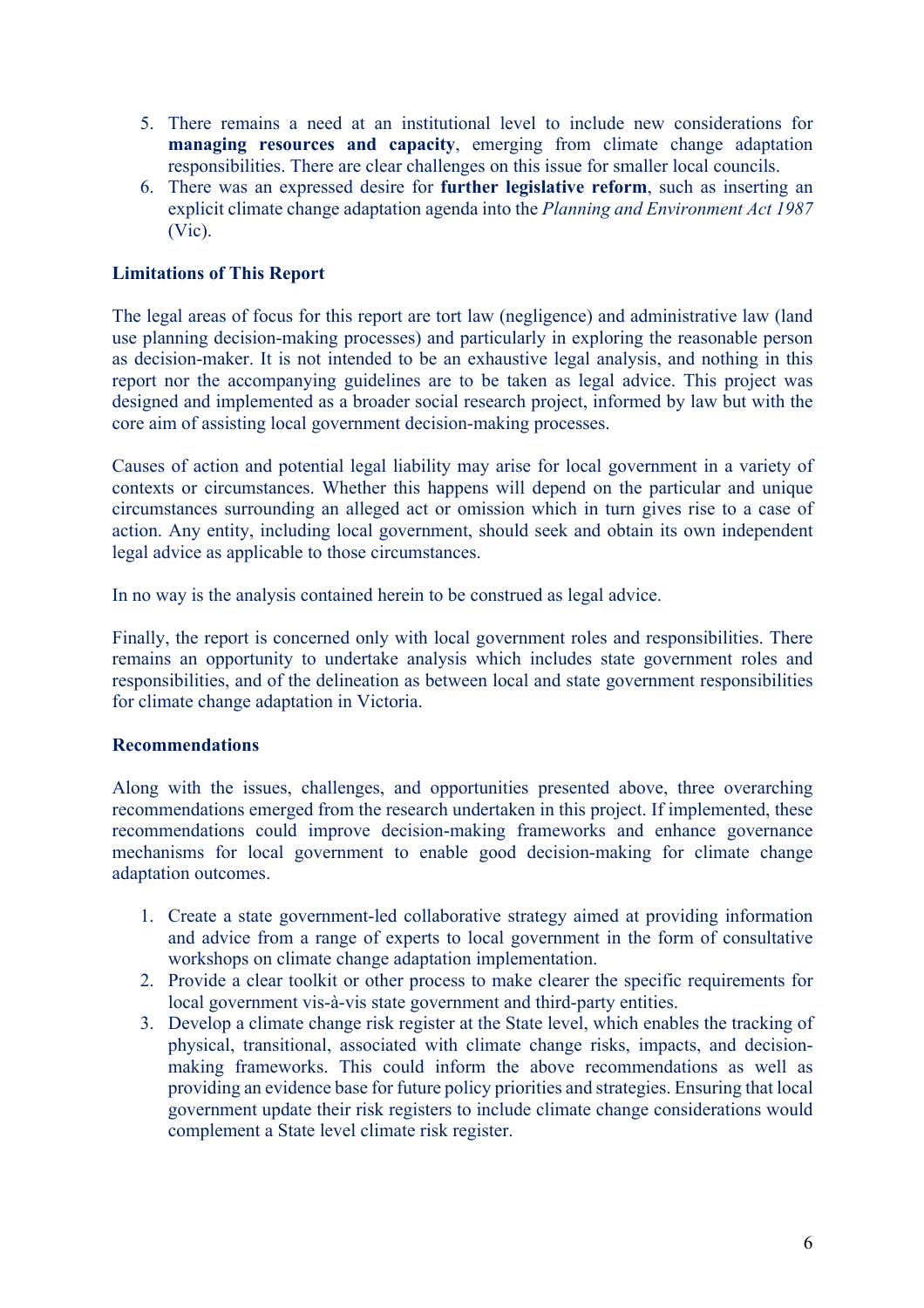5. There remains a need at an institutional level to include new considerations for **managing resources and capacity**, emerging from climate change adaptation responsibilities. There are clear challenges on this issue for smaller local councils.
6. There was an expressed desire for **further legislative reform**, such as inserting an explicit climate change adaptation agenda into the *Planning and Environment Act 1987* (Vic).

**Limitations of This Report**

The legal areas of focus for this report are tort law (negligence) and administrative law (land use planning decision-making processes) and particularly in exploring the reasonable person as decision-maker. It is not intended to be an exhaustive legal analysis, and nothing in this report nor the accompanying guidelines are to be taken as legal advice. This project was designed and implemented as a broader social research project, informed by law but with the core aim of assisting local government decision-making processes.

Causes of action and potential legal liability may arise for local government in a variety of contexts or circumstances. Whether this happens will depend on the particular and unique circumstances surrounding an alleged act or omission which in turn gives rise to a case of action. Any entity, including local government, should seek and obtain its own independent legal advice as applicable to those circumstances.

In no way is the analysis contained herein to be construed as legal advice.

Finally, the report is concerned only with local government roles and responsibilities. There remains an opportunity to undertake analysis which includes state government roles and responsibilities, and of the delineation as between local and state government responsibilities for climate change adaptation in Victoria.

**Recommendations**

Along with the issues, challenges, and opportunities presented above, three overarching recommendations emerged from the research undertaken in this project. If implemented, these recommendations could improve decision-making frameworks and enhance governance mechanisms for local government to enable good decision-making for climate change adaptation outcomes.

1. Create a state government-led collaborative strategy aimed at providing information and advice from a range of experts to local government in the form of consultative workshops on climate change adaptation implementation.
2. Provide a clear toolkit or other process to make clearer the specific requirements for local government vis-à-vis state government and third-party entities.
3. Develop a climate change risk register at the State level, which enables the tracking of physical, transitional, associated with climate change risks, impacts, and decision-making frameworks. This could inform the above recommendations as well as providing an evidence base for future policy priorities and strategies. Ensuring that local government update their risk registers to include climate change considerations would complement a State level climate risk register.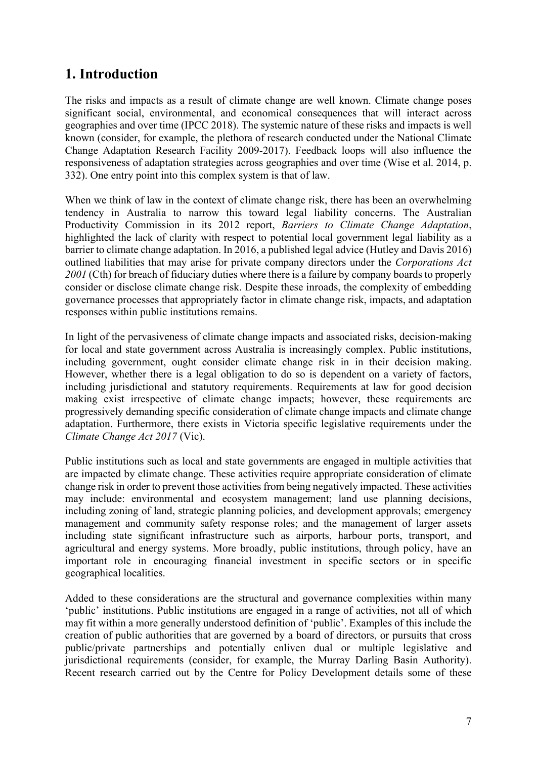# 1. Introduction

The risks and impacts as a result of climate change are well known. Climate change poses significant social, environmental, and economical consequences that will interact across geographies and over time (IPCC 2018). The systemic nature of these risks and impacts is well known (consider, for example, the plethora of research conducted under the National Climate Change Adaptation Research Facility 2009-2017). Feedback loops will also influence the responsiveness of adaptation strategies across geographies and over time (Wise et al. 2014, p. 332). One entry point into this complex system is that of law.

When we think of law in the context of climate change risk, there has been an overwhelming tendency in Australia to narrow this toward legal liability concerns. The Australian Productivity Commission in its 2012 report, *Barriers to Climate Change Adaptation*, highlighted the lack of clarity with respect to potential local government legal liability as a barrier to climate change adaptation. In 2016, a published legal advice (Hutley and Davis 2016) outlined liabilities that may arise for private company directors under the *Corporations Act 2001* (Cth) for breach of fiduciary duties where there is a failure by company boards to properly consider or disclose climate change risk. Despite these inroads, the complexity of embedding governance processes that appropriately factor in climate change risk, impacts, and adaptation responses within public institutions remains.

In light of the pervasiveness of climate change impacts and associated risks, decision-making for local and state government across Australia is increasingly complex. Public institutions, including government, ought consider climate change risk in in their decision making. However, whether there is a legal obligation to do so is dependent on a variety of factors, including jurisdictional and statutory requirements. Requirements at law for good decision making exist irrespective of climate change impacts; however, these requirements are progressively demanding specific consideration of climate change impacts and climate change adaptation. Furthermore, there exists in Victoria specific legislative requirements under the *Climate Change Act 2017* (Vic).

Public institutions such as local and state governments are engaged in multiple activities that are impacted by climate change. These activities require appropriate consideration of climate change risk in order to prevent those activities from being negatively impacted. These activities may include: environmental and ecosystem management; land use planning decisions, including zoning of land, strategic planning policies, and development approvals; emergency management and community safety response roles; and the management of larger assets including state significant infrastructure such as airports, harbour ports, transport, and agricultural and energy systems. More broadly, public institutions, through policy, have an important role in encouraging financial investment in specific sectors or in specific geographical localities.

Added to these considerations are the structural and governance complexities within many 'public' institutions. Public institutions are engaged in a range of activities, not all of which may fit within a more generally understood definition of 'public'. Examples of this include the creation of public authorities that are governed by a board of directors, or pursuits that cross public/private partnerships and potentially enliven dual or multiple legislative and jurisdictional requirements (consider, for example, the Murray Darling Basin Authority). Recent research carried out by the Centre for Policy Development details some of these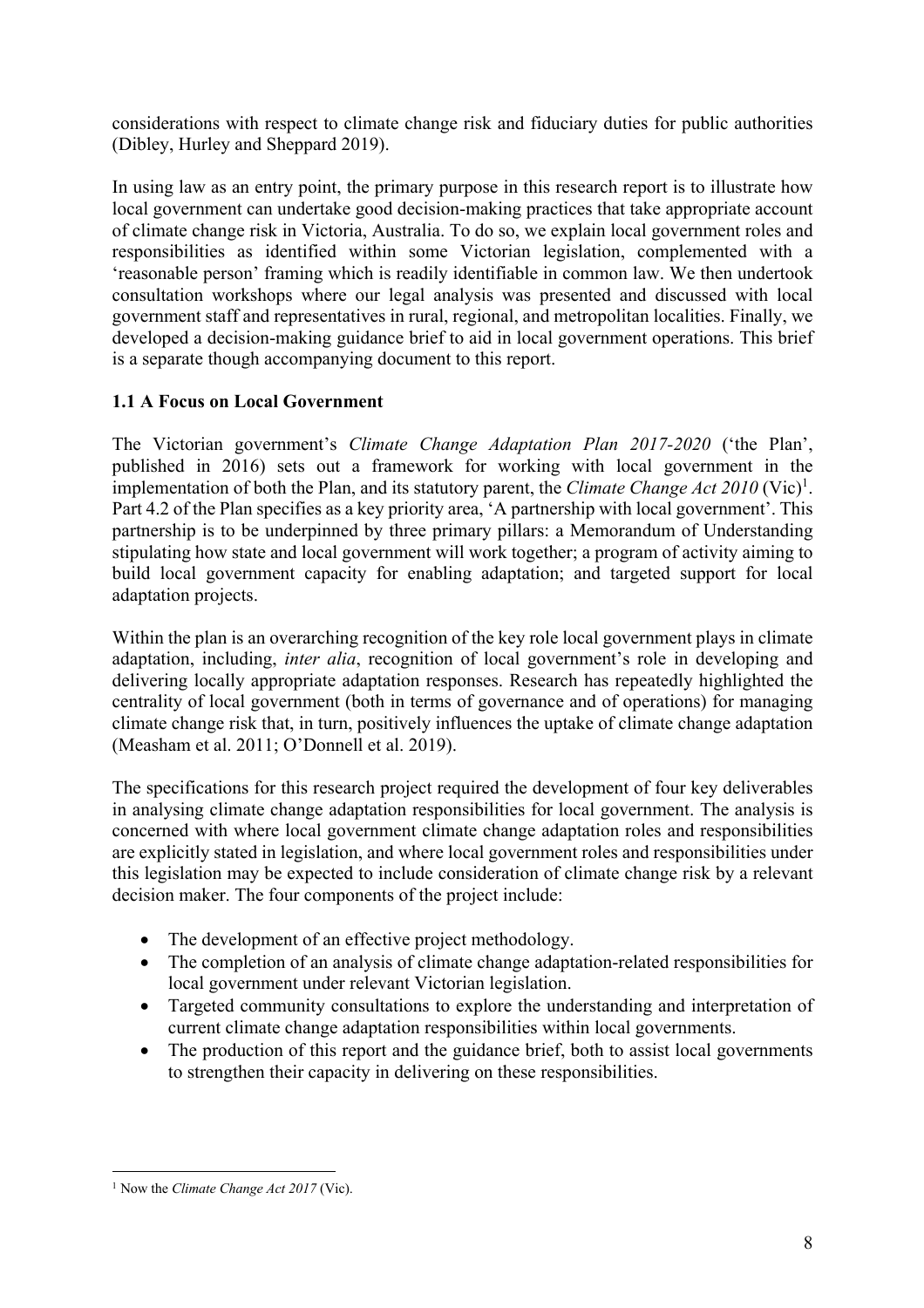considerations with respect to climate change risk and fiduciary duties for public authorities (Dibley, Hurley and Sheppard 2019).

In using law as an entry point, the primary purpose in this research report is to illustrate how local government can undertake good decision-making practices that take appropriate account of climate change risk in Victoria, Australia. To do so, we explain local government roles and responsibilities as identified within some Victorian legislation, complemented with a 'reasonable person' framing which is readily identifiable in common law. We then undertook consultation workshops where our legal analysis was presented and discussed with local government staff and representatives in rural, regional, and metropolitan localities. Finally, we developed a decision-making guidance brief to aid in local government operations. This brief is a separate though accompanying document to this report.

### 1.1 A Focus on Local Government

The Victorian government's *Climate Change Adaptation Plan 2017-2020* ('the Plan', published in 2016) sets out a framework for working with local government in the implementation of both the Plan, and its statutory parent, the *Climate Change Act 2010* (Vic)[1]. Part 4.2 of the Plan specifies as a key priority area, 'A partnership with local government'. This partnership is to be underpinned by three primary pillars: a Memorandum of Understanding stipulating how state and local government will work together; a program of activity aiming to build local government capacity for enabling adaptation; and targeted support for local adaptation projects.

Within the plan is an overarching recognition of the key role local government plays in climate adaptation, including, *inter alia*, recognition of local government's role in developing and delivering locally appropriate adaptation responses. Research has repeatedly highlighted the centrality of local government (both in terms of governance and of operations) for managing climate change risk that, in turn, positively influences the uptake of climate change adaptation (Measham et al. 2011; O'Donnell et al. 2019).

The specifications for this research project required the development of four key deliverables in analysing climate change adaptation responsibilities for local government. The analysis is concerned with where local government climate change adaptation roles and responsibilities are explicitly stated in legislation, and where local government roles and responsibilities under this legislation may be expected to include consideration of climate change risk by a relevant decision maker. The four components of the project include:

- The development of an effective project methodology.
- The completion of an analysis of climate change adaptation-related responsibilities for local government under relevant Victorian legislation.
- Targeted community consultations to explore the understanding and interpretation of current climate change adaptation responsibilities within local governments.
- The production of this report and the guidance brief, both to assist local governments to strengthen their capacity in delivering on these responsibilities.

[1] Now the *Climate Change Act 2017* (Vic).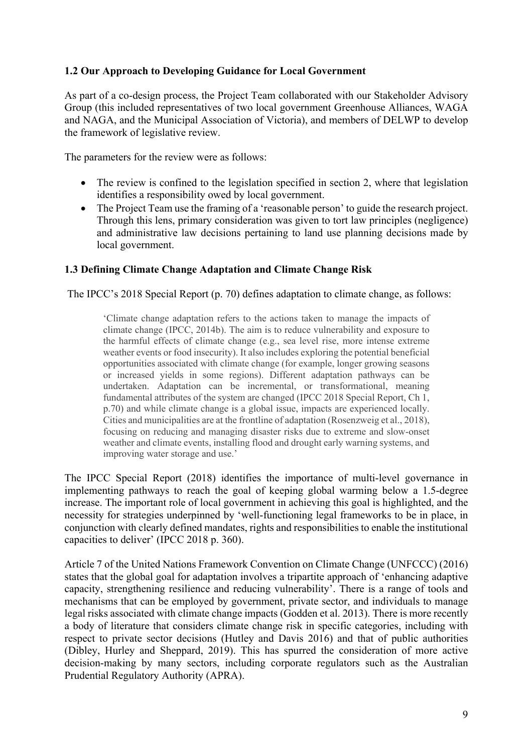### 1.2 Our Approach to Developing Guidance for Local Government

As part of a co-design process, the Project Team collaborated with our Stakeholder Advisory Group (this included representatives of two local government Greenhouse Alliances, WAGA and NAGA, and the Municipal Association of Victoria), and members of DELWP to develop the framework of legislative review.

The parameters for the review were as follows:

- The review is confined to the legislation specified in section 2, where that legislation identifies a responsibility owed by local government.
- The Project Team use the framing of a 'reasonable person' to guide the research project. Through this lens, primary consideration was given to tort law principles (negligence) and administrative law decisions pertaining to land use planning decisions made by local government.

### 1.3 Defining Climate Change Adaptation and Climate Change Risk

The IPCC's 2018 Special Report (p. 70) defines adaptation to climate change, as follows:

> 'Climate change adaptation refers to the actions taken to manage the impacts of climate change (IPCC, 2014b). The aim is to reduce vulnerability and exposure to the harmful effects of climate change (e.g., sea level rise, more intense extreme weather events or food insecurity). It also includes exploring the potential beneficial opportunities associated with climate change (for example, longer growing seasons or increased yields in some regions). Different adaptation pathways can be undertaken. Adaptation can be incremental, or transformational, meaning fundamental attributes of the system are changed (IPCC 2018 Special Report, Ch 1, p.70) and while climate change is a global issue, impacts are experienced locally. Cities and municipalities are at the frontline of adaptation (Rosenzweig et al., 2018), focusing on reducing and managing disaster risks due to extreme and slow-onset weather and climate events, installing flood and drought early warning systems, and improving water storage and use.'

The IPCC Special Report (2018) identifies the importance of multi-level governance in implementing pathways to reach the goal of keeping global warming below a 1.5-degree increase. The important role of local government in achieving this goal is highlighted, and the necessity for strategies underpinned by 'well-functioning legal frameworks to be in place, in conjunction with clearly defined mandates, rights and responsibilities to enable the institutional capacities to deliver' (IPCC 2018 p. 360).

Article 7 of the United Nations Framework Convention on Climate Change (UNFCCC) (2016) states that the global goal for adaptation involves a tripartite approach of 'enhancing adaptive capacity, strengthening resilience and reducing vulnerability'. There is a range of tools and mechanisms that can be employed by government, private sector, and individuals to manage legal risks associated with climate change impacts (Godden et al. 2013). There is more recently a body of literature that considers climate change risk in specific categories, including with respect to private sector decisions (Hutley and Davis 2016) and that of public authorities (Dibley, Hurley and Sheppard, 2019). This has spurred the consideration of more active decision-making by many sectors, including corporate regulators such as the Australian Prudential Regulatory Authority (APRA).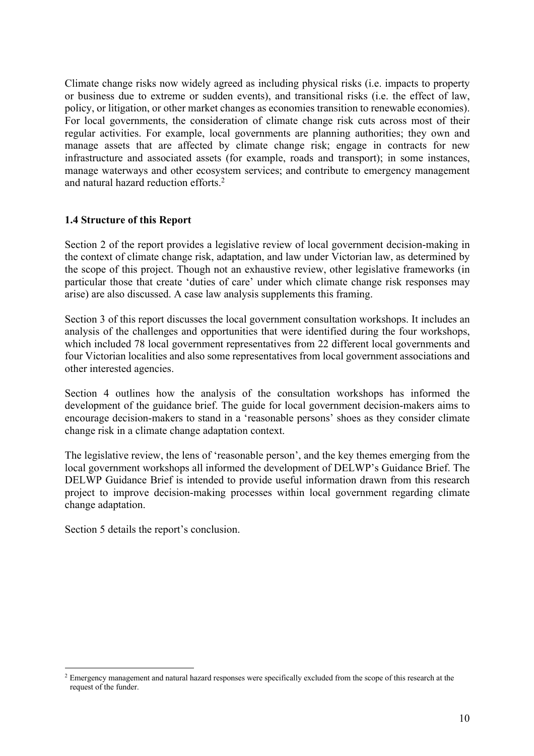Climate change risks now widely agreed as including physical risks (i.e. impacts to property or business due to extreme or sudden events), and transitional risks (i.e. the effect of law, policy, or litigation, or other market changes as economies transition to renewable economies). For local governments, the consideration of climate change risk cuts across most of their regular activities. For example, local governments are planning authorities; they own and manage assets that are affected by climate change risk; engage in contracts for new infrastructure and associated assets (for example, roads and transport); in some instances, manage waterways and other ecosystem services; and contribute to emergency management and natural hazard reduction efforts.[2]

### 1.4 Structure of this Report

Section 2 of the report provides a legislative review of local government decision-making in the context of climate change risk, adaptation, and law under Victorian law, as determined by the scope of this project. Though not an exhaustive review, other legislative frameworks (in particular those that create 'duties of care' under which climate change risk responses may arise) are also discussed. A case law analysis supplements this framing.

Section 3 of this report discusses the local government consultation workshops. It includes an analysis of the challenges and opportunities that were identified during the four workshops, which included 78 local government representatives from 22 different local governments and four Victorian localities and also some representatives from local government associations and other interested agencies.

Section 4 outlines how the analysis of the consultation workshops has informed the development of the guidance brief. The guide for local government decision-makers aims to encourage decision-makers to stand in a 'reasonable persons' shoes as they consider climate change risk in a climate change adaptation context.

The legislative review, the lens of 'reasonable person', and the key themes emerging from the local government workshops all informed the development of DELWP's Guidance Brief. The DELWP Guidance Brief is intended to provide useful information drawn from this research project to improve decision-making processes within local government regarding climate change adaptation.

Section 5 details the report's conclusion.

---

[2] Emergency management and natural hazard responses were specifically excluded from the scope of this research at the request of the funder.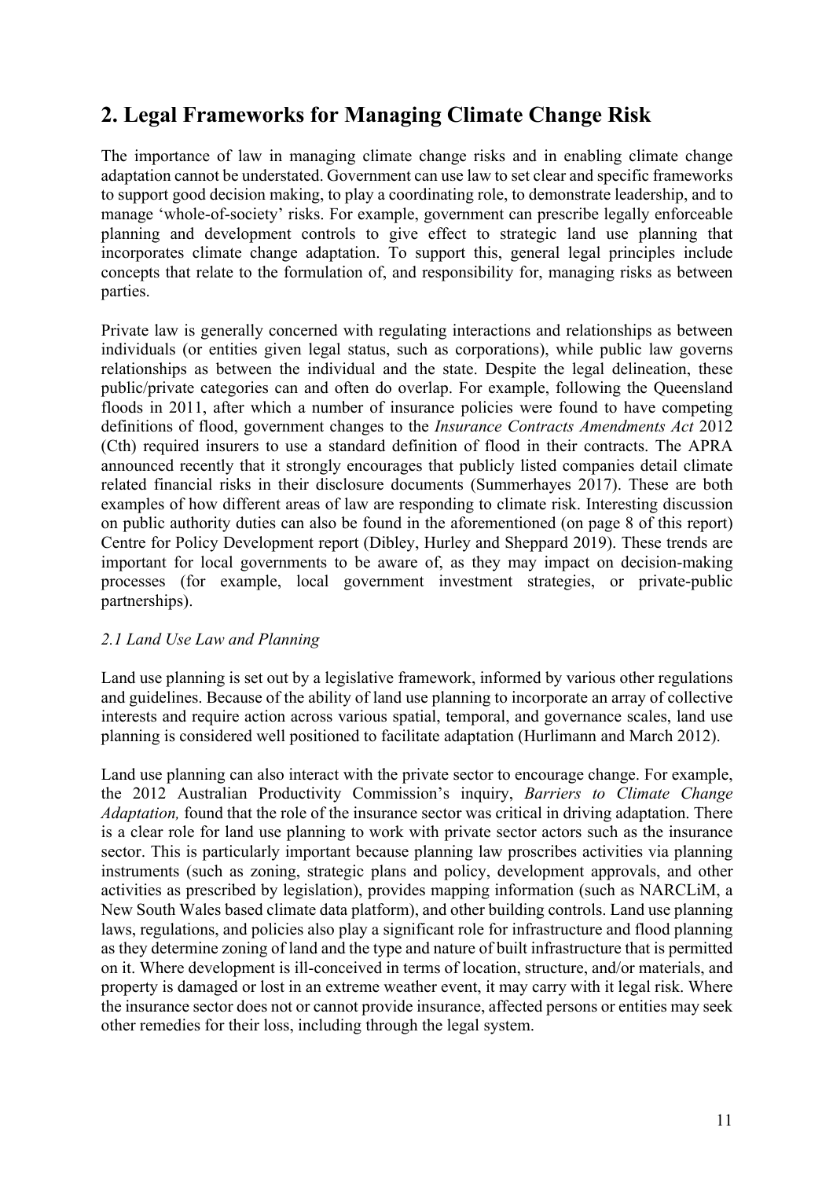## 2. Legal Frameworks for Managing Climate Change Risk

The importance of law in managing climate change risks and in enabling climate change adaptation cannot be understated. Government can use law to set clear and specific frameworks to support good decision making, to play a coordinating role, to demonstrate leadership, and to manage 'whole-of-society' risks. For example, government can prescribe legally enforceable planning and development controls to give effect to strategic land use planning that incorporates climate change adaptation. To support this, general legal principles include concepts that relate to the formulation of, and responsibility for, managing risks as between parties.

Private law is generally concerned with regulating interactions and relationships as between individuals (or entities given legal status, such as corporations), while public law governs relationships as between the individual and the state. Despite the legal delineation, these public/private categories can and often do overlap. For example, following the Queensland floods in 2011, after which a number of insurance policies were found to have competing definitions of flood, government changes to the *Insurance Contracts Amendments Act* 2012 (Cth) required insurers to use a standard definition of flood in their contracts. The APRA announced recently that it strongly encourages that publicly listed companies detail climate related financial risks in their disclosure documents (Summerhayes 2017). These are both examples of how different areas of law are responding to climate risk. Interesting discussion on public authority duties can also be found in the aforementioned (on page 8 of this report) Centre for Policy Development report (Dibley, Hurley and Sheppard 2019). These trends are important for local governments to be aware of, as they may impact on decision-making processes (for example, local government investment strategies, or private-public partnerships).

### *2.1 Land Use Law and Planning*

Land use planning is set out by a legislative framework, informed by various other regulations and guidelines. Because of the ability of land use planning to incorporate an array of collective interests and require action across various spatial, temporal, and governance scales, land use planning is considered well positioned to facilitate adaptation (Hurlimann and March 2012).

Land use planning can also interact with the private sector to encourage change. For example, the 2012 Australian Productivity Commission's inquiry, *Barriers to Climate Change Adaptation,* found that the role of the insurance sector was critical in driving adaptation. There is a clear role for land use planning to work with private sector actors such as the insurance sector. This is particularly important because planning law proscribes activities via planning instruments (such as zoning, strategic plans and policy, development approvals, and other activities as prescribed by legislation), provides mapping information (such as NARCLiM, a New South Wales based climate data platform), and other building controls. Land use planning laws, regulations, and policies also play a significant role for infrastructure and flood planning as they determine zoning of land and the type and nature of built infrastructure that is permitted on it. Where development is ill-conceived in terms of location, structure, and/or materials, and property is damaged or lost in an extreme weather event, it may carry with it legal risk. Where the insurance sector does not or cannot provide insurance, affected persons or entities may seek other remedies for their loss, including through the legal system.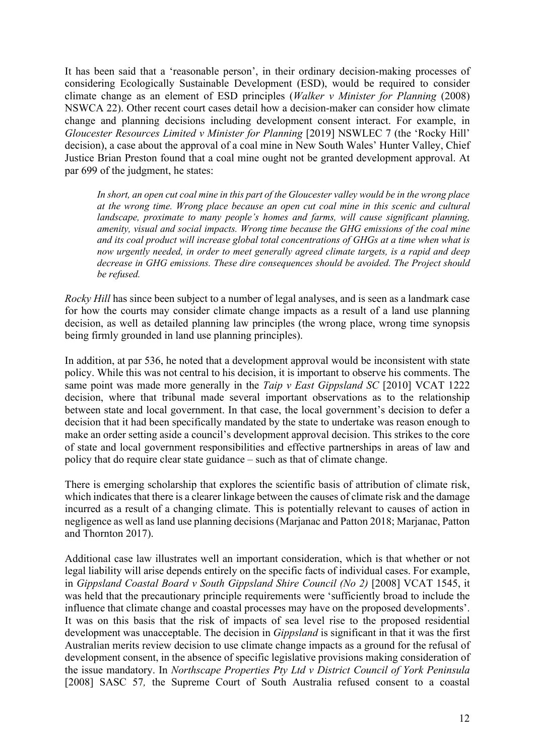It has been said that a 'reasonable person', in their ordinary decision-making processes of considering Ecologically Sustainable Development (ESD), would be required to consider climate change as an element of ESD principles (*Walker v Minister for Planning* (2008) NSWCA 22). Other recent court cases detail how a decision-maker can consider how climate change and planning decisions including development consent interact. For example, in *Gloucester Resources Limited v Minister for Planning* [2019] NSWLEC 7 (the 'Rocky Hill' decision), a case about the approval of a coal mine in New South Wales' Hunter Valley, Chief Justice Brian Preston found that a coal mine ought not be granted development approval. At par 699 of the judgment, he states:

> *In short, an open cut coal mine in this part of the Gloucester valley would be in the wrong place at the wrong time. Wrong place because an open cut coal mine in this scenic and cultural landscape, proximate to many people's homes and farms, will cause significant planning, amenity, visual and social impacts. Wrong time because the GHG emissions of the coal mine and its coal product will increase global total concentrations of GHGs at a time when what is now urgently needed, in order to meet generally agreed climate targets, is a rapid and deep decrease in GHG emissions. These dire consequences should be avoided. The Project should be refused.*

*Rocky Hill* has since been subject to a number of legal analyses, and is seen as a landmark case for how the courts may consider climate change impacts as a result of a land use planning decision, as well as detailed planning law principles (the wrong place, wrong time synopsis being firmly grounded in land use planning principles).

In addition, at par 536, he noted that a development approval would be inconsistent with state policy. While this was not central to his decision, it is important to observe his comments. The same point was made more generally in the *Taip v East Gippsland SC* [2010] VCAT 1222 decision, where that tribunal made several important observations as to the relationship between state and local government. In that case, the local government's decision to defer a decision that it had been specifically mandated by the state to undertake was reason enough to make an order setting aside a council's development approval decision. This strikes to the core of state and local government responsibilities and effective partnerships in areas of law and policy that do require clear state guidance – such as that of climate change.

There is emerging scholarship that explores the scientific basis of attribution of climate risk, which indicates that there is a clearer linkage between the causes of climate risk and the damage incurred as a result of a changing climate. This is potentially relevant to causes of action in negligence as well as land use planning decisions (Marjanac and Patton 2018; Marjanac, Patton and Thornton 2017).

Additional case law illustrates well an important consideration, which is that whether or not legal liability will arise depends entirely on the specific facts of individual cases. For example, in *Gippsland Coastal Board v South Gippsland Shire Council (No 2)* [2008] VCAT 1545, it was held that the precautionary principle requirements were 'sufficiently broad to include the influence that climate change and coastal processes may have on the proposed developments'. It was on this basis that the risk of impacts of sea level rise to the proposed residential development was unacceptable. The decision in *Gippsland* is significant in that it was the first Australian merits review decision to use climate change impacts as a ground for the refusal of development consent, in the absence of specific legislative provisions making consideration of the issue mandatory. In *Northscape Properties Pty Ltd v District Council of York Peninsula* [2008] SASC 57*,* the Supreme Court of South Australia refused consent to a coastal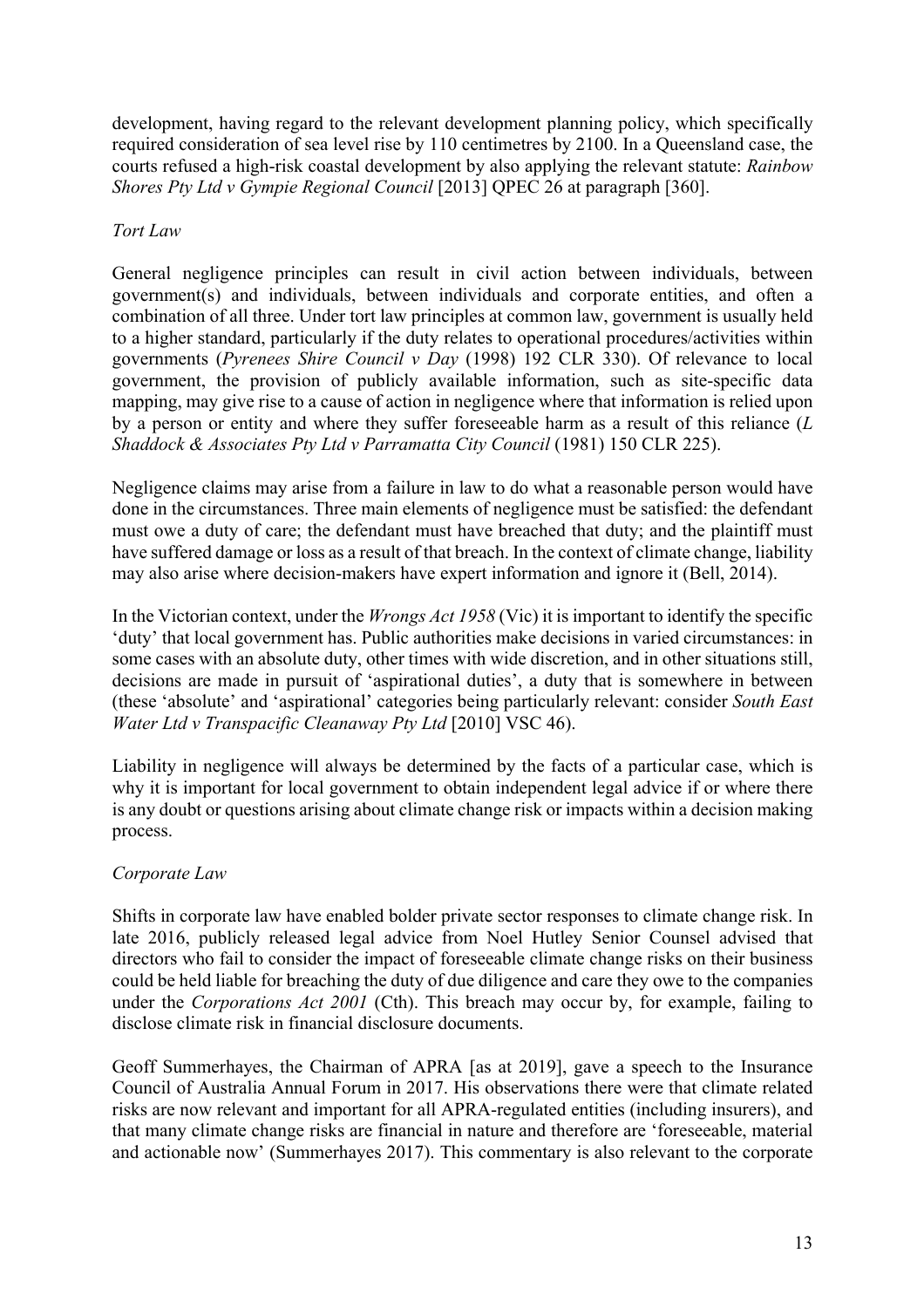development, having regard to the relevant development planning policy, which specifically required consideration of sea level rise by 110 centimetres by 2100. In a Queensland case, the courts refused a high-risk coastal development by also applying the relevant statute: *Rainbow Shores Pty Ltd v Gympie Regional Council* [2013] QPEC 26 at paragraph [360].

*Tort Law*

General negligence principles can result in civil action between individuals, between government(s) and individuals, between individuals and corporate entities, and often a combination of all three. Under tort law principles at common law, government is usually held to a higher standard, particularly if the duty relates to operational procedures/activities within governments (*Pyrenees Shire Council v Day* (1998) 192 CLR 330). Of relevance to local government, the provision of publicly available information, such as site-specific data mapping, may give rise to a cause of action in negligence where that information is relied upon by a person or entity and where they suffer foreseeable harm as a result of this reliance (*L Shaddock & Associates Pty Ltd v Parramatta City Council* (1981) 150 CLR 225).

Negligence claims may arise from a failure in law to do what a reasonable person would have done in the circumstances. Three main elements of negligence must be satisfied: the defendant must owe a duty of care; the defendant must have breached that duty; and the plaintiff must have suffered damage or loss as a result of that breach. In the context of climate change, liability may also arise where decision-makers have expert information and ignore it (Bell, 2014).

In the Victorian context, under the *Wrongs Act 1958* (Vic) it is important to identify the specific 'duty' that local government has. Public authorities make decisions in varied circumstances: in some cases with an absolute duty, other times with wide discretion, and in other situations still, decisions are made in pursuit of 'aspirational duties', a duty that is somewhere in between (these 'absolute' and 'aspirational' categories being particularly relevant: consider *South East Water Ltd v Transpacific Cleanaway Pty Ltd* [2010] VSC 46).

Liability in negligence will always be determined by the facts of a particular case, which is why it is important for local government to obtain independent legal advice if or where there is any doubt or questions arising about climate change risk or impacts within a decision making process.

*Corporate Law*

Shifts in corporate law have enabled bolder private sector responses to climate change risk. In late 2016, publicly released legal advice from Noel Hutley Senior Counsel advised that directors who fail to consider the impact of foreseeable climate change risks on their business could be held liable for breaching the duty of due diligence and care they owe to the companies under the *Corporations Act 2001* (Cth). This breach may occur by, for example, failing to disclose climate risk in financial disclosure documents.

Geoff Summerhayes, the Chairman of APRA [as at 2019], gave a speech to the Insurance Council of Australia Annual Forum in 2017. His observations there were that climate related risks are now relevant and important for all APRA-regulated entities (including insurers), and that many climate change risks are financial in nature and therefore are 'foreseeable, material and actionable now' (Summerhayes 2017). This commentary is also relevant to the corporate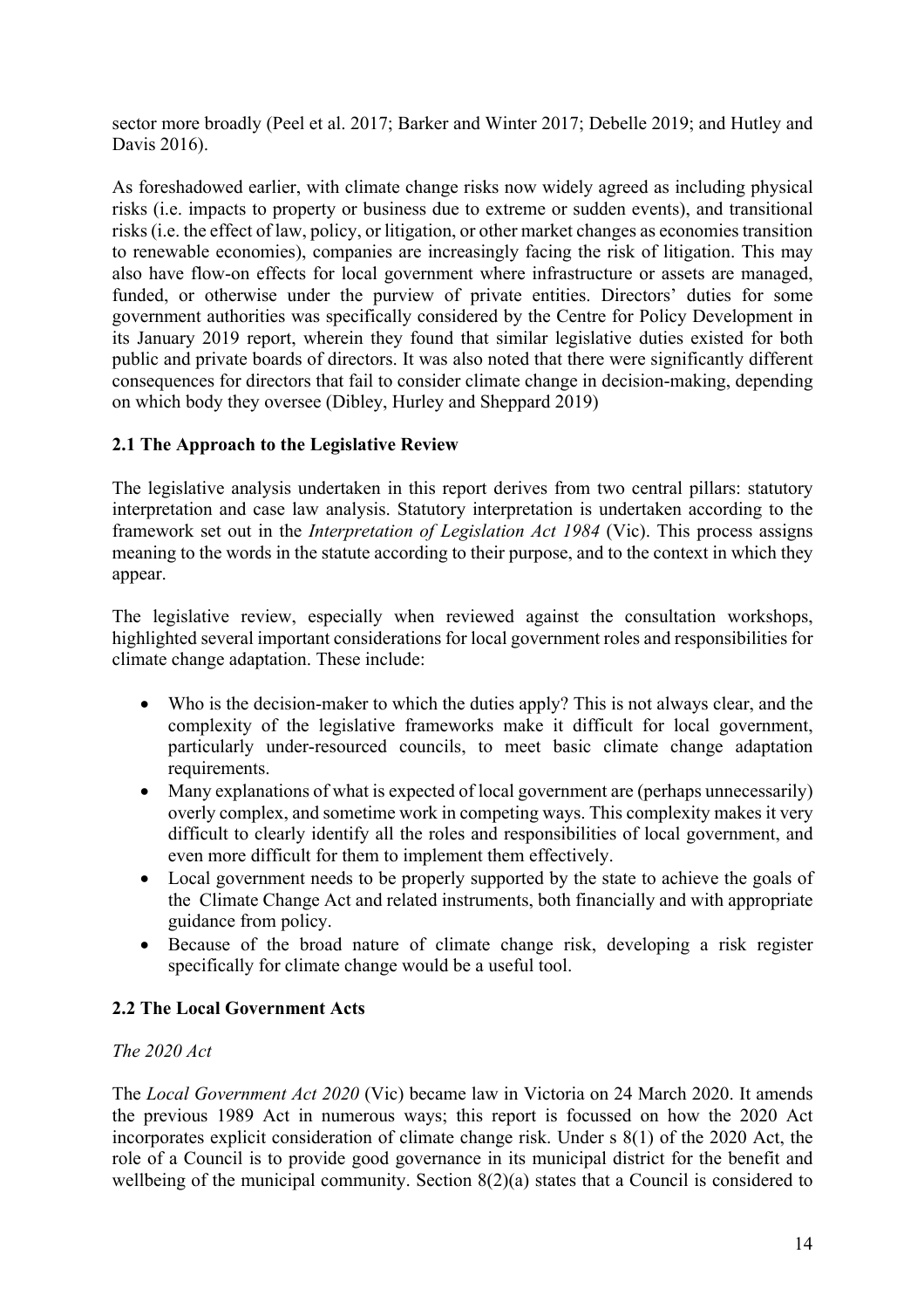sector more broadly (Peel et al. 2017; Barker and Winter 2017; Debelle 2019; and Hutley and Davis 2016).

As foreshadowed earlier, with climate change risks now widely agreed as including physical risks (i.e. impacts to property or business due to extreme or sudden events), and transitional risks (i.e. the effect of law, policy, or litigation, or other market changes as economies transition to renewable economies), companies are increasingly facing the risk of litigation. This may also have flow-on effects for local government where infrastructure or assets are managed, funded, or otherwise under the purview of private entities. Directors' duties for some government authorities was specifically considered by the Centre for Policy Development in its January 2019 report, wherein they found that similar legislative duties existed for both public and private boards of directors. It was also noted that there were significantly different consequences for directors that fail to consider climate change in decision-making, depending on which body they oversee (Dibley, Hurley and Sheppard 2019)

## 2.1 The Approach to the Legislative Review

The legislative analysis undertaken in this report derives from two central pillars: statutory interpretation and case law analysis. Statutory interpretation is undertaken according to the framework set out in the *Interpretation of Legislation Act 1984* (Vic). This process assigns meaning to the words in the statute according to their purpose, and to the context in which they appear.

The legislative review, especially when reviewed against the consultation workshops, highlighted several important considerations for local government roles and responsibilities for climate change adaptation. These include:

- Who is the decision-maker to which the duties apply? This is not always clear, and the complexity of the legislative frameworks make it difficult for local government, particularly under-resourced councils, to meet basic climate change adaptation requirements.
- Many explanations of what is expected of local government are (perhaps unnecessarily) overly complex, and sometime work in competing ways. This complexity makes it very difficult to clearly identify all the roles and responsibilities of local government, and even more difficult for them to implement them effectively.
- Local government needs to be properly supported by the state to achieve the goals of the Climate Change Act and related instruments, both financially and with appropriate guidance from policy.
- Because of the broad nature of climate change risk, developing a risk register specifically for climate change would be a useful tool.

## 2.2 The Local Government Acts

*The 2020 Act*

The *Local Government Act 2020* (Vic) became law in Victoria on 24 March 2020. It amends the previous 1989 Act in numerous ways; this report is focussed on how the 2020 Act incorporates explicit consideration of climate change risk. Under s 8(1) of the 2020 Act, the role of a Council is to provide good governance in its municipal district for the benefit and wellbeing of the municipal community. Section 8(2)(a) states that a Council is considered to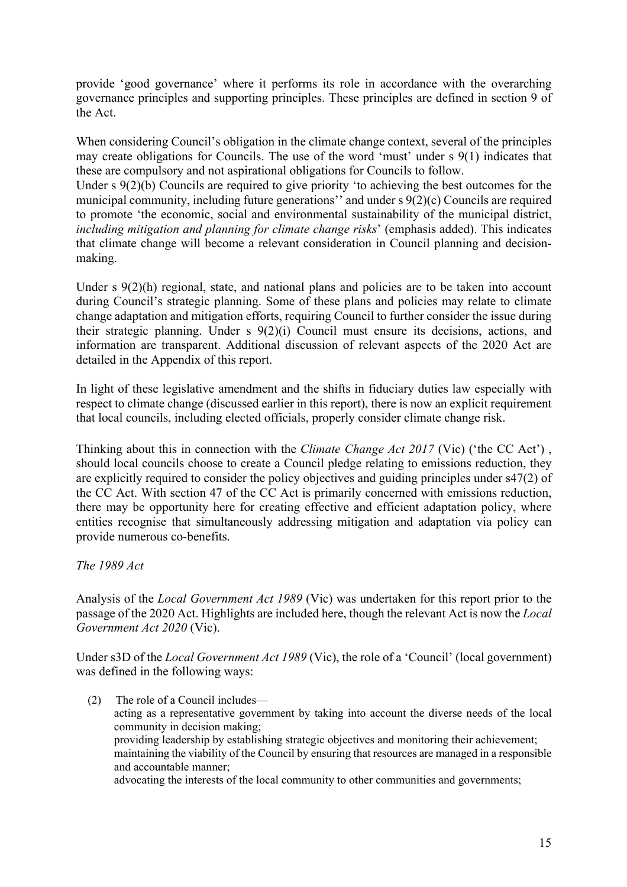provide 'good governance' where it performs its role in accordance with the overarching governance principles and supporting principles. These principles are defined in section 9 of the Act.

When considering Council's obligation in the climate change context, several of the principles may create obligations for Councils. The use of the word 'must' under s 9(1) indicates that these are compulsory and not aspirational obligations for Councils to follow.
Under s 9(2)(b) Councils are required to give priority 'to achieving the best outcomes for the municipal community, including future generations'' and under s 9(2)(c) Councils are required to promote 'the economic, social and environmental sustainability of the municipal district, *including mitigation and planning for climate change risks*' (emphasis added). This indicates that climate change will become a relevant consideration in Council planning and decision-making.

Under s 9(2)(h) regional, state, and national plans and policies are to be taken into account during Council's strategic planning. Some of these plans and policies may relate to climate change adaptation and mitigation efforts, requiring Council to further consider the issue during their strategic planning. Under s 9(2)(i) Council must ensure its decisions, actions, and information are transparent. Additional discussion of relevant aspects of the 2020 Act are detailed in the Appendix of this report.

In light of these legislative amendment and the shifts in fiduciary duties law especially with respect to climate change (discussed earlier in this report), there is now an explicit requirement that local councils, including elected officials, properly consider climate change risk.

Thinking about this in connection with the *Climate Change Act 2017* (Vic) ('the CC Act') , should local councils choose to create a Council pledge relating to emissions reduction, they are explicitly required to consider the policy objectives and guiding principles under s47(2) of the CC Act. With section 47 of the CC Act is primarily concerned with emissions reduction, there may be opportunity here for creating effective and efficient adaptation policy, where entities recognise that simultaneously addressing mitigation and adaptation via policy can provide numerous co-benefits.

*The 1989 Act*

Analysis of the *Local Government Act 1989* (Vic) was undertaken for this report prior to the passage of the 2020 Act. Highlights are included here, though the relevant Act is now the *Local Government Act 2020* (Vic).

Under s3D of the *Local Government Act 1989* (Vic), the role of a 'Council' (local government) was defined in the following ways:

> (2) The role of a Council includes—
> acting as a representative government by taking into account the diverse needs of the local community in decision making;
> providing leadership by establishing strategic objectives and monitoring their achievement;
> maintaining the viability of the Council by ensuring that resources are managed in a responsible and accountable manner;
> advocating the interests of the local community to other communities and governments;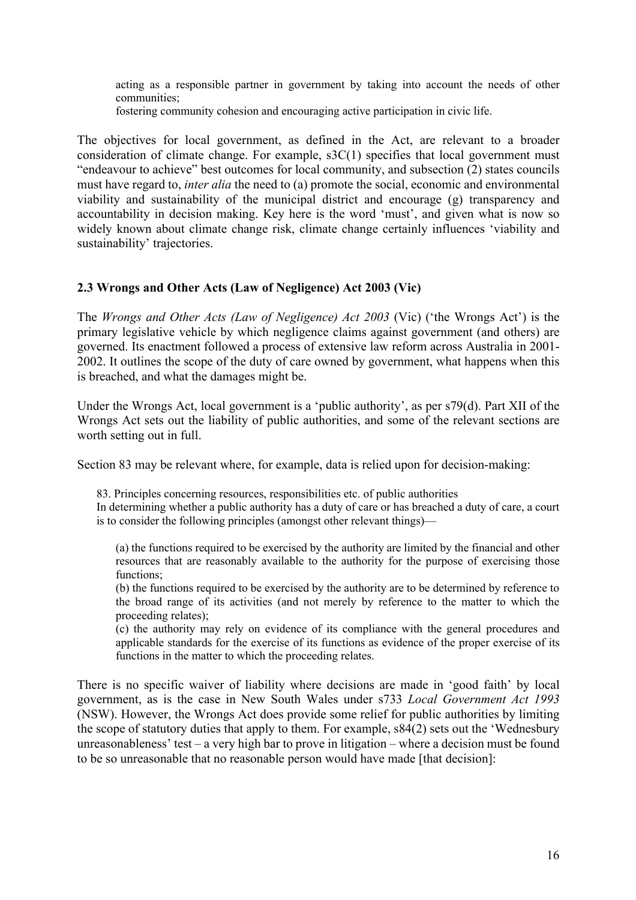> acting as a responsible partner in government by taking into account the needs of other communities;
> fostering community cohesion and encouraging active participation in civic life.

The objectives for local government, as defined in the Act, are relevant to a broader consideration of climate change. For example, s3C(1) specifies that local government must "endeavour to achieve" best outcomes for local community, and subsection (2) states councils must have regard to, *inter alia* the need to (a) promote the social, economic and environmental viability and sustainability of the municipal district and encourage (g) transparency and accountability in decision making. Key here is the word 'must', and given what is now so widely known about climate change risk, climate change certainly influences 'viability and sustainability' trajectories.

### 2.3 Wrongs and Other Acts (Law of Negligence) Act 2003 (Vic)

The *Wrongs and Other Acts (Law of Negligence) Act 2003* (Vic) ('the Wrongs Act') is the primary legislative vehicle by which negligence claims against government (and others) are governed. Its enactment followed a process of extensive law reform across Australia in 2001-2002. It outlines the scope of the duty of care owned by government, what happens when this is breached, and what the damages might be.

Under the Wrongs Act, local government is a 'public authority', as per s79(d). Part XII of the Wrongs Act sets out the liability of public authorities, and some of the relevant sections are worth setting out in full.

Section 83 may be relevant where, for example, data is relied upon for decision-making:

> 83. Principles concerning resources, responsibilities etc. of public authorities
> In determining whether a public authority has a duty of care or has breached a duty of care, a court is to consider the following principles (amongst other relevant things)—
>
> (a) the functions required to be exercised by the authority are limited by the financial and other resources that are reasonably available to the authority for the purpose of exercising those functions;
> (b) the functions required to be exercised by the authority are to be determined by reference to the broad range of its activities (and not merely by reference to the matter to which the proceeding relates);
> (c) the authority may rely on evidence of its compliance with the general procedures and applicable standards for the exercise of its functions as evidence of the proper exercise of its functions in the matter to which the proceeding relates.

There is no specific waiver of liability where decisions are made in 'good faith' by local government, as is the case in New South Wales under s733 *Local Government Act 1993* (NSW). However, the Wrongs Act does provide some relief for public authorities by limiting the scope of statutory duties that apply to them. For example, s84(2) sets out the 'Wednesbury unreasonableness' test – a very high bar to prove in litigation – where a decision must be found to be so unreasonable that no reasonable person would have made [that decision]: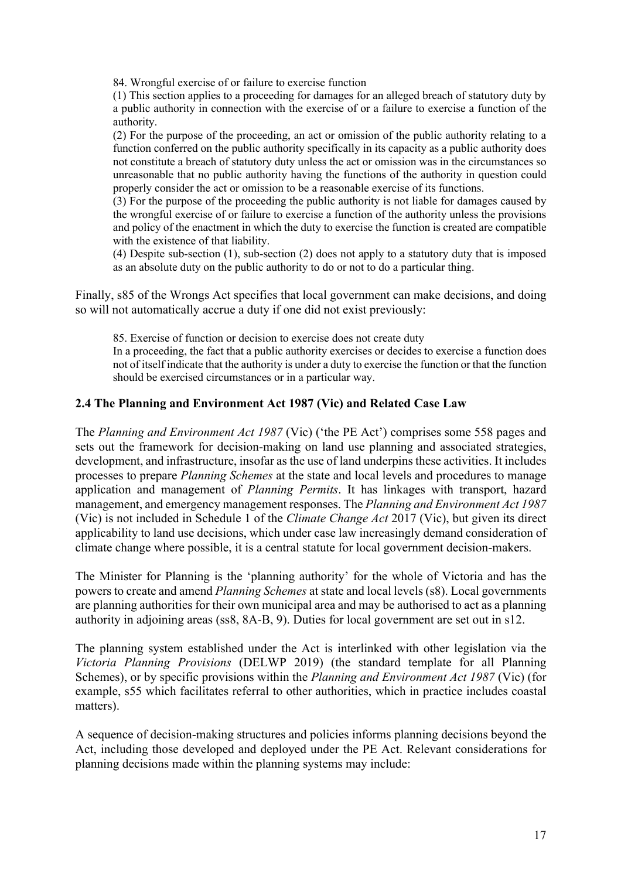> 84. Wrongful exercise of or failure to exercise function
>
> (1) This section applies to a proceeding for damages for an alleged breach of statutory duty by a public authority in connection with the exercise of or a failure to exercise a function of the authority.
>
> (2) For the purpose of the proceeding, an act or omission of the public authority relating to a function conferred on the public authority specifically in its capacity as a public authority does not constitute a breach of statutory duty unless the act or omission was in the circumstances so unreasonable that no public authority having the functions of the authority in question could properly consider the act or omission to be a reasonable exercise of its functions.
>
> (3) For the purpose of the proceeding the public authority is not liable for damages caused by the wrongful exercise of or failure to exercise a function of the authority unless the provisions and policy of the enactment in which the duty to exercise the function is created are compatible with the existence of that liability.
>
> (4) Despite sub-section (1), sub-section (2) does not apply to a statutory duty that is imposed as an absolute duty on the public authority to do or not to do a particular thing.

Finally, s85 of the Wrongs Act specifies that local government can make decisions, and doing so will not automatically accrue a duty if one did not exist previously:

> 85. Exercise of function or decision to exercise does not create duty
>
> In a proceeding, the fact that a public authority exercises or decides to exercise a function does not of itself indicate that the authority is under a duty to exercise the function or that the function should be exercised circumstances or in a particular way.

### 2.4 The Planning and Environment Act 1987 (Vic) and Related Case Law

The *Planning and Environment Act 1987* (Vic) ('the PE Act') comprises some 558 pages and sets out the framework for decision-making on land use planning and associated strategies, development, and infrastructure, insofar as the use of land underpins these activities. It includes processes to prepare *Planning Schemes* at the state and local levels and procedures to manage application and management of *Planning Permits*. It has linkages with transport, hazard management, and emergency management responses. The *Planning and Environment Act 1987* (Vic) is not included in Schedule 1 of the *Climate Change Act* 2017 (Vic), but given its direct applicability to land use decisions, which under case law increasingly demand consideration of climate change where possible, it is a central statute for local government decision-makers.

The Minister for Planning is the 'planning authority' for the whole of Victoria and has the powers to create and amend *Planning Schemes* at state and local levels (s8). Local governments are planning authorities for their own municipal area and may be authorised to act as a planning authority in adjoining areas (ss8, 8A-B, 9). Duties for local government are set out in s12.

The planning system established under the Act is interlinked with other legislation via the *Victoria Planning Provisions* (DELWP 2019) (the standard template for all Planning Schemes), or by specific provisions within the *Planning and Environment Act 1987* (Vic) (for example, s55 which facilitates referral to other authorities, which in practice includes coastal matters).

A sequence of decision-making structures and policies informs planning decisions beyond the Act, including those developed and deployed under the PE Act. Relevant considerations for planning decisions made within the planning systems may include: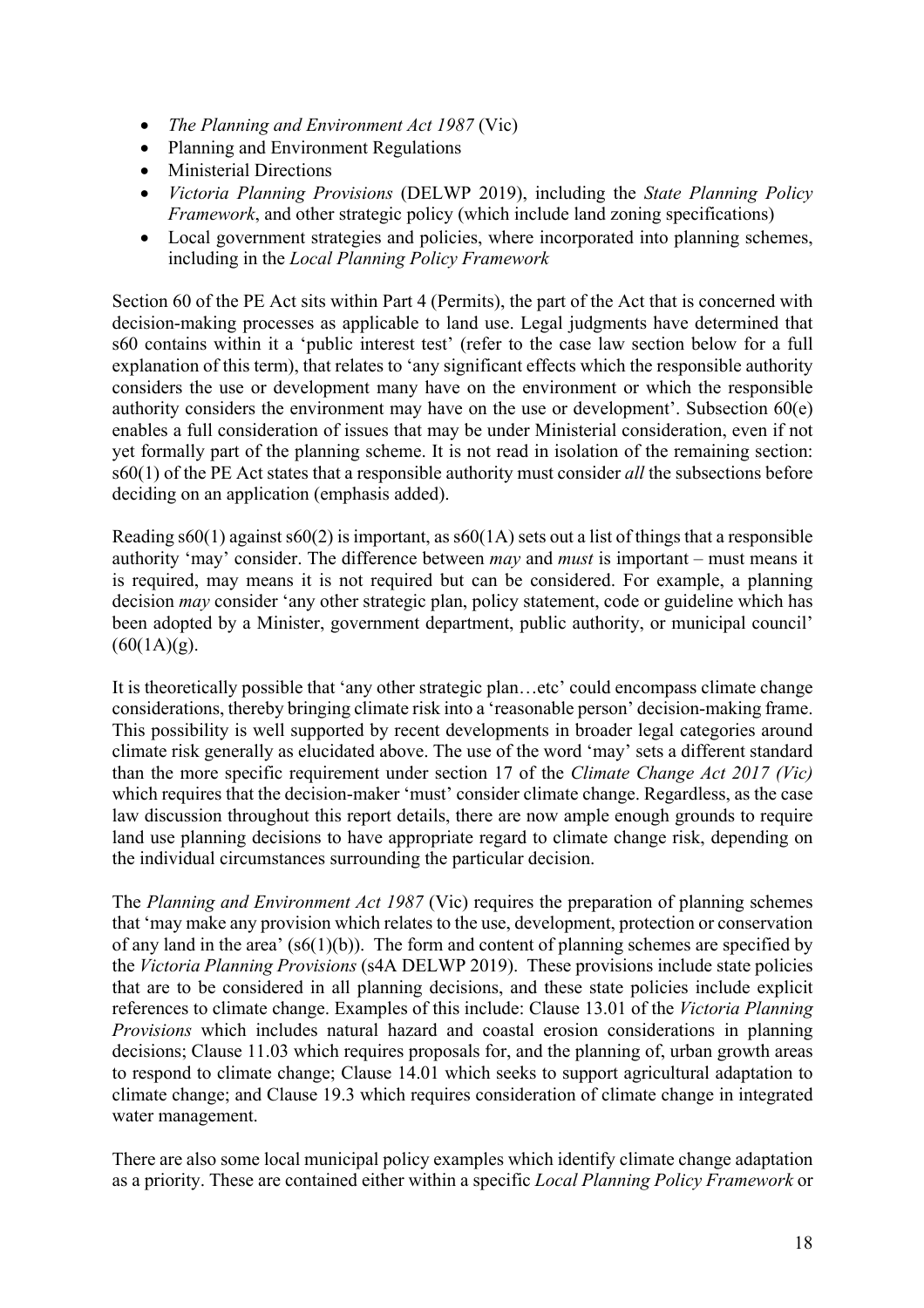- *The Planning and Environment Act 1987* (Vic)
- Planning and Environment Regulations
- Ministerial Directions
- *Victoria Planning Provisions* (DELWP 2019), including the *State Planning Policy Framework*, and other strategic policy (which include land zoning specifications)
- Local government strategies and policies, where incorporated into planning schemes, including in the *Local Planning Policy Framework*

Section 60 of the PE Act sits within Part 4 (Permits), the part of the Act that is concerned with decision-making processes as applicable to land use. Legal judgments have determined that s60 contains within it a 'public interest test' (refer to the case law section below for a full explanation of this term), that relates to 'any significant effects which the responsible authority considers the use or development many have on the environment or which the responsible authority considers the environment may have on the use or development'. Subsection 60(e) enables a full consideration of issues that may be under Ministerial consideration, even if not yet formally part of the planning scheme. It is not read in isolation of the remaining section: s60(1) of the PE Act states that a responsible authority must consider *all* the subsections before deciding on an application (emphasis added).

Reading s60(1) against s60(2) is important, as s60(1A) sets out a list of things that a responsible authority 'may' consider. The difference between *may* and *must* is important – must means it is required, may means it is not required but can be considered. For example, a planning decision *may* consider 'any other strategic plan, policy statement, code or guideline which has been adopted by a Minister, government department, public authority, or municipal council' (60(1A)(g).

It is theoretically possible that 'any other strategic plan…etc' could encompass climate change considerations, thereby bringing climate risk into a 'reasonable person' decision-making frame. This possibility is well supported by recent developments in broader legal categories around climate risk generally as elucidated above. The use of the word 'may' sets a different standard than the more specific requirement under section 17 of the *Climate Change Act 2017 (Vic)* which requires that the decision-maker 'must' consider climate change. Regardless, as the case law discussion throughout this report details, there are now ample enough grounds to require land use planning decisions to have appropriate regard to climate change risk, depending on the individual circumstances surrounding the particular decision.

The *Planning and Environment Act 1987* (Vic) requires the preparation of planning schemes that 'may make any provision which relates to the use, development, protection or conservation of any land in the area' (s6(1)(b)). The form and content of planning schemes are specified by the *Victoria Planning Provisions* (s4A DELWP 2019). These provisions include state policies that are to be considered in all planning decisions, and these state policies include explicit references to climate change. Examples of this include: Clause 13.01 of the *Victoria Planning Provisions* which includes natural hazard and coastal erosion considerations in planning decisions; Clause 11.03 which requires proposals for, and the planning of, urban growth areas to respond to climate change; Clause 14.01 which seeks to support agricultural adaptation to climate change; and Clause 19.3 which requires consideration of climate change in integrated water management.

There are also some local municipal policy examples which identify climate change adaptation as a priority. These are contained either within a specific *Local Planning Policy Framework* or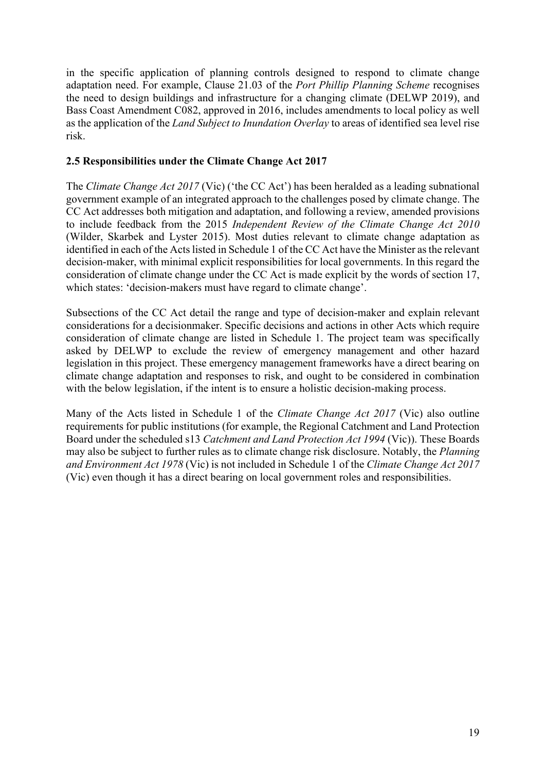in the specific application of planning controls designed to respond to climate change adaptation need. For example, Clause 21.03 of the *Port Phillip Planning Scheme* recognises the need to design buildings and infrastructure for a changing climate (DELWP 2019), and Bass Coast Amendment C082, approved in 2016, includes amendments to local policy as well as the application of the *Land Subject to Inundation Overlay* to areas of identified sea level rise risk.

### 2.5 Responsibilities under the Climate Change Act 2017

The *Climate Change Act 2017* (Vic) ('the CC Act') has been heralded as a leading subnational government example of an integrated approach to the challenges posed by climate change. The CC Act addresses both mitigation and adaptation, and following a review, amended provisions to include feedback from the 2015 *Independent Review of the Climate Change Act 2010* (Wilder, Skarbek and Lyster 2015). Most duties relevant to climate change adaptation as identified in each of the Acts listed in Schedule 1 of the CC Act have the Minister as the relevant decision-maker, with minimal explicit responsibilities for local governments. In this regard the consideration of climate change under the CC Act is made explicit by the words of section 17, which states: 'decision-makers must have regard to climate change'.

Subsections of the CC Act detail the range and type of decision-maker and explain relevant considerations for a decisionmaker. Specific decisions and actions in other Acts which require consideration of climate change are listed in Schedule 1. The project team was specifically asked by DELWP to exclude the review of emergency management and other hazard legislation in this project. These emergency management frameworks have a direct bearing on climate change adaptation and responses to risk, and ought to be considered in combination with the below legislation, if the intent is to ensure a holistic decision-making process.

Many of the Acts listed in Schedule 1 of the *Climate Change Act 2017* (Vic) also outline requirements for public institutions (for example, the Regional Catchment and Land Protection Board under the scheduled s13 *Catchment and Land Protection Act 1994* (Vic)). These Boards may also be subject to further rules as to climate change risk disclosure. Notably, the *Planning and Environment Act 1978* (Vic) is not included in Schedule 1 of the *Climate Change Act 2017* (Vic) even though it has a direct bearing on local government roles and responsibilities.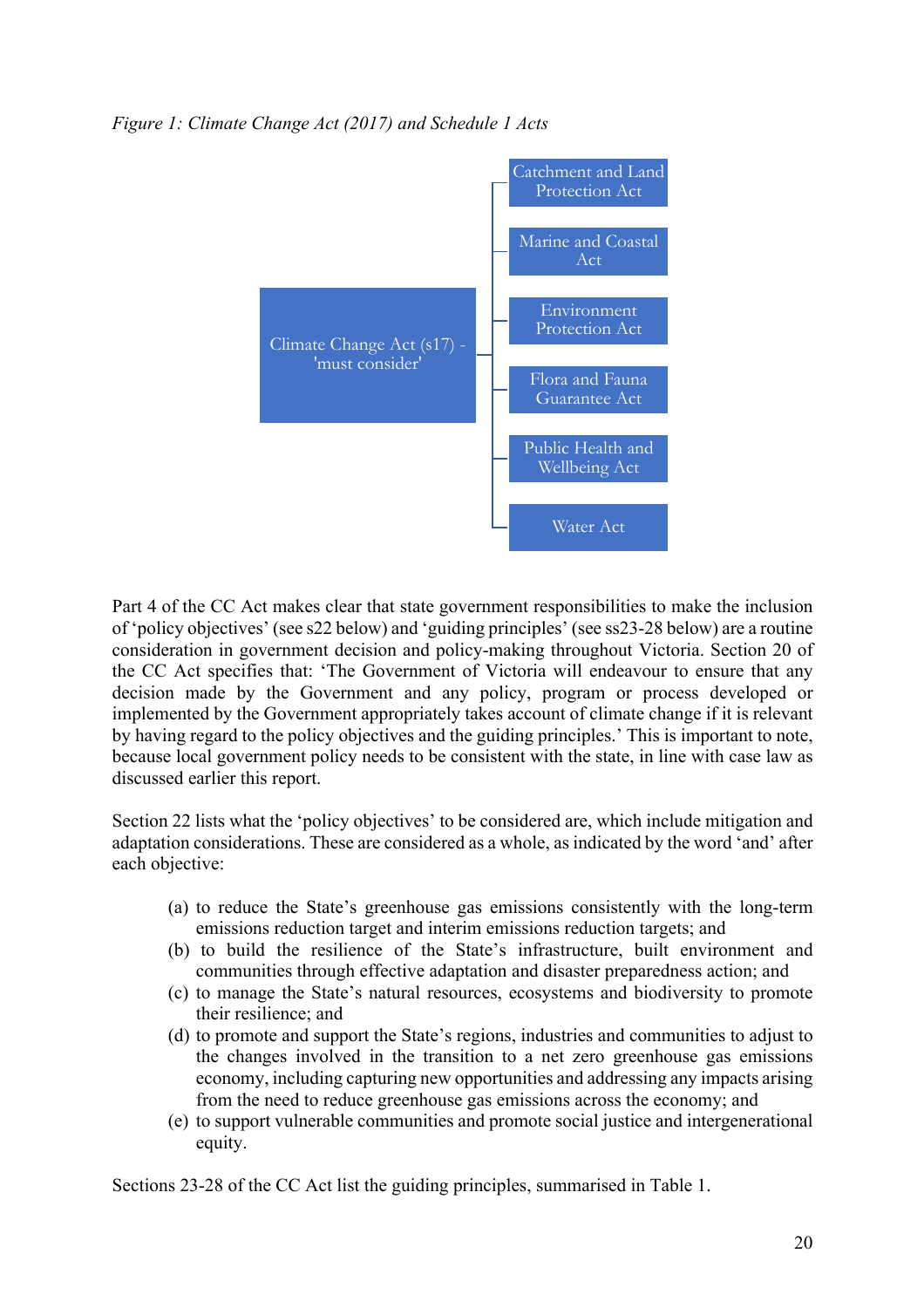*Figure 1: Climate Change Act (2017) and Schedule 1 Acts*

- Climate Change Act (s17) - 'must consider'
  - Catchment and Land Protection Act
  - Marine and Coastal Act
  - Environment Protection Act
  - Flora and Fauna Guarantee Act
  - Public Health and Wellbeing Act
  - Water Act

Part 4 of the CC Act makes clear that state government responsibilities to make the inclusion of 'policy objectives' (see s22 below) and 'guiding principles' (see ss23-28 below) are a routine consideration in government decision and policy-making throughout Victoria. Section 20 of the CC Act specifies that: 'The Government of Victoria will endeavour to ensure that any decision made by the Government and any policy, program or process developed or implemented by the Government appropriately takes account of climate change if it is relevant by having regard to the policy objectives and the guiding principles.' This is important to note, because local government policy needs to be consistent with the state, in line with case law as discussed earlier this report.

Section 22 lists what the 'policy objectives' to be considered are, which include mitigation and adaptation considerations. These are considered as a whole, as indicated by the word 'and' after each objective:

(a) to reduce the State's greenhouse gas emissions consistently with the long-term emissions reduction target and interim emissions reduction targets; and
(b) to build the resilience of the State's infrastructure, built environment and communities through effective adaptation and disaster preparedness action; and
(c) to manage the State's natural resources, ecosystems and biodiversity to promote their resilience; and
(d) to promote and support the State's regions, industries and communities to adjust to the changes involved in the transition to a net zero greenhouse gas emissions economy, including capturing new opportunities and addressing any impacts arising from the need to reduce greenhouse gas emissions across the economy; and
(e) to support vulnerable communities and promote social justice and intergenerational equity.

Sections 23-28 of the CC Act list the guiding principles, summarised in Table 1.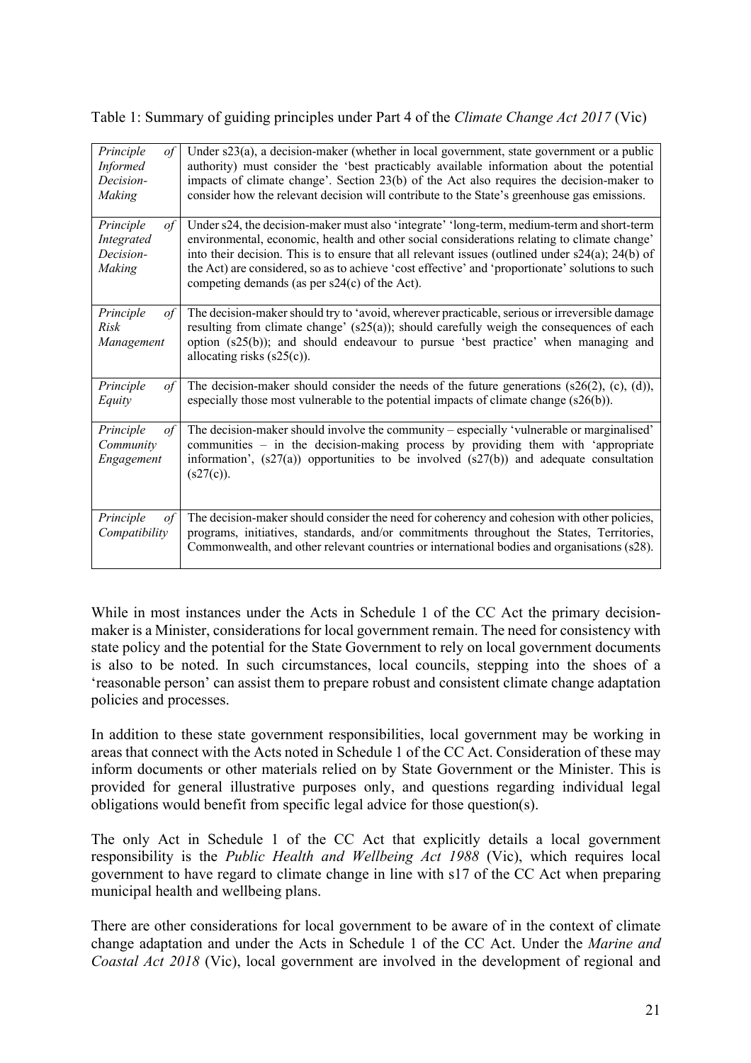Table 1: Summary of guiding principles under Part 4 of the *Climate Change Act 2017* (Vic)

| | |
|---|---|
| *Principle of Informed Decision-Making* | Under s23(a), a decision-maker (whether in local government, state government or a public authority) must consider the 'best practicably available information about the potential impacts of climate change'. Section 23(b) of the Act also requires the decision-maker to consider how the relevant decision will contribute to the State's greenhouse gas emissions. |
| *Principle of Integrated Decision-Making* | Under s24, the decision-maker must also 'integrate' 'long-term, medium-term and short-term environmental, economic, health and other social considerations relating to climate change' into their decision. This is to ensure that all relevant issues (outlined under s24(a); 24(b) of the Act) are considered, so as to achieve 'cost effective' and 'proportionate' solutions to such competing demands (as per s24(c) of the Act). |
| *Principle of Risk Management* | The decision-maker should try to 'avoid, wherever practicable, serious or irreversible damage resulting from climate change' (s25(a)); should carefully weigh the consequences of each option (s25(b)); and should endeavour to pursue 'best practice' when managing and allocating risks (s25(c)). |
| *Principle of Equity* | The decision-maker should consider the needs of the future generations (s26(2), (c), (d)), especially those most vulnerable to the potential impacts of climate change (s26(b)). |
| *Principle of Community Engagement* | The decision-maker should involve the community – especially 'vulnerable or marginalised' communities – in the decision-making process by providing them with 'appropriate information', (s27(a)) opportunities to be involved (s27(b)) and adequate consultation (s27(c)). |
| *Principle of Compatibility* | The decision-maker should consider the need for coherency and cohesion with other policies, programs, initiatives, standards, and/or commitments throughout the States, Territories, Commonwealth, and other relevant countries or international bodies and organisations (s28). |

While in most instances under the Acts in Schedule 1 of the CC Act the primary decision-maker is a Minister, considerations for local government remain. The need for consistency with state policy and the potential for the State Government to rely on local government documents is also to be noted. In such circumstances, local councils, stepping into the shoes of a 'reasonable person' can assist them to prepare robust and consistent climate change adaptation policies and processes.

In addition to these state government responsibilities, local government may be working in areas that connect with the Acts noted in Schedule 1 of the CC Act. Consideration of these may inform documents or other materials relied on by State Government or the Minister. This is provided for general illustrative purposes only, and questions regarding individual legal obligations would benefit from specific legal advice for those question(s).

The only Act in Schedule 1 of the CC Act that explicitly details a local government responsibility is the *Public Health and Wellbeing Act 1988* (Vic), which requires local government to have regard to climate change in line with s17 of the CC Act when preparing municipal health and wellbeing plans.

There are other considerations for local government to be aware of in the context of climate change adaptation and under the Acts in Schedule 1 of the CC Act. Under the *Marine and Coastal Act 2018* (Vic), local government are involved in the development of regional and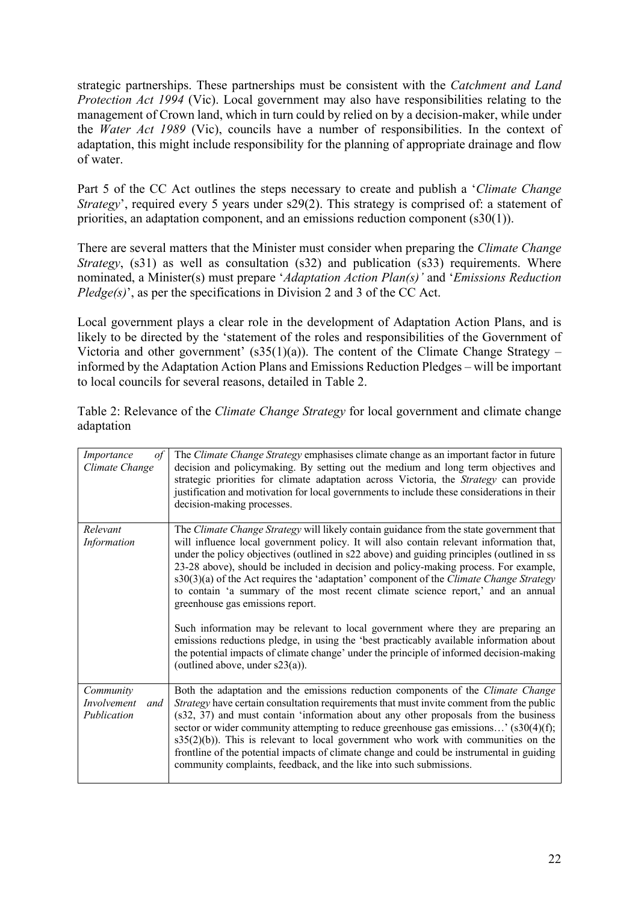strategic partnerships. These partnerships must be consistent with the *Catchment and Land Protection Act 1994* (Vic). Local government may also have responsibilities relating to the management of Crown land, which in turn could by relied on by a decision-maker, while under the *Water Act 1989* (Vic), councils have a number of responsibilities. In the context of adaptation, this might include responsibility for the planning of appropriate drainage and flow of water.

Part 5 of the CC Act outlines the steps necessary to create and publish a '*Climate Change Strategy*', required every 5 years under s29(2). This strategy is comprised of: a statement of priorities, an adaptation component, and an emissions reduction component (s30(1)).

There are several matters that the Minister must consider when preparing the *Climate Change Strategy*, (s31) as well as consultation (s32) and publication (s33) requirements. Where nominated, a Minister(s) must prepare '*Adaptation Action Plan(s)'* and '*Emissions Reduction Pledge(s)*', as per the specifications in Division 2 and 3 of the CC Act.

Local government plays a clear role in the development of Adaptation Action Plans, and is likely to be directed by the 'statement of the roles and responsibilities of the Government of Victoria and other government' (s35(1)(a)). The content of the Climate Change Strategy – informed by the Adaptation Action Plans and Emissions Reduction Pledges – will be important to local councils for several reasons, detailed in Table 2.

Table 2: Relevance of the *Climate Change Strategy* for local government and climate change adaptation

| | |
|---|---|
| *Importance of Climate Change* | The *Climate Change Strategy* emphasises climate change as an important factor in future decision and policymaking. By setting out the medium and long term objectives and strategic priorities for climate adaptation across Victoria, the *Strategy* can provide justification and motivation for local governments to include these considerations in their decision-making processes. |
| *Relevant Information* | The *Climate Change Strategy* will likely contain guidance from the state government that will influence local government policy. It will also contain relevant information that, under the policy objectives (outlined in s22 above) and guiding principles (outlined in ss 23-28 above), should be included in decision and policy-making process. For example, s30(3)(a) of the Act requires the 'adaptation' component of the *Climate Change Strategy* to contain 'a summary of the most recent climate science report,' and an annual greenhouse gas emissions report.<br><br>Such information may be relevant to local government where they are preparing an emissions reductions pledge, in using the 'best practicably available information about the potential impacts of climate change' under the principle of informed decision-making (outlined above, under s23(a)). |
| *Community Involvement and Publication* | Both the adaptation and the emissions reduction components of the *Climate Change Strategy* have certain consultation requirements that must invite comment from the public (s32, 37) and must contain 'information about any other proposals from the business sector or wider community attempting to reduce greenhouse gas emissions…' (s30(4)(f); s35(2)(b)). This is relevant to local government who work with communities on the frontline of the potential impacts of climate change and could be instrumental in guiding community complaints, feedback, and the like into such submissions. |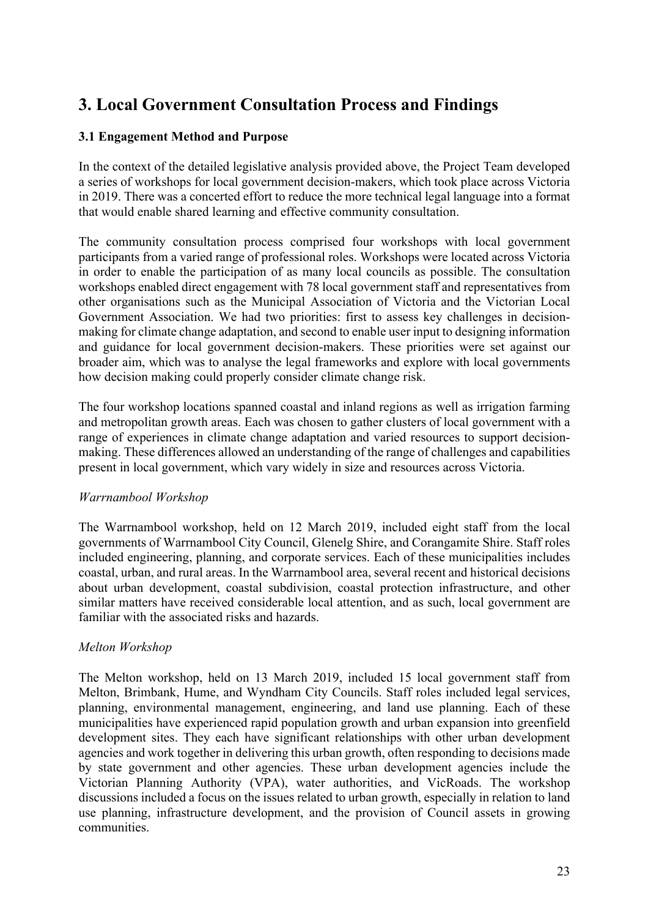## 3. Local Government Consultation Process and Findings

### 3.1 Engagement Method and Purpose

In the context of the detailed legislative analysis provided above, the Project Team developed a series of workshops for local government decision-makers, which took place across Victoria in 2019. There was a concerted effort to reduce the more technical legal language into a format that would enable shared learning and effective community consultation.

The community consultation process comprised four workshops with local government participants from a varied range of professional roles. Workshops were located across Victoria in order to enable the participation of as many local councils as possible. The consultation workshops enabled direct engagement with 78 local government staff and representatives from other organisations such as the Municipal Association of Victoria and the Victorian Local Government Association. We had two priorities: first to assess key challenges in decision-making for climate change adaptation, and second to enable user input to designing information and guidance for local government decision-makers. These priorities were set against our broader aim, which was to analyse the legal frameworks and explore with local governments how decision making could properly consider climate change risk.

The four workshop locations spanned coastal and inland regions as well as irrigation farming and metropolitan growth areas. Each was chosen to gather clusters of local government with a range of experiences in climate change adaptation and varied resources to support decision-making. These differences allowed an understanding of the range of challenges and capabilities present in local government, which vary widely in size and resources across Victoria.

*Warrnambool Workshop*

The Warrnambool workshop, held on 12 March 2019, included eight staff from the local governments of Warrnambool City Council, Glenelg Shire, and Corangamite Shire. Staff roles included engineering, planning, and corporate services. Each of these municipalities includes coastal, urban, and rural areas. In the Warrnambool area, several recent and historical decisions about urban development, coastal subdivision, coastal protection infrastructure, and other similar matters have received considerable local attention, and as such, local government are familiar with the associated risks and hazards.

*Melton Workshop*

The Melton workshop, held on 13 March 2019, included 15 local government staff from Melton, Brimbank, Hume, and Wyndham City Councils. Staff roles included legal services, planning, environmental management, engineering, and land use planning. Each of these municipalities have experienced rapid population growth and urban expansion into greenfield development sites. They each have significant relationships with other urban development agencies and work together in delivering this urban growth, often responding to decisions made by state government and other agencies. These urban development agencies include the Victorian Planning Authority (VPA), water authorities, and VicRoads. The workshop discussions included a focus on the issues related to urban growth, especially in relation to land use planning, infrastructure development, and the provision of Council assets in growing communities.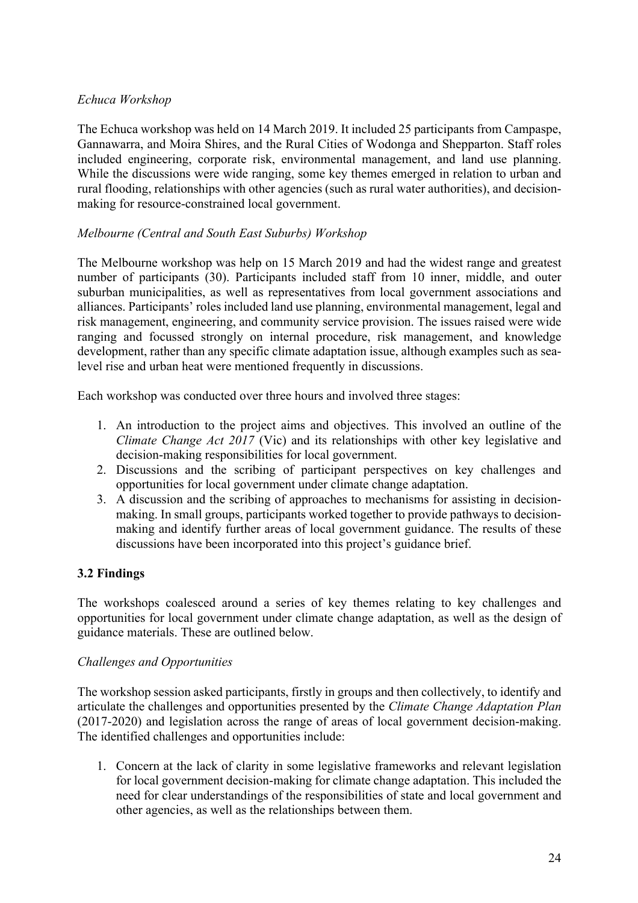*Echuca Workshop*

The Echuca workshop was held on 14 March 2019. It included 25 participants from Campaspe, Gannawarra, and Moira Shires, and the Rural Cities of Wodonga and Shepparton. Staff roles included engineering, corporate risk, environmental management, and land use planning. While the discussions were wide ranging, some key themes emerged in relation to urban and rural flooding, relationships with other agencies (such as rural water authorities), and decision-making for resource-constrained local government.

*Melbourne (Central and South East Suburbs) Workshop*

The Melbourne workshop was help on 15 March 2019 and had the widest range and greatest number of participants (30). Participants included staff from 10 inner, middle, and outer suburban municipalities, as well as representatives from local government associations and alliances. Participants' roles included land use planning, environmental management, legal and risk management, engineering, and community service provision. The issues raised were wide ranging and focussed strongly on internal procedure, risk management, and knowledge development, rather than any specific climate adaptation issue, although examples such as sea-level rise and urban heat were mentioned frequently in discussions.

Each workshop was conducted over three hours and involved three stages:

1. An introduction to the project aims and objectives. This involved an outline of the *Climate Change Act 2017* (Vic) and its relationships with other key legislative and decision-making responsibilities for local government.
2. Discussions and the scribing of participant perspectives on key challenges and opportunities for local government under climate change adaptation.
3. A discussion and the scribing of approaches to mechanisms for assisting in decision-making. In small groups, participants worked together to provide pathways to decision-making and identify further areas of local government guidance. The results of these discussions have been incorporated into this project's guidance brief.

### 3.2 Findings

The workshops coalesced around a series of key themes relating to key challenges and opportunities for local government under climate change adaptation, as well as the design of guidance materials. These are outlined below.

*Challenges and Opportunities*

The workshop session asked participants, firstly in groups and then collectively, to identify and articulate the challenges and opportunities presented by the *Climate Change Adaptation Plan* (2017-2020) and legislation across the range of areas of local government decision-making. The identified challenges and opportunities include:

1. Concern at the lack of clarity in some legislative frameworks and relevant legislation for local government decision-making for climate change adaptation. This included the need for clear understandings of the responsibilities of state and local government and other agencies, as well as the relationships between them.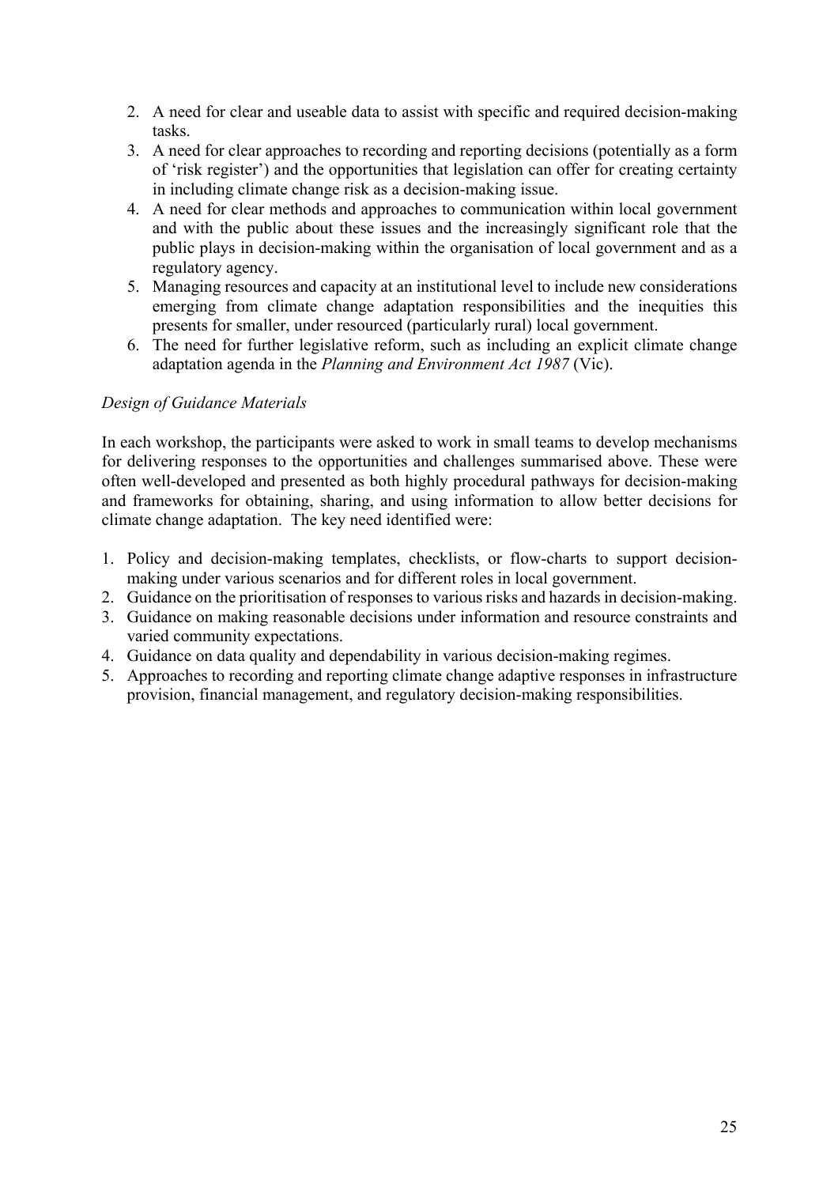2. A need for clear and useable data to assist with specific and required decision-making tasks.
3. A need for clear approaches to recording and reporting decisions (potentially as a form of 'risk register') and the opportunities that legislation can offer for creating certainty in including climate change risk as a decision-making issue.
4. A need for clear methods and approaches to communication within local government and with the public about these issues and the increasingly significant role that the public plays in decision-making within the organisation of local government and as a regulatory agency.
5. Managing resources and capacity at an institutional level to include new considerations emerging from climate change adaptation responsibilities and the inequities this presents for smaller, under resourced (particularly rural) local government.
6. The need for further legislative reform, such as including an explicit climate change adaptation agenda in the *Planning and Environment Act 1987* (Vic).

*Design of Guidance Materials*

In each workshop, the participants were asked to work in small teams to develop mechanisms for delivering responses to the opportunities and challenges summarised above. These were often well-developed and presented as both highly procedural pathways for decision-making and frameworks for obtaining, sharing, and using information to allow better decisions for climate change adaptation. The key need identified were:

1. Policy and decision-making templates, checklists, or flow-charts to support decision-making under various scenarios and for different roles in local government.
2. Guidance on the prioritisation of responses to various risks and hazards in decision-making.
3. Guidance on making reasonable decisions under information and resource constraints and varied community expectations.
4. Guidance on data quality and dependability in various decision-making regimes.
5. Approaches to recording and reporting climate change adaptive responses in infrastructure provision, financial management, and regulatory decision-making responsibilities.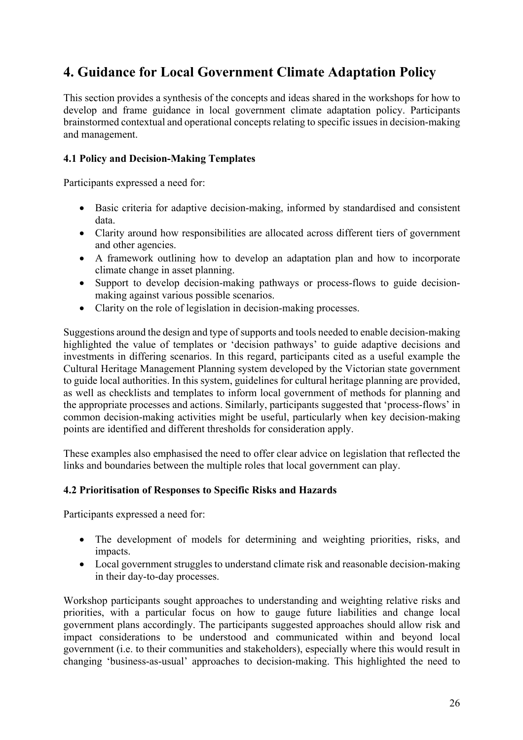## 4. Guidance for Local Government Climate Adaptation Policy

This section provides a synthesis of the concepts and ideas shared in the workshops for how to develop and frame guidance in local government climate adaptation policy. Participants brainstormed contextual and operational concepts relating to specific issues in decision-making and management.

### 4.1 Policy and Decision-Making Templates

Participants expressed a need for:

- Basic criteria for adaptive decision-making, informed by standardised and consistent data.
- Clarity around how responsibilities are allocated across different tiers of government and other agencies.
- A framework outlining how to develop an adaptation plan and how to incorporate climate change in asset planning.
- Support to develop decision-making pathways or process-flows to guide decision-making against various possible scenarios.
- Clarity on the role of legislation in decision-making processes.

Suggestions around the design and type of supports and tools needed to enable decision-making highlighted the value of templates or 'decision pathways' to guide adaptive decisions and investments in differing scenarios. In this regard, participants cited as a useful example the Cultural Heritage Management Planning system developed by the Victorian state government to guide local authorities. In this system, guidelines for cultural heritage planning are provided, as well as checklists and templates to inform local government of methods for planning and the appropriate processes and actions. Similarly, participants suggested that 'process-flows' in common decision-making activities might be useful, particularly when key decision-making points are identified and different thresholds for consideration apply.

These examples also emphasised the need to offer clear advice on legislation that reflected the links and boundaries between the multiple roles that local government can play.

### 4.2 Prioritisation of Responses to Specific Risks and Hazards

Participants expressed a need for:

- The development of models for determining and weighting priorities, risks, and impacts.
- Local government struggles to understand climate risk and reasonable decision-making in their day-to-day processes.

Workshop participants sought approaches to understanding and weighting relative risks and priorities, with a particular focus on how to gauge future liabilities and change local government plans accordingly. The participants suggested approaches should allow risk and impact considerations to be understood and communicated within and beyond local government (i.e. to their communities and stakeholders), especially where this would result in changing 'business-as-usual' approaches to decision-making. This highlighted the need to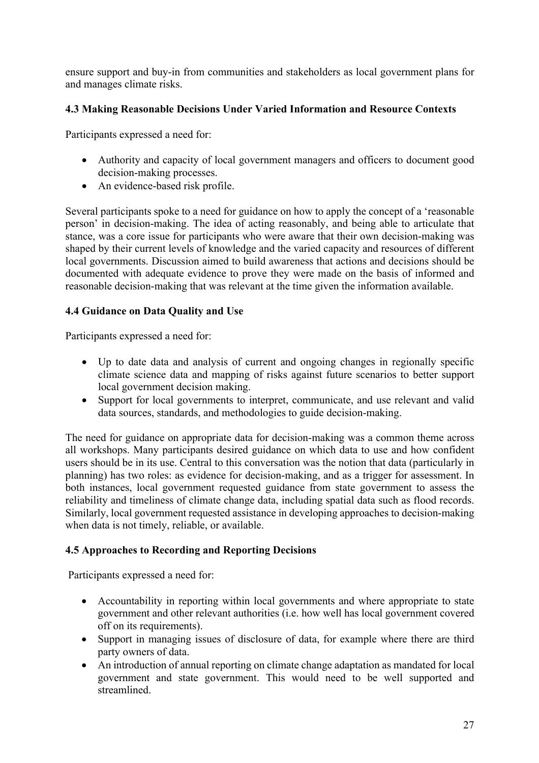ensure support and buy-in from communities and stakeholders as local government plans for and manages climate risks.

### 4.3 Making Reasonable Decisions Under Varied Information and Resource Contexts

Participants expressed a need for:

- Authority and capacity of local government managers and officers to document good decision-making processes.
- An evidence-based risk profile.

Several participants spoke to a need for guidance on how to apply the concept of a 'reasonable person' in decision-making. The idea of acting reasonably, and being able to articulate that stance, was a core issue for participants who were aware that their own decision-making was shaped by their current levels of knowledge and the varied capacity and resources of different local governments. Discussion aimed to build awareness that actions and decisions should be documented with adequate evidence to prove they were made on the basis of informed and reasonable decision-making that was relevant at the time given the information available.

### 4.4 Guidance on Data Quality and Use

Participants expressed a need for:

- Up to date data and analysis of current and ongoing changes in regionally specific climate science data and mapping of risks against future scenarios to better support local government decision making.
- Support for local governments to interpret, communicate, and use relevant and valid data sources, standards, and methodologies to guide decision-making.

The need for guidance on appropriate data for decision-making was a common theme across all workshops. Many participants desired guidance on which data to use and how confident users should be in its use. Central to this conversation was the notion that data (particularly in planning) has two roles: as evidence for decision-making, and as a trigger for assessment. In both instances, local government requested guidance from state government to assess the reliability and timeliness of climate change data, including spatial data such as flood records. Similarly, local government requested assistance in developing approaches to decision-making when data is not timely, reliable, or available.

### 4.5 Approaches to Recording and Reporting Decisions

Participants expressed a need for:

- Accountability in reporting within local governments and where appropriate to state government and other relevant authorities (i.e. how well has local government covered off on its requirements).
- Support in managing issues of disclosure of data, for example where there are third party owners of data.
- An introduction of annual reporting on climate change adaptation as mandated for local government and state government. This would need to be well supported and streamlined.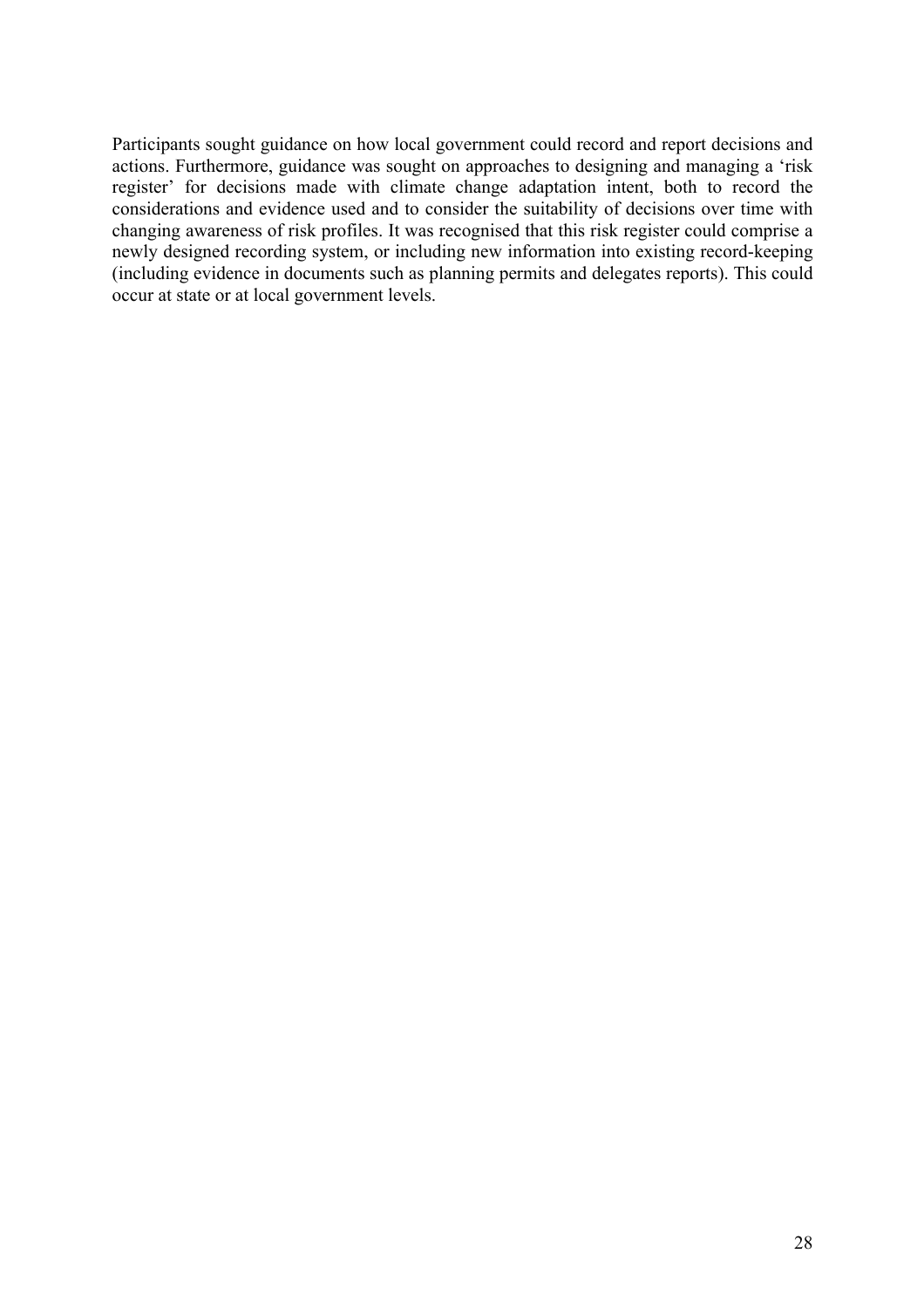Participants sought guidance on how local government could record and report decisions and actions. Furthermore, guidance was sought on approaches to designing and managing a 'risk register' for decisions made with climate change adaptation intent, both to record the considerations and evidence used and to consider the suitability of decisions over time with changing awareness of risk profiles. It was recognised that this risk register could comprise a newly designed recording system, or including new information into existing record-keeping (including evidence in documents such as planning permits and delegates reports). This could occur at state or at local government levels.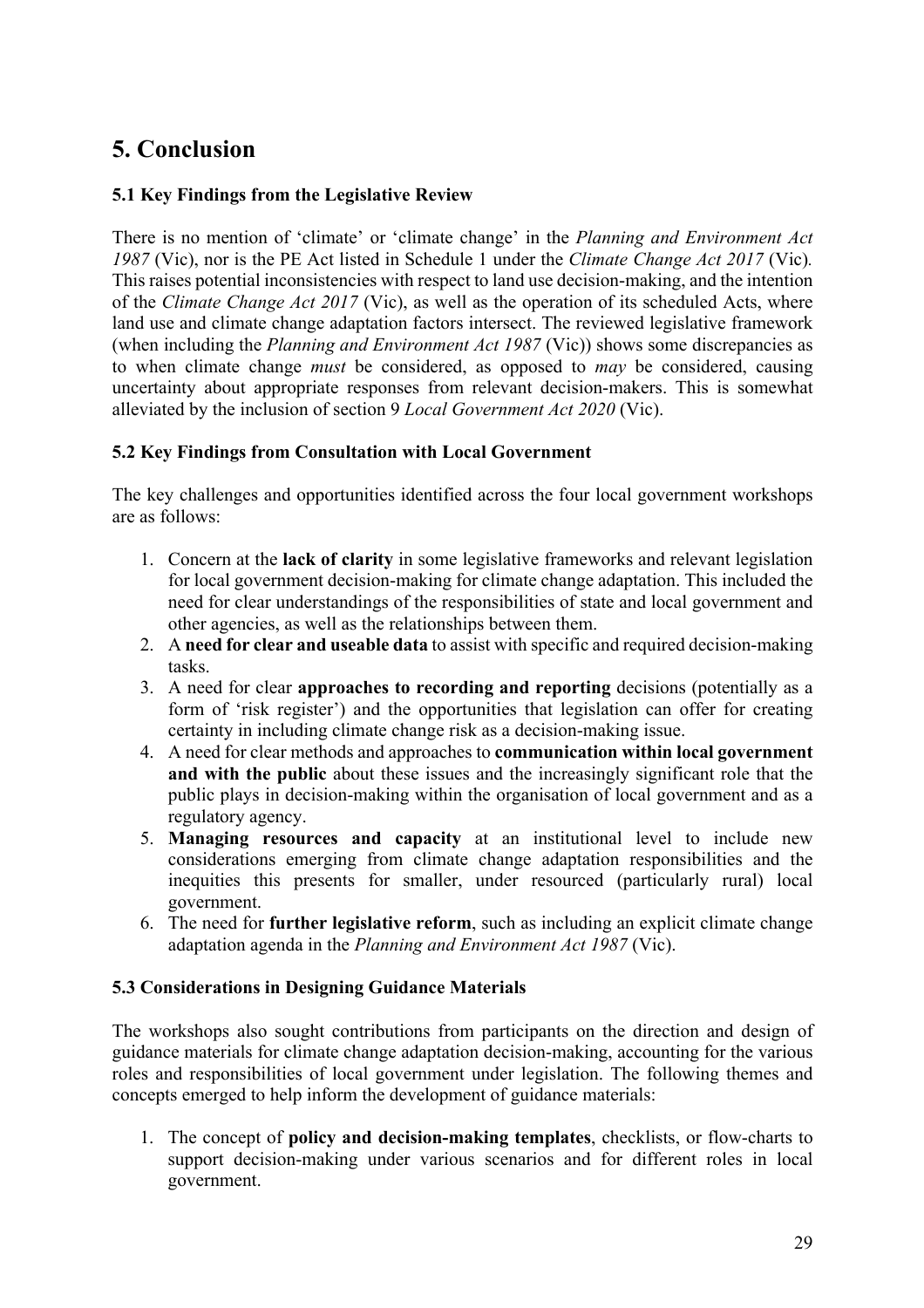# 5. Conclusion

### 5.1 Key Findings from the Legislative Review

There is no mention of 'climate' or 'climate change' in the *Planning and Environment Act 1987* (Vic), nor is the PE Act listed in Schedule 1 under the *Climate Change Act 2017* (Vic). This raises potential inconsistencies with respect to land use decision-making, and the intention of the *Climate Change Act 2017* (Vic), as well as the operation of its scheduled Acts, where land use and climate change adaptation factors intersect. The reviewed legislative framework (when including the *Planning and Environment Act 1987* (Vic)) shows some discrepancies as to when climate change *must* be considered, as opposed to *may* be considered, causing uncertainty about appropriate responses from relevant decision-makers. This is somewhat alleviated by the inclusion of section 9 *Local Government Act 2020* (Vic).

### 5.2 Key Findings from Consultation with Local Government

The key challenges and opportunities identified across the four local government workshops are as follows:

1. Concern at the **lack of clarity** in some legislative frameworks and relevant legislation for local government decision-making for climate change adaptation. This included the need for clear understandings of the responsibilities of state and local government and other agencies, as well as the relationships between them.
2. A **need for clear and useable data** to assist with specific and required decision-making tasks.
3. A need for clear **approaches to recording and reporting** decisions (potentially as a form of 'risk register') and the opportunities that legislation can offer for creating certainty in including climate change risk as a decision-making issue.
4. A need for clear methods and approaches to **communication within local government and with the public** about these issues and the increasingly significant role that the public plays in decision-making within the organisation of local government and as a regulatory agency.
5. **Managing resources and capacity** at an institutional level to include new considerations emerging from climate change adaptation responsibilities and the inequities this presents for smaller, under resourced (particularly rural) local government.
6. The need for **further legislative reform**, such as including an explicit climate change adaptation agenda in the *Planning and Environment Act 1987* (Vic).

### 5.3 Considerations in Designing Guidance Materials

The workshops also sought contributions from participants on the direction and design of guidance materials for climate change adaptation decision-making, accounting for the various roles and responsibilities of local government under legislation. The following themes and concepts emerged to help inform the development of guidance materials:

1. The concept of **policy and decision-making templates**, checklists, or flow-charts to support decision-making under various scenarios and for different roles in local government.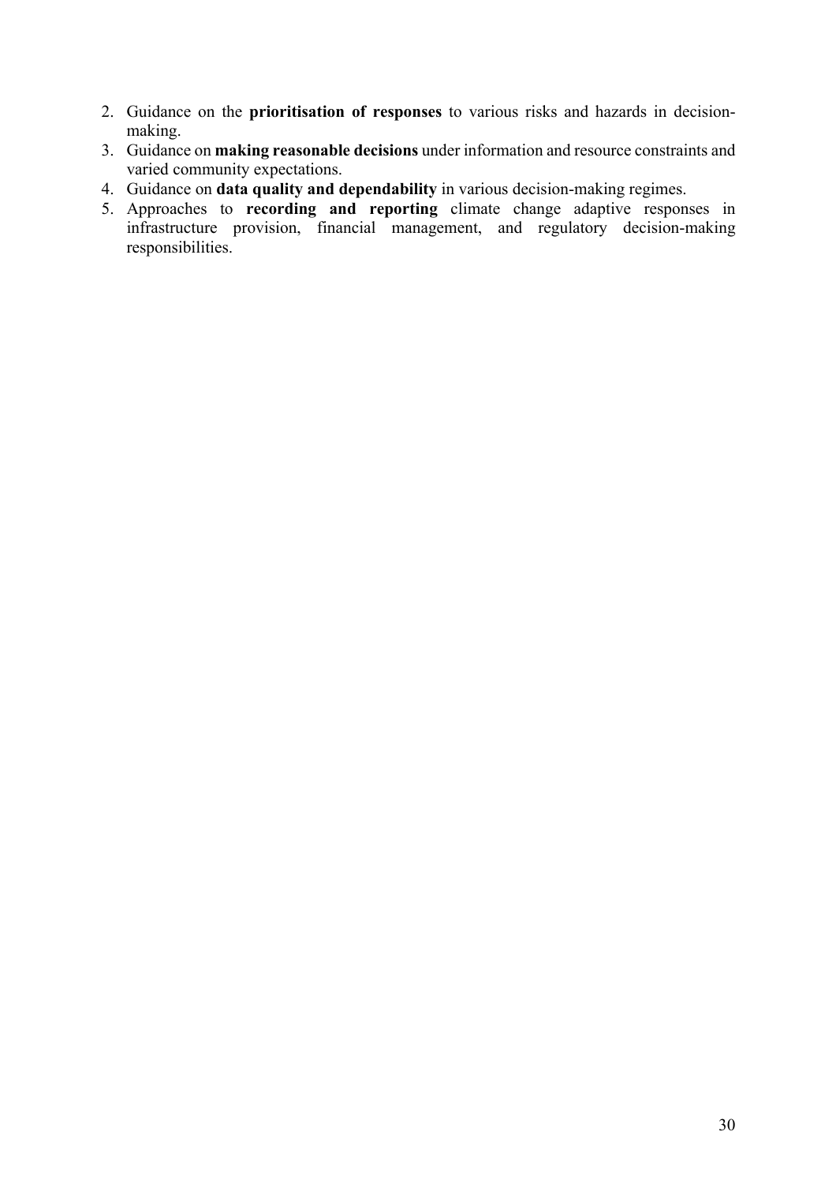2. Guidance on the **prioritisation of responses** to various risks and hazards in decision-making.
3. Guidance on **making reasonable decisions** under information and resource constraints and varied community expectations.
4. Guidance on **data quality and dependability** in various decision-making regimes.
5. Approaches to **recording and reporting** climate change adaptive responses in infrastructure provision, financial management, and regulatory decision-making responsibilities.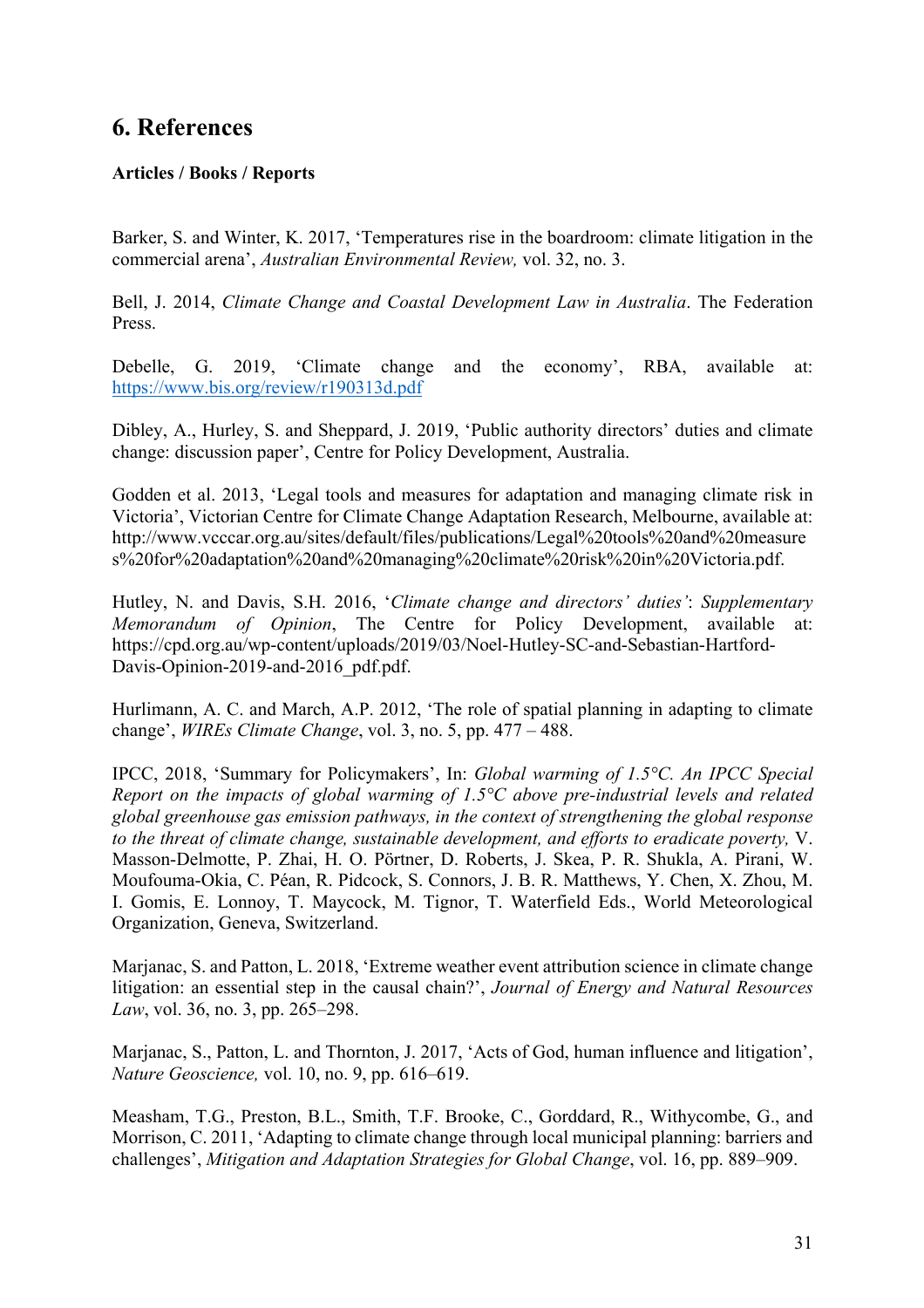# 6. References

**Articles / Books / Reports**

Barker, S. and Winter, K. 2017, 'Temperatures rise in the boardroom: climate litigation in the commercial arena', *Australian Environmental Review,* vol. 32, no. 3.

Bell, J. 2014, *Climate Change and Coastal Development Law in Australia*. The Federation Press.

Debelle, G. 2019, 'Climate change and the economy', RBA, available at: https://www.bis.org/review/r190313d.pdf

Dibley, A., Hurley, S. and Sheppard, J. 2019, 'Public authority directors' duties and climate change: discussion paper', Centre for Policy Development, Australia.

Godden et al. 2013, 'Legal tools and measures for adaptation and managing climate risk in Victoria', Victorian Centre for Climate Change Adaptation Research, Melbourne, available at: http://www.vcccar.org.au/sites/default/files/publications/Legal%20tools%20and%20measures%20for%20adaptation%20and%20managing%20climate%20risk%20in%20Victoria.pdf.

Hutley, N. and Davis, S.H. 2016, '*Climate change and directors' duties*': *Supplementary Memorandum of Opinion*, The Centre for Policy Development, available at: https://cpd.org.au/wp-content/uploads/2019/03/Noel-Hutley-SC-and-Sebastian-Hartford-Davis-Opinion-2019-and-2016_pdf.pdf.

Hurlimann, A. C. and March, A.P. 2012, 'The role of spatial planning in adapting to climate change', *WIREs Climate Change*, vol. 3, no. 5, pp. 477 – 488.

IPCC, 2018, 'Summary for Policymakers', In: *Global warming of 1.5°C. An IPCC Special Report on the impacts of global warming of 1.5°C above pre-industrial levels and related global greenhouse gas emission pathways, in the context of strengthening the global response to the threat of climate change, sustainable development, and efforts to eradicate poverty,* V. Masson-Delmotte, P. Zhai, H. O. Pörtner, D. Roberts, J. Skea, P. R. Shukla, A. Pirani, W. Moufouma-Okia, C. Péan, R. Pidcock, S. Connors, J. B. R. Matthews, Y. Chen, X. Zhou, M. I. Gomis, E. Lonnoy, T. Maycock, M. Tignor, T. Waterfield Eds., World Meteorological Organization, Geneva, Switzerland.

Marjanac, S. and Patton, L. 2018, 'Extreme weather event attribution science in climate change litigation: an essential step in the causal chain?', *Journal of Energy and Natural Resources Law*, vol. 36, no. 3, pp. 265–298.

Marjanac, S., Patton, L. and Thornton, J. 2017, 'Acts of God, human influence and litigation', *Nature Geoscience,* vol. 10, no. 9, pp. 616–619.

Measham, T.G., Preston, B.L., Smith, T.F. Brooke, C., Gorddard, R., Withycombe, G., and Morrison, C. 2011, 'Adapting to climate change through local municipal planning: barriers and challenges', *Mitigation and Adaptation Strategies for Global Change*, vol. 16, pp. 889–909.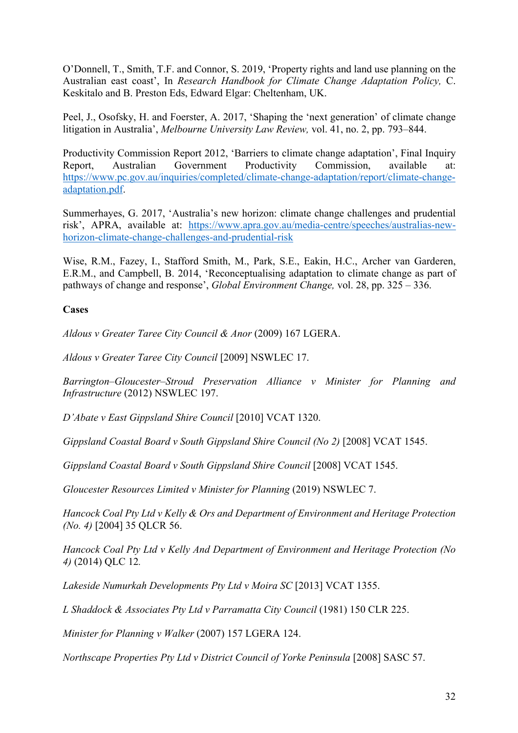O'Donnell, T., Smith, T.F. and Connor, S. 2019, 'Property rights and land use planning on the Australian east coast', In *Research Handbook for Climate Change Adaptation Policy,* C. Keskitalo and B. Preston Eds, Edward Elgar: Cheltenham, UK.

Peel, J., Osofsky, H. and Foerster, A. 2017, 'Shaping the 'next generation' of climate change litigation in Australia', *Melbourne University Law Review,* vol. 41, no. 2, pp. 793–844.

Productivity Commission Report 2012, 'Barriers to climate change adaptation', Final Inquiry Report, Australian Government Productivity Commission, available at: https://www.pc.gov.au/inquiries/completed/climate-change-adaptation/report/climate-change-adaptation.pdf.

Summerhayes, G. 2017, 'Australia's new horizon: climate change challenges and prudential risk', APRA, available at: https://www.apra.gov.au/media-centre/speeches/australias-new-horizon-climate-change-challenges-and-prudential-risk

Wise, R.M., Fazey, I., Stafford Smith, M., Park, S.E., Eakin, H.C., Archer van Garderen, E.R.M., and Campbell, B. 2014, 'Reconceptualising adaptation to climate change as part of pathways of change and response', *Global Environment Change,* vol. 28, pp. 325 – 336.

**Cases**

*Aldous v Greater Taree City Council & Anor* (2009) 167 LGERA.

*Aldous v Greater Taree City Council* [2009] NSWLEC 17.

*Barrington–Gloucester–Stroud Preservation Alliance v Minister for Planning and Infrastructure* (2012) NSWLEC 197.

*D'Abate v East Gippsland Shire Council* [2010] VCAT 1320.

*Gippsland Coastal Board v South Gippsland Shire Council (No 2)* [2008] VCAT 1545.

*Gippsland Coastal Board v South Gippsland Shire Council* [2008] VCAT 1545.

*Gloucester Resources Limited v Minister for Planning* (2019) NSWLEC 7.

*Hancock Coal Pty Ltd v Kelly & Ors and Department of Environment and Heritage Protection (No. 4)* [2004] 35 QLCR 56.

*Hancock Coal Pty Ltd v Kelly And Department of Environment and Heritage Protection (No 4)* (2014) QLC 12.

*Lakeside Numurkah Developments Pty Ltd v Moira SC* [2013] VCAT 1355.

*L Shaddock & Associates Pty Ltd v Parramatta City Council* (1981) 150 CLR 225.

*Minister for Planning v Walker* (2007) 157 LGERA 124.

*Northscape Properties Pty Ltd v District Council of Yorke Peninsula* [2008] SASC 57.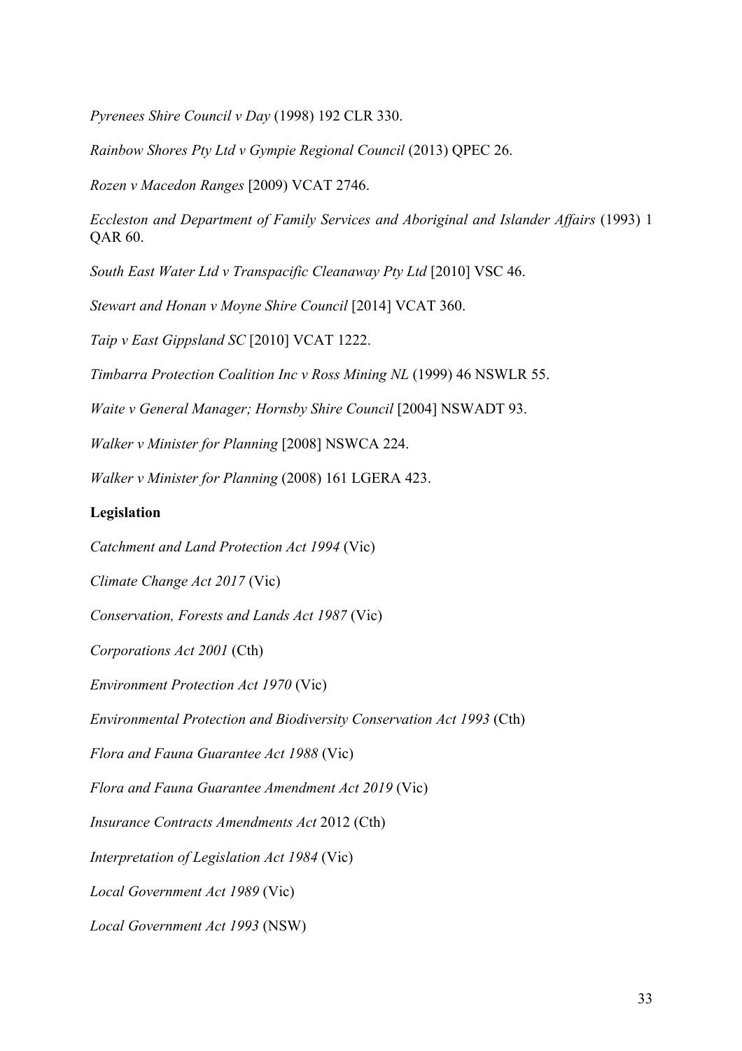*Pyrenees Shire Council v Day* (1998) 192 CLR 330.

*Rainbow Shores Pty Ltd v Gympie Regional Council* (2013) QPEC 26.

*Rozen v Macedon Ranges* [2009] VCAT 2746.

*Eccleston and Department of Family Services and Aboriginal and Islander Affairs* (1993) 1 QAR 60.

*South East Water Ltd v Transpacific Cleanaway Pty Ltd* [2010] VSC 46.

*Stewart and Honan v Moyne Shire Council* [2014] VCAT 360.

*Taip v East Gippsland SC* [2010] VCAT 1222.

*Timbarra Protection Coalition Inc v Ross Mining NL* (1999) 46 NSWLR 55.

*Waite v General Manager; Hornsby Shire Council* [2004] NSWADT 93.

*Walker v Minister for Planning* [2008] NSWCA 224.

*Walker v Minister for Planning* (2008) 161 LGERA 423.

**Legislation**

*Catchment and Land Protection Act 1994* (Vic)

*Climate Change Act 2017* (Vic)

*Conservation, Forests and Lands Act 1987* (Vic)

*Corporations Act 2001* (Cth)

*Environment Protection Act 1970* (Vic)

*Environmental Protection and Biodiversity Conservation Act 1993* (Cth)

*Flora and Fauna Guarantee Act 1988* (Vic)

*Flora and Fauna Guarantee Amendment Act 2019* (Vic)

*Insurance Contracts Amendments Act* 2012 (Cth)

*Interpretation of Legislation Act 1984* (Vic)

*Local Government Act 1989* (Vic)

*Local Government Act 1993* (NSW)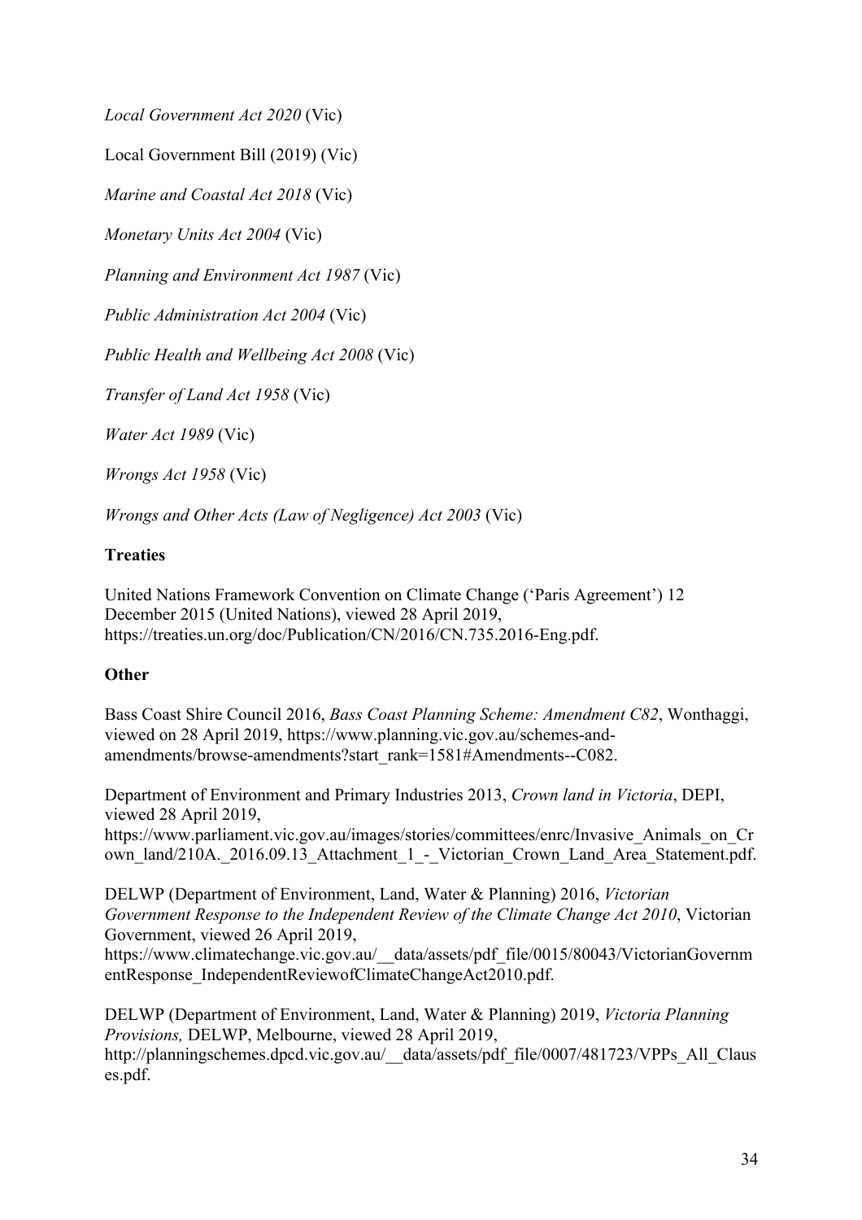*Local Government Act 2020* (Vic)

Local Government Bill (2019) (Vic)

*Marine and Coastal Act 2018* (Vic)

*Monetary Units Act 2004* (Vic)

*Planning and Environment Act 1987* (Vic)

*Public Administration Act 2004* (Vic)

*Public Health and Wellbeing Act 2008* (Vic)

*Transfer of Land Act 1958* (Vic)

*Water Act 1989* (Vic)

*Wrongs Act 1958* (Vic)

*Wrongs and Other Acts (Law of Negligence) Act 2003* (Vic)

**Treaties**

United Nations Framework Convention on Climate Change ('Paris Agreement') 12 December 2015 (United Nations), viewed 28 April 2019, https://treaties.un.org/doc/Publication/CN/2016/CN.735.2016-Eng.pdf.

**Other**

Bass Coast Shire Council 2016, *Bass Coast Planning Scheme: Amendment C82*, Wonthaggi, viewed on 28 April 2019, https://www.planning.vic.gov.au/schemes-and-amendments/browse-amendments?start_rank=1581#Amendments--C082.

Department of Environment and Primary Industries 2013, *Crown land in Victoria*, DEPI, viewed 28 April 2019, https://www.parliament.vic.gov.au/images/stories/committees/enrc/Invasive_Animals_on_Crown_land/210A._2016.09.13_Attachment_1_-_Victorian_Crown_Land_Area_Statement.pdf.

DELWP (Department of Environment, Land, Water & Planning) 2016, *Victorian Government Response to the Independent Review of the Climate Change Act 2010*, Victorian Government, viewed 26 April 2019, https://www.climatechange.vic.gov.au/__data/assets/pdf_file/0015/80043/VictorianGovernmentResponse_IndependentReviewofClimateChangeAct2010.pdf.

DELWP (Department of Environment, Land, Water & Planning) 2019, *Victoria Planning Provisions,* DELWP, Melbourne, viewed 28 April 2019, http://planningschemes.dpcd.vic.gov.au/__data/assets/pdf_file/0007/481723/VPPs_All_Clauses.pdf.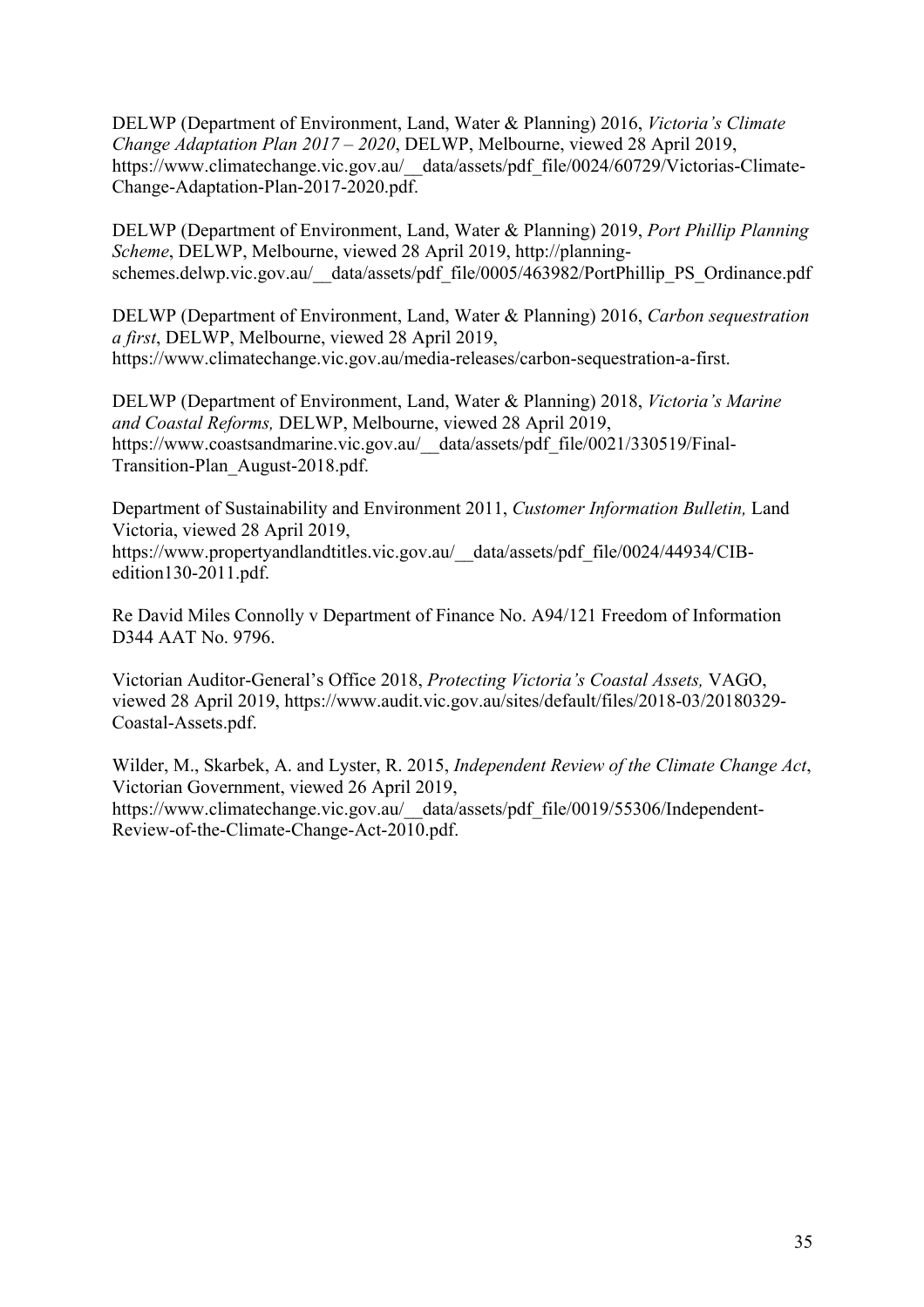DELWP (Department of Environment, Land, Water & Planning) 2016, *Victoria's Climate Change Adaptation Plan 2017 – 2020*, DELWP, Melbourne, viewed 28 April 2019, https://www.climatechange.vic.gov.au/__data/assets/pdf_file/0024/60729/Victorias-Climate-Change-Adaptation-Plan-2017-2020.pdf.

DELWP (Department of Environment, Land, Water & Planning) 2019, *Port Phillip Planning Scheme*, DELWP, Melbourne, viewed 28 April 2019, http://planning-schemes.delwp.vic.gov.au/__data/assets/pdf_file/0005/463982/PortPhillip_PS_Ordinance.pdf

DELWP (Department of Environment, Land, Water & Planning) 2016, *Carbon sequestration a first*, DELWP, Melbourne, viewed 28 April 2019, https://www.climatechange.vic.gov.au/media-releases/carbon-sequestration-a-first.

DELWP (Department of Environment, Land, Water & Planning) 2018, *Victoria's Marine and Coastal Reforms,* DELWP, Melbourne, viewed 28 April 2019, https://www.coastsandmarine.vic.gov.au/__data/assets/pdf_file/0021/330519/Final-Transition-Plan_August-2018.pdf.

Department of Sustainability and Environment 2011, *Customer Information Bulletin,* Land Victoria, viewed 28 April 2019, https://www.propertyandlandtitles.vic.gov.au/__data/assets/pdf_file/0024/44934/CIB-edition130-2011.pdf.

Re David Miles Connolly v Department of Finance No. A94/121 Freedom of Information D344 AAT No. 9796.

Victorian Auditor-General's Office 2018, *Protecting Victoria's Coastal Assets,* VAGO, viewed 28 April 2019, https://www.audit.vic.gov.au/sites/default/files/2018-03/20180329-Coastal-Assets.pdf.

Wilder, M., Skarbek, A. and Lyster, R. 2015, *Independent Review of the Climate Change Act*, Victorian Government, viewed 26 April 2019, https://www.climatechange.vic.gov.au/__data/assets/pdf_file/0019/55306/Independent-Review-of-the-Climate-Change-Act-2010.pdf.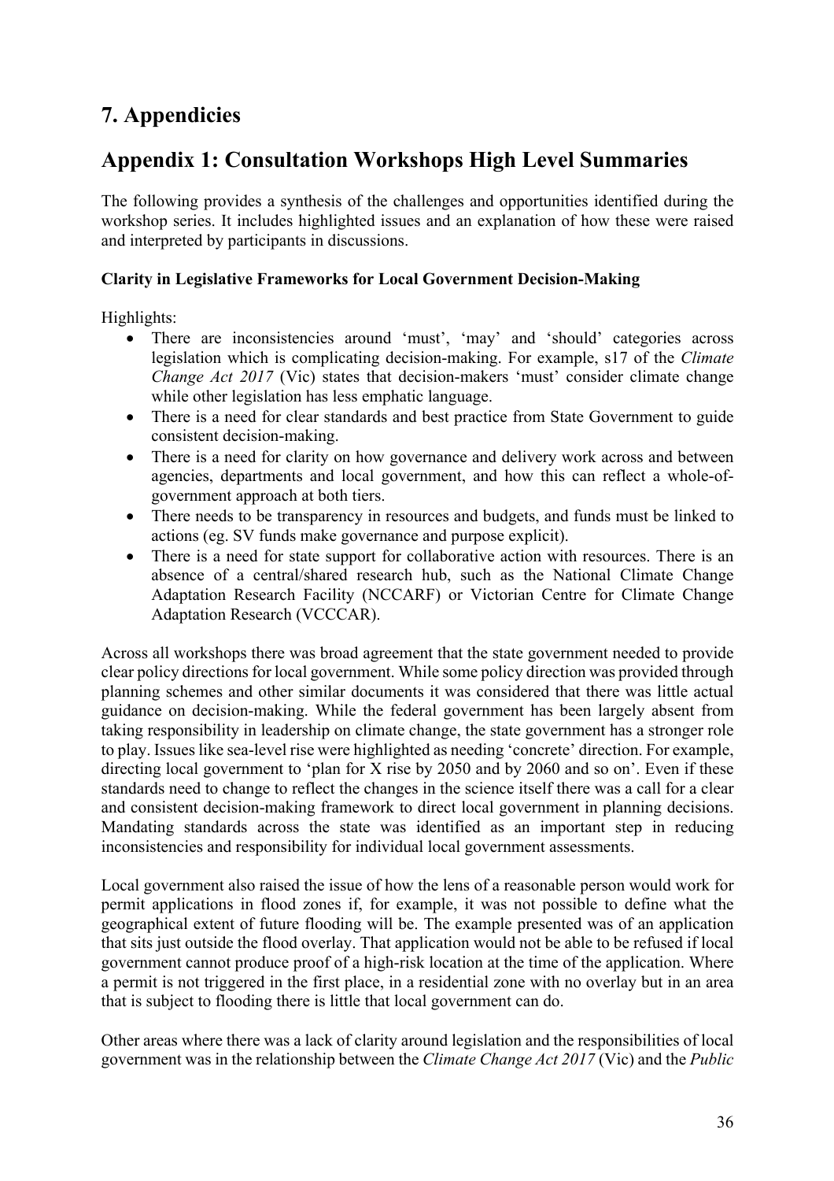# 7. Appendicies

## Appendix 1: Consultation Workshops High Level Summaries

The following provides a synthesis of the challenges and opportunities identified during the workshop series. It includes highlighted issues and an explanation of how these were raised and interpreted by participants in discussions.

**Clarity in Legislative Frameworks for Local Government Decision-Making**

Highlights:

- There are inconsistencies around 'must', 'may' and 'should' categories across legislation which is complicating decision-making. For example, s17 of the *Climate Change Act 2017* (Vic) states that decision-makers 'must' consider climate change while other legislation has less emphatic language.
- There is a need for clear standards and best practice from State Government to guide consistent decision-making.
- There is a need for clarity on how governance and delivery work across and between agencies, departments and local government, and how this can reflect a whole-of-government approach at both tiers.
- There needs to be transparency in resources and budgets, and funds must be linked to actions (eg. SV funds make governance and purpose explicit).
- There is a need for state support for collaborative action with resources. There is an absence of a central/shared research hub, such as the National Climate Change Adaptation Research Facility (NCCARF) or Victorian Centre for Climate Change Adaptation Research (VCCCAR).

Across all workshops there was broad agreement that the state government needed to provide clear policy directions for local government. While some policy direction was provided through planning schemes and other similar documents it was considered that there was little actual guidance on decision-making. While the federal government has been largely absent from taking responsibility in leadership on climate change, the state government has a stronger role to play. Issues like sea-level rise were highlighted as needing 'concrete' direction. For example, directing local government to 'plan for X rise by 2050 and by 2060 and so on'. Even if these standards need to change to reflect the changes in the science itself there was a call for a clear and consistent decision-making framework to direct local government in planning decisions. Mandating standards across the state was identified as an important step in reducing inconsistencies and responsibility for individual local government assessments.

Local government also raised the issue of how the lens of a reasonable person would work for permit applications in flood zones if, for example, it was not possible to define what the geographical extent of future flooding will be. The example presented was of an application that sits just outside the flood overlay. That application would not be able to be refused if local government cannot produce proof of a high-risk location at the time of the application. Where a permit is not triggered in the first place, in a residential zone with no overlay but in an area that is subject to flooding there is little that local government can do.

Other areas where there was a lack of clarity around legislation and the responsibilities of local government was in the relationship between the *Climate Change Act 2017* (Vic) and the *Public*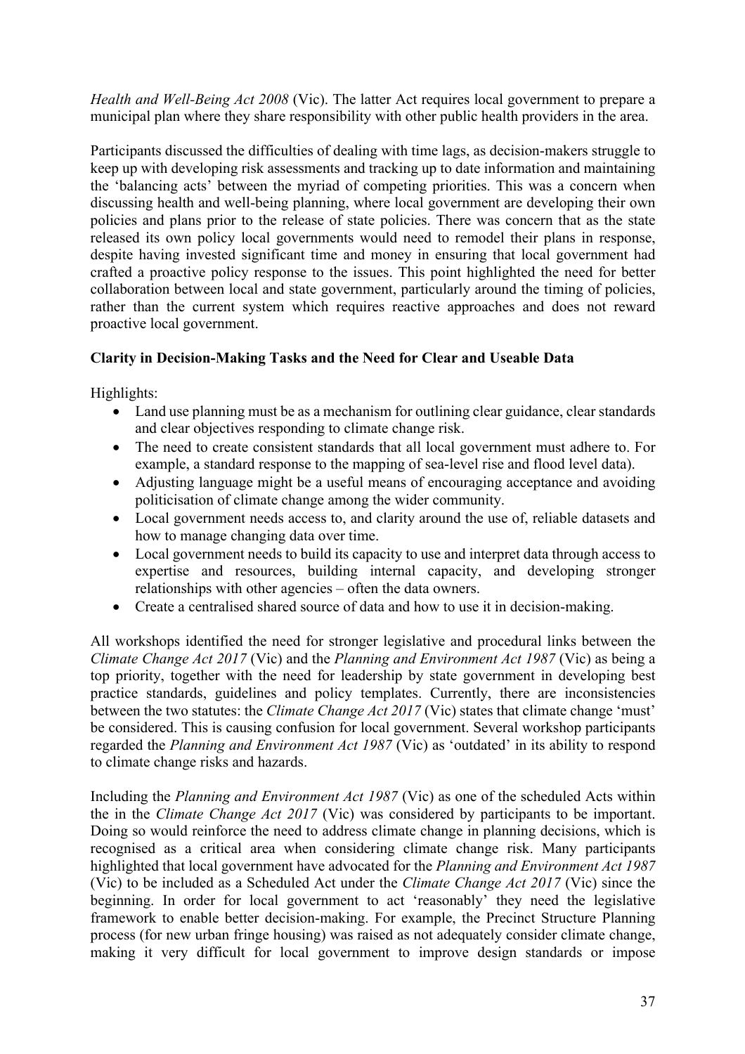*Health and Well-Being Act 2008* (Vic). The latter Act requires local government to prepare a municipal plan where they share responsibility with other public health providers in the area.

Participants discussed the difficulties of dealing with time lags, as decision-makers struggle to keep up with developing risk assessments and tracking up to date information and maintaining the 'balancing acts' between the myriad of competing priorities. This was a concern when discussing health and well-being planning, where local government are developing their own policies and plans prior to the release of state policies. There was concern that as the state released its own policy local governments would need to remodel their plans in response, despite having invested significant time and money in ensuring that local government had crafted a proactive policy response to the issues. This point highlighted the need for better collaboration between local and state government, particularly around the timing of policies, rather than the current system which requires reactive approaches and does not reward proactive local government.

**Clarity in Decision-Making Tasks and the Need for Clear and Useable Data**

Highlights:

- Land use planning must be as a mechanism for outlining clear guidance, clear standards and clear objectives responding to climate change risk.
- The need to create consistent standards that all local government must adhere to. For example, a standard response to the mapping of sea-level rise and flood level data).
- Adjusting language might be a useful means of encouraging acceptance and avoiding politicisation of climate change among the wider community.
- Local government needs access to, and clarity around the use of, reliable datasets and how to manage changing data over time.
- Local government needs to build its capacity to use and interpret data through access to expertise and resources, building internal capacity, and developing stronger relationships with other agencies – often the data owners.
- Create a centralised shared source of data and how to use it in decision-making.

All workshops identified the need for stronger legislative and procedural links between the *Climate Change Act 2017* (Vic) and the *Planning and Environment Act 1987* (Vic) as being a top priority, together with the need for leadership by state government in developing best practice standards, guidelines and policy templates. Currently, there are inconsistencies between the two statutes: the *Climate Change Act 2017* (Vic) states that climate change 'must' be considered. This is causing confusion for local government. Several workshop participants regarded the *Planning and Environment Act 1987* (Vic) as 'outdated' in its ability to respond to climate change risks and hazards.

Including the *Planning and Environment Act 1987* (Vic) as one of the scheduled Acts within the in the *Climate Change Act 2017* (Vic) was considered by participants to be important. Doing so would reinforce the need to address climate change in planning decisions, which is recognised as a critical area when considering climate change risk. Many participants highlighted that local government have advocated for the *Planning and Environment Act 1987* (Vic) to be included as a Scheduled Act under the *Climate Change Act 2017* (Vic) since the beginning. In order for local government to act 'reasonably' they need the legislative framework to enable better decision-making. For example, the Precinct Structure Planning process (for new urban fringe housing) was raised as not adequately consider climate change, making it very difficult for local government to improve design standards or impose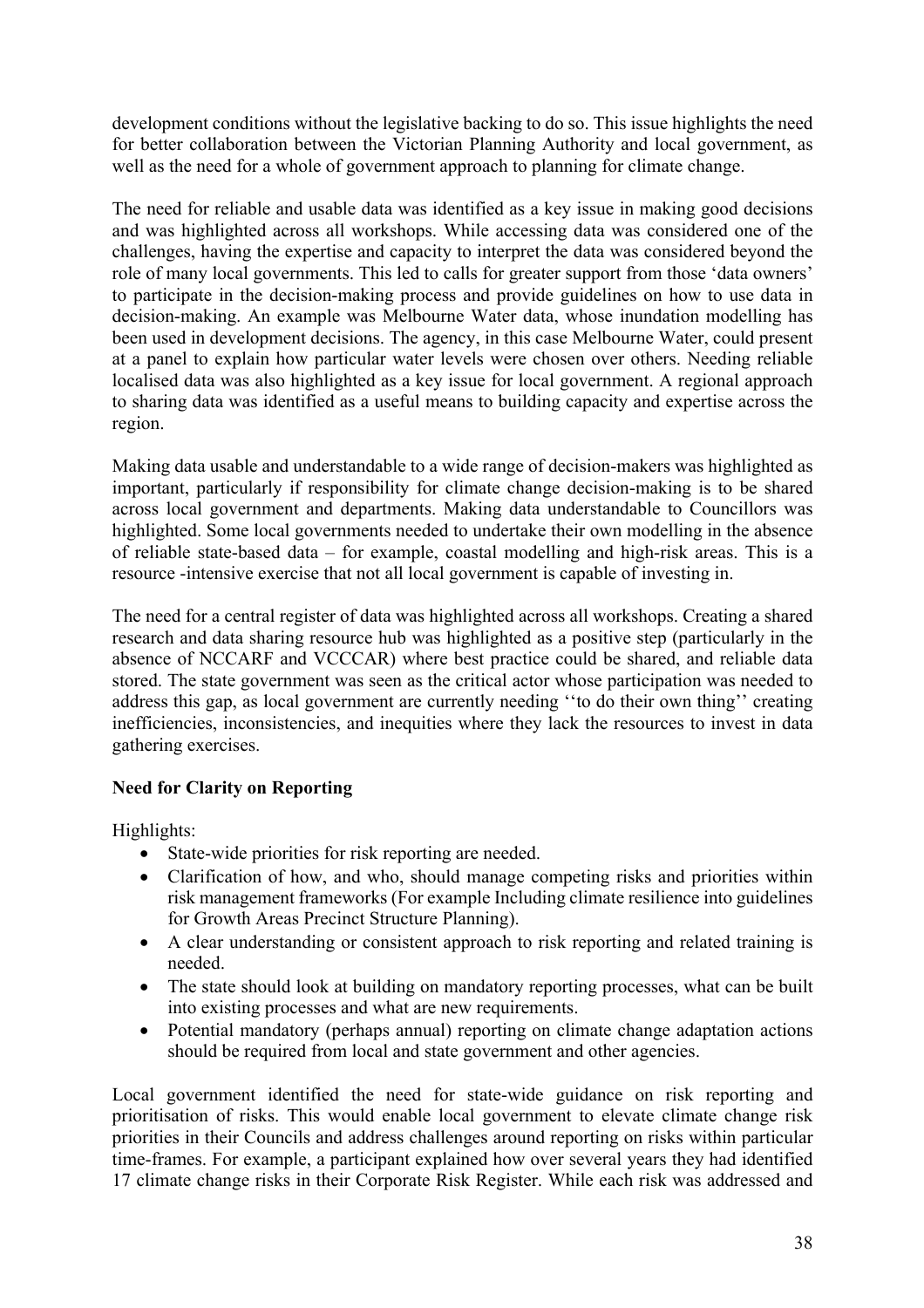development conditions without the legislative backing to do so. This issue highlights the need for better collaboration between the Victorian Planning Authority and local government, as well as the need for a whole of government approach to planning for climate change.

The need for reliable and usable data was identified as a key issue in making good decisions and was highlighted across all workshops. While accessing data was considered one of the challenges, having the expertise and capacity to interpret the data was considered beyond the role of many local governments. This led to calls for greater support from those 'data owners' to participate in the decision-making process and provide guidelines on how to use data in decision-making. An example was Melbourne Water data, whose inundation modelling has been used in development decisions. The agency, in this case Melbourne Water, could present at a panel to explain how particular water levels were chosen over others. Needing reliable localised data was also highlighted as a key issue for local government. A regional approach to sharing data was identified as a useful means to building capacity and expertise across the region.

Making data usable and understandable to a wide range of decision-makers was highlighted as important, particularly if responsibility for climate change decision-making is to be shared across local government and departments. Making data understandable to Councillors was highlighted. Some local governments needed to undertake their own modelling in the absence of reliable state-based data – for example, coastal modelling and high-risk areas. This is a resource -intensive exercise that not all local government is capable of investing in.

The need for a central register of data was highlighted across all workshops. Creating a shared research and data sharing resource hub was highlighted as a positive step (particularly in the absence of NCCARF and VCCCAR) where best practice could be shared, and reliable data stored. The state government was seen as the critical actor whose participation was needed to address this gap, as local government are currently needing ''to do their own thing'' creating inefficiencies, inconsistencies, and inequities where they lack the resources to invest in data gathering exercises.

**Need for Clarity on Reporting**

Highlights:

- State-wide priorities for risk reporting are needed.
- Clarification of how, and who, should manage competing risks and priorities within risk management frameworks (For example Including climate resilience into guidelines for Growth Areas Precinct Structure Planning).
- A clear understanding or consistent approach to risk reporting and related training is needed.
- The state should look at building on mandatory reporting processes, what can be built into existing processes and what are new requirements.
- Potential mandatory (perhaps annual) reporting on climate change adaptation actions should be required from local and state government and other agencies.

Local government identified the need for state-wide guidance on risk reporting and prioritisation of risks. This would enable local government to elevate climate change risk priorities in their Councils and address challenges around reporting on risks within particular time-frames. For example, a participant explained how over several years they had identified 17 climate change risks in their Corporate Risk Register. While each risk was addressed and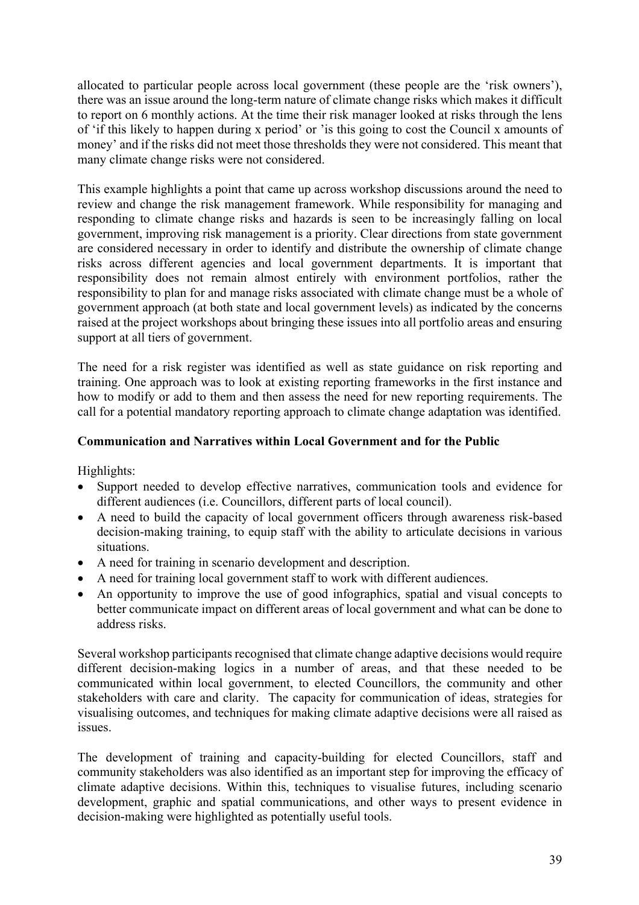allocated to particular people across local government (these people are the 'risk owners'), there was an issue around the long-term nature of climate change risks which makes it difficult to report on 6 monthly actions. At the time their risk manager looked at risks through the lens of 'if this likely to happen during x period' or 'is this going to cost the Council x amounts of money' and if the risks did not meet those thresholds they were not considered. This meant that many climate change risks were not considered.

This example highlights a point that came up across workshop discussions around the need to review and change the risk management framework. While responsibility for managing and responding to climate change risks and hazards is seen to be increasingly falling on local government, improving risk management is a priority. Clear directions from state government are considered necessary in order to identify and distribute the ownership of climate change risks across different agencies and local government departments. It is important that responsibility does not remain almost entirely with environment portfolios, rather the responsibility to plan for and manage risks associated with climate change must be a whole of government approach (at both state and local government levels) as indicated by the concerns raised at the project workshops about bringing these issues into all portfolio areas and ensuring support at all tiers of government.

The need for a risk register was identified as well as state guidance on risk reporting and training. One approach was to look at existing reporting frameworks in the first instance and how to modify or add to them and then assess the need for new reporting requirements. The call for a potential mandatory reporting approach to climate change adaptation was identified.

**Communication and Narratives within Local Government and for the Public**

Highlights:

- Support needed to develop effective narratives, communication tools and evidence for different audiences (i.e. Councillors, different parts of local council).
- A need to build the capacity of local government officers through awareness risk-based decision-making training, to equip staff with the ability to articulate decisions in various situations.
- A need for training in scenario development and description.
- A need for training local government staff to work with different audiences.
- An opportunity to improve the use of good infographics, spatial and visual concepts to better communicate impact on different areas of local government and what can be done to address risks.

Several workshop participants recognised that climate change adaptive decisions would require different decision-making logics in a number of areas, and that these needed to be communicated within local government, to elected Councillors, the community and other stakeholders with care and clarity. The capacity for communication of ideas, strategies for visualising outcomes, and techniques for making climate adaptive decisions were all raised as issues.

The development of training and capacity-building for elected Councillors, staff and community stakeholders was also identified as an important step for improving the efficacy of climate adaptive decisions. Within this, techniques to visualise futures, including scenario development, graphic and spatial communications, and other ways to present evidence in decision-making were highlighted as potentially useful tools.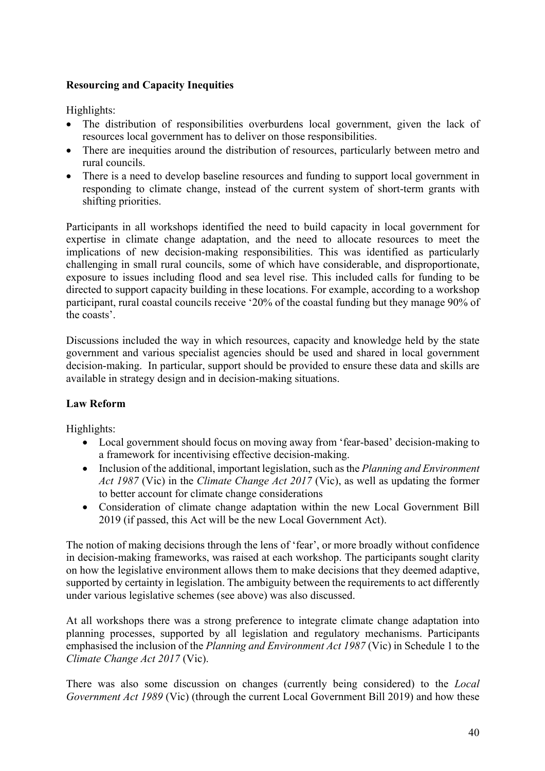**Resourcing and Capacity Inequities**

Highlights:

- The distribution of responsibilities overburdens local government, given the lack of resources local government has to deliver on those responsibilities.
- There are inequities around the distribution of resources, particularly between metro and rural councils.
- There is a need to develop baseline resources and funding to support local government in responding to climate change, instead of the current system of short-term grants with shifting priorities.

Participants in all workshops identified the need to build capacity in local government for expertise in climate change adaptation, and the need to allocate resources to meet the implications of new decision-making responsibilities. This was identified as particularly challenging in small rural councils, some of which have considerable, and disproportionate, exposure to issues including flood and sea level rise. This included calls for funding to be directed to support capacity building in these locations. For example, according to a workshop participant, rural coastal councils receive '20% of the coastal funding but they manage 90% of the coasts'.

Discussions included the way in which resources, capacity and knowledge held by the state government and various specialist agencies should be used and shared in local government decision-making. In particular, support should be provided to ensure these data and skills are available in strategy design and in decision-making situations.

**Law Reform**

Highlights:

- Local government should focus on moving away from 'fear-based' decision-making to a framework for incentivising effective decision-making.
- Inclusion of the additional, important legislation, such as the *Planning and Environment Act 1987* (Vic) in the *Climate Change Act 2017* (Vic), as well as updating the former to better account for climate change considerations
- Consideration of climate change adaptation within the new Local Government Bill 2019 (if passed, this Act will be the new Local Government Act).

The notion of making decisions through the lens of 'fear', or more broadly without confidence in decision-making frameworks, was raised at each workshop. The participants sought clarity on how the legislative environment allows them to make decisions that they deemed adaptive, supported by certainty in legislation. The ambiguity between the requirements to act differently under various legislative schemes (see above) was also discussed.

At all workshops there was a strong preference to integrate climate change adaptation into planning processes, supported by all legislation and regulatory mechanisms. Participants emphasised the inclusion of the *Planning and Environment Act 1987* (Vic) in Schedule 1 to the *Climate Change Act 2017* (Vic).

There was also some discussion on changes (currently being considered) to the *Local Government Act 1989* (Vic) (through the current Local Government Bill 2019) and how these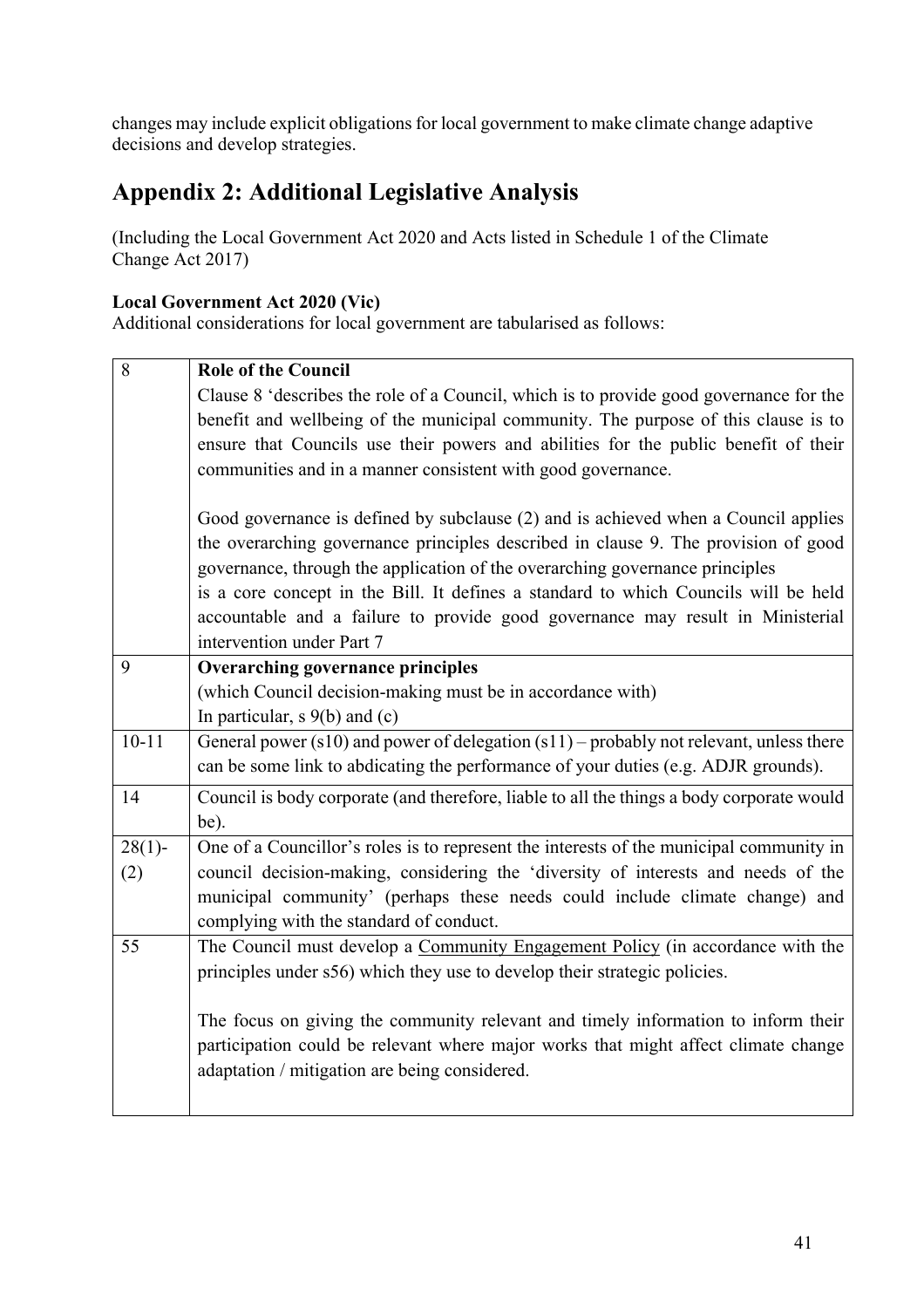changes may include explicit obligations for local government to make climate change adaptive decisions and develop strategies.

## Appendix 2: Additional Legislative Analysis

(Including the Local Government Act 2020 and Acts listed in Schedule 1 of the Climate Change Act 2017)

**Local Government Act 2020 (Vic)**
Additional considerations for local government are tabularised as follows:

| | |
|---|---|
| 8 | **Role of the Council**<br>Clause 8 'describes the role of a Council, which is to provide good governance for the benefit and wellbeing of the municipal community. The purpose of this clause is to ensure that Councils use their powers and abilities for the public benefit of their communities and in a manner consistent with good governance.<br><br>Good governance is defined by subclause (2) and is achieved when a Council applies the overarching governance principles described in clause 9. The provision of good governance, through the application of the overarching governance principles is a core concept in the Bill. It defines a standard to which Councils will be held accountable and a failure to provide good governance may result in Ministerial intervention under Part 7 |
| 9 | **Overarching governance principles**<br>(which Council decision-making must be in accordance with)<br>In particular, s 9(b) and (c) |
| 10-11 | General power (s10) and power of delegation (s11) – probably not relevant, unless there can be some link to abdicating the performance of your duties (e.g. ADJR grounds). |
| 14 | Council is body corporate (and therefore, liable to all the things a body corporate would be). |
| 28(1)-(2) | One of a Councillor's roles is to represent the interests of the municipal community in council decision-making, considering the 'diversity of interests and needs of the municipal community' (perhaps these needs could include climate change) and complying with the standard of conduct. |
| 55 | The Council must develop a Community Engagement Policy (in accordance with the principles under s56) which they use to develop their strategic policies.<br><br>The focus on giving the community relevant and timely information to inform their participation could be relevant where major works that might affect climate change adaptation / mitigation are being considered. |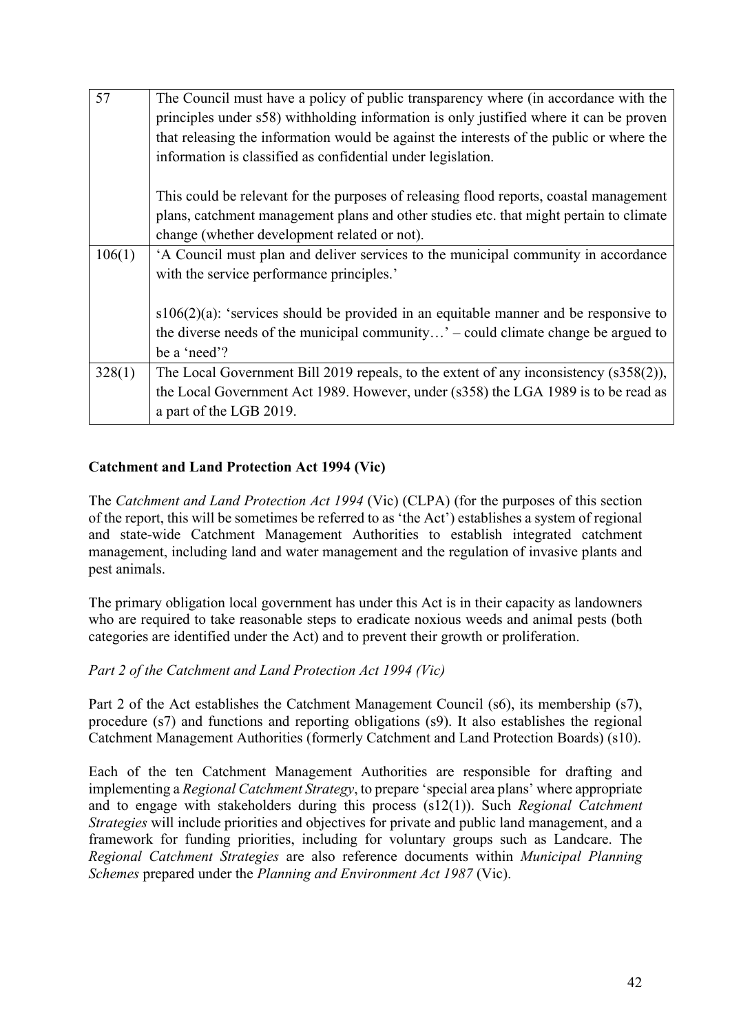| 57 | The Council must have a policy of public transparency where (in accordance with the principles under s58) withholding information is only justified where it can be proven that releasing the information would be against the interests of the public or where the information is classified as confidential under legislation.<br><br>This could be relevant for the purposes of releasing flood reports, coastal management plans, catchment management plans and other studies etc. that might pertain to climate change (whether development related or not). |
|---|---|
| 106(1) | 'A Council must plan and deliver services to the municipal community in accordance with the service performance principles.'<br><br>s106(2)(a): 'services should be provided in an equitable manner and be responsive to the diverse needs of the municipal community…' – could climate change be argued to be a 'need'? |
| 328(1) | The Local Government Bill 2019 repeals, to the extent of any inconsistency (s358(2)), the Local Government Act 1989. However, under (s358) the LGA 1989 is to be read as a part of the LGB 2019. |

**Catchment and Land Protection Act 1994 (Vic)**

The *Catchment and Land Protection Act 1994* (Vic) (CLPA) (for the purposes of this section of the report, this will be sometimes be referred to as 'the Act') establishes a system of regional and state-wide Catchment Management Authorities to establish integrated catchment management, including land and water management and the regulation of invasive plants and pest animals.

The primary obligation local government has under this Act is in their capacity as landowners who are required to take reasonable steps to eradicate noxious weeds and animal pests (both categories are identified under the Act) and to prevent their growth or proliferation.

*Part 2 of the Catchment and Land Protection Act 1994 (Vic)*

Part 2 of the Act establishes the Catchment Management Council (s6), its membership (s7), procedure (s7) and functions and reporting obligations (s9). It also establishes the regional Catchment Management Authorities (formerly Catchment and Land Protection Boards) (s10).

Each of the ten Catchment Management Authorities are responsible for drafting and implementing a *Regional Catchment Strategy*, to prepare 'special area plans' where appropriate and to engage with stakeholders during this process (s12(1)). Such *Regional Catchment Strategies* will include priorities and objectives for private and public land management, and a framework for funding priorities, including for voluntary groups such as Landcare. The *Regional Catchment Strategies* are also reference documents within *Municipal Planning Schemes* prepared under the *Planning and Environment Act 1987* (Vic).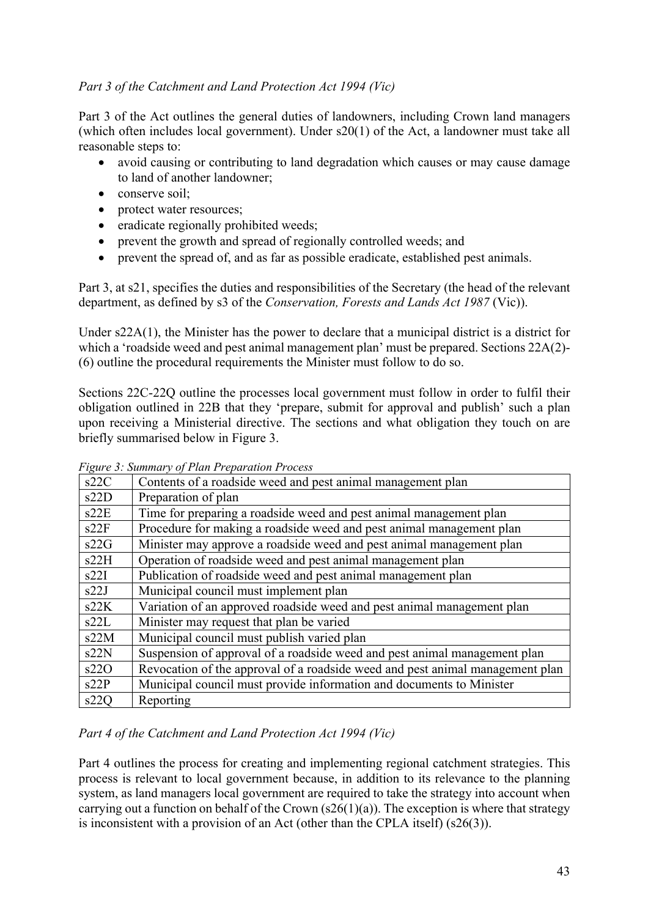*Part 3 of the Catchment and Land Protection Act 1994 (Vic)*

Part 3 of the Act outlines the general duties of landowners, including Crown land managers (which often includes local government). Under s20(1) of the Act, a landowner must take all reasonable steps to:

- avoid causing or contributing to land degradation which causes or may cause damage to land of another landowner;
- conserve soil;
- protect water resources;
- eradicate regionally prohibited weeds;
- prevent the growth and spread of regionally controlled weeds; and
- prevent the spread of, and as far as possible eradicate, established pest animals.

Part 3, at s21, specifies the duties and responsibilities of the Secretary (the head of the relevant department, as defined by s3 of the *Conservation, Forests and Lands Act 1987* (Vic)).

Under s22A(1), the Minister has the power to declare that a municipal district is a district for which a 'roadside weed and pest animal management plan' must be prepared. Sections 22A(2)-(6) outline the procedural requirements the Minister must follow to do so.

Sections 22C-22Q outline the processes local government must follow in order to fulfil their obligation outlined in 22B that they 'prepare, submit for approval and publish' such a plan upon receiving a Ministerial directive. The sections and what obligation they touch on are briefly summarised below in Figure 3.

*Figure 3: Summary of Plan Preparation Process*

| | |
|---|---|
| s22C | Contents of a roadside weed and pest animal management plan |
| s22D | Preparation of plan |
| s22E | Time for preparing a roadside weed and pest animal management plan |
| s22F | Procedure for making a roadside weed and pest animal management plan |
| s22G | Minister may approve a roadside weed and pest animal management plan |
| s22H | Operation of roadside weed and pest animal management plan |
| s22I | Publication of roadside weed and pest animal management plan |
| s22J | Municipal council must implement plan |
| s22K | Variation of an approved roadside weed and pest animal management plan |
| s22L | Minister may request that plan be varied |
| s22M | Municipal council must publish varied plan |
| s22N | Suspension of approval of a roadside weed and pest animal management plan |
| s22O | Revocation of the approval of a roadside weed and pest animal management plan |
| s22P | Municipal council must provide information and documents to Minister |
| s22Q | Reporting |

*Part 4 of the Catchment and Land Protection Act 1994 (Vic)*

Part 4 outlines the process for creating and implementing regional catchment strategies. This process is relevant to local government because, in addition to its relevance to the planning system, as land managers local government are required to take the strategy into account when carrying out a function on behalf of the Crown (s26(1)(a)). The exception is where that strategy is inconsistent with a provision of an Act (other than the CPLA itself) (s26(3)).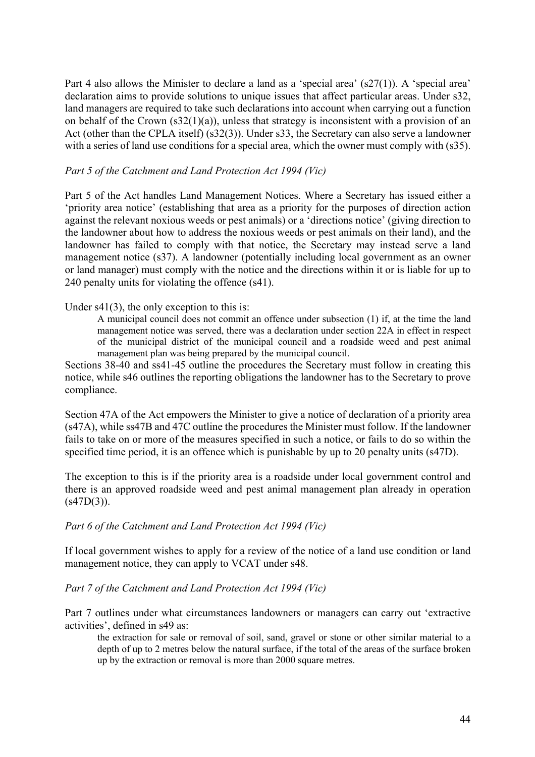Part 4 also allows the Minister to declare a land as a 'special area' (s27(1)). A 'special area' declaration aims to provide solutions to unique issues that affect particular areas. Under s32, land managers are required to take such declarations into account when carrying out a function on behalf of the Crown (s32(1)(a)), unless that strategy is inconsistent with a provision of an Act (other than the CPLA itself) (s32(3)). Under s33, the Secretary can also serve a landowner with a series of land use conditions for a special area, which the owner must comply with (s35).

*Part 5 of the Catchment and Land Protection Act 1994 (Vic)*

Part 5 of the Act handles Land Management Notices. Where a Secretary has issued either a 'priority area notice' (establishing that area as a priority for the purposes of direction action against the relevant noxious weeds or pest animals) or a 'directions notice' (giving direction to the landowner about how to address the noxious weeds or pest animals on their land), and the landowner has failed to comply with that notice, the Secretary may instead serve a land management notice (s37). A landowner (potentially including local government as an owner or land manager) must comply with the notice and the directions within it or is liable for up to 240 penalty units for violating the offence (s41).

Under s41(3), the only exception to this is:

> A municipal council does not commit an offence under subsection (1) if, at the time the land management notice was served, there was a declaration under section 22A in effect in respect of the municipal district of the municipal council and a roadside weed and pest animal management plan was being prepared by the municipal council.

Sections 38-40 and ss41-45 outline the procedures the Secretary must follow in creating this notice, while s46 outlines the reporting obligations the landowner has to the Secretary to prove compliance.

Section 47A of the Act empowers the Minister to give a notice of declaration of a priority area (s47A), while ss47B and 47C outline the procedures the Minister must follow. If the landowner fails to take on or more of the measures specified in such a notice, or fails to do so within the specified time period, it is an offence which is punishable by up to 20 penalty units (s47D).

The exception to this is if the priority area is a roadside under local government control and there is an approved roadside weed and pest animal management plan already in operation (s47D(3)).

*Part 6 of the Catchment and Land Protection Act 1994 (Vic)*

If local government wishes to apply for a review of the notice of a land use condition or land management notice, they can apply to VCAT under s48.

*Part 7 of the Catchment and Land Protection Act 1994 (Vic)*

Part 7 outlines under what circumstances landowners or managers can carry out 'extractive activities', defined in s49 as:

> the extraction for sale or removal of soil, sand, gravel or stone or other similar material to a depth of up to 2 metres below the natural surface, if the total of the areas of the surface broken up by the extraction or removal is more than 2000 square metres.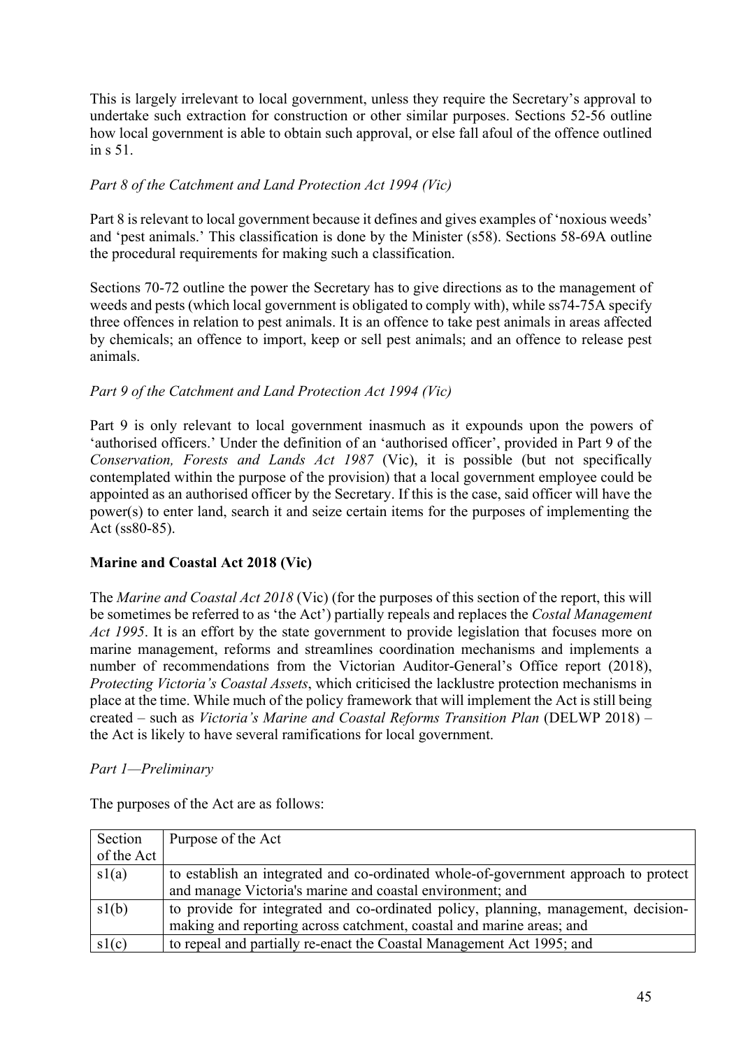This is largely irrelevant to local government, unless they require the Secretary's approval to undertake such extraction for construction or other similar purposes. Sections 52-56 outline how local government is able to obtain such approval, or else fall afoul of the offence outlined in s 51.

*Part 8 of the Catchment and Land Protection Act 1994 (Vic)*

Part 8 is relevant to local government because it defines and gives examples of 'noxious weeds' and 'pest animals.' This classification is done by the Minister (s58). Sections 58-69A outline the procedural requirements for making such a classification.

Sections 70-72 outline the power the Secretary has to give directions as to the management of weeds and pests (which local government is obligated to comply with), while ss74-75A specify three offences in relation to pest animals. It is an offence to take pest animals in areas affected by chemicals; an offence to import, keep or sell pest animals; and an offence to release pest animals.

*Part 9 of the Catchment and Land Protection Act 1994 (Vic)*

Part 9 is only relevant to local government inasmuch as it expounds upon the powers of 'authorised officers.' Under the definition of an 'authorised officer', provided in Part 9 of the *Conservation, Forests and Lands Act 1987* (Vic), it is possible (but not specifically contemplated within the purpose of the provision) that a local government employee could be appointed as an authorised officer by the Secretary. If this is the case, said officer will have the power(s) to enter land, search it and seize certain items for the purposes of implementing the Act (ss80-85).

**Marine and Coastal Act 2018 (Vic)**

The *Marine and Coastal Act 2018* (Vic) (for the purposes of this section of the report, this will be sometimes be referred to as 'the Act') partially repeals and replaces the *Costal Management Act 1995*. It is an effort by the state government to provide legislation that focuses more on marine management, reforms and streamlines coordination mechanisms and implements a number of recommendations from the Victorian Auditor-General's Office report (2018), *Protecting Victoria's Coastal Assets*, which criticised the lacklustre protection mechanisms in place at the time. While much of the policy framework that will implement the Act is still being created – such as *Victoria's Marine and Coastal Reforms Transition Plan* (DELWP 2018) – the Act is likely to have several ramifications for local government.

*Part 1—Preliminary*

The purposes of the Act are as follows:

| Section of the Act | Purpose of the Act |
| --- | --- |
| s1(a) | to establish an integrated and co-ordinated whole-of-government approach to protect and manage Victoria's marine and coastal environment; and |
| s1(b) | to provide for integrated and co-ordinated policy, planning, management, decision-making and reporting across catchment, coastal and marine areas; and |
| s1(c) | to repeal and partially re-enact the Coastal Management Act 1995; and |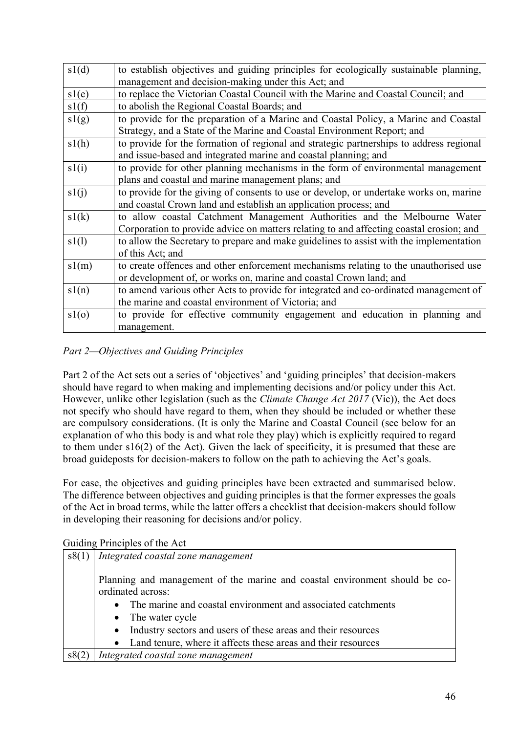| s1(d) | to establish objectives and guiding principles for ecologically sustainable planning, management and decision-making under this Act; and |
|---|---|
| s1(e) | to replace the Victorian Coastal Council with the Marine and Coastal Council; and |
| s1(f) | to abolish the Regional Coastal Boards; and |
| s1(g) | to provide for the preparation of a Marine and Coastal Policy, a Marine and Coastal Strategy, and a State of the Marine and Coastal Environment Report; and |
| s1(h) | to provide for the formation of regional and strategic partnerships to address regional and issue-based and integrated marine and coastal planning; and |
| s1(i) | to provide for other planning mechanisms in the form of environmental management plans and coastal and marine management plans; and |
| s1(j) | to provide for the giving of consents to use or develop, or undertake works on, marine and coastal Crown land and establish an application process; and |
| s1(k) | to allow coastal Catchment Management Authorities and the Melbourne Water Corporation to provide advice on matters relating to and affecting coastal erosion; and |
| s1(l) | to allow the Secretary to prepare and make guidelines to assist with the implementation of this Act; and |
| s1(m) | to create offences and other enforcement mechanisms relating to the unauthorised use or development of, or works on, marine and coastal Crown land; and |
| s1(n) | to amend various other Acts to provide for integrated and co-ordinated management of the marine and coastal environment of Victoria; and |
| s1(o) | to provide for effective community engagement and education in planning and management. |

*Part 2—Objectives and Guiding Principles*

Part 2 of the Act sets out a series of 'objectives' and 'guiding principles' that decision-makers should have regard to when making and implementing decisions and/or policy under this Act. However, unlike other legislation (such as the *Climate Change Act 2017* (Vic)), the Act does not specify who should have regard to them, when they should be included or whether these are compulsory considerations. (It is only the Marine and Coastal Council (see below for an explanation of who this body is and what role they play) which is explicitly required to regard to them under s16(2) of the Act). Given the lack of specificity, it is presumed that these are broad guideposts for decision-makers to follow on the path to achieving the Act's goals.

For ease, the objectives and guiding principles have been extracted and summarised below. The difference between objectives and guiding principles is that the former expresses the goals of the Act in broad terms, while the latter offers a checklist that decision-makers should follow in developing their reasoning for decisions and/or policy.

Guiding Principles of the Act

| s8(1) | *Integrated coastal zone management*<br><br>Planning and management of the marine and coastal environment should be co-ordinated across:<br>• The marine and coastal environment and associated catchments<br>• The water cycle<br>• Industry sectors and users of these areas and their resources<br>• Land tenure, where it affects these areas and their resources |
|---|---|
| s8(2) | *Integrated coastal zone management* |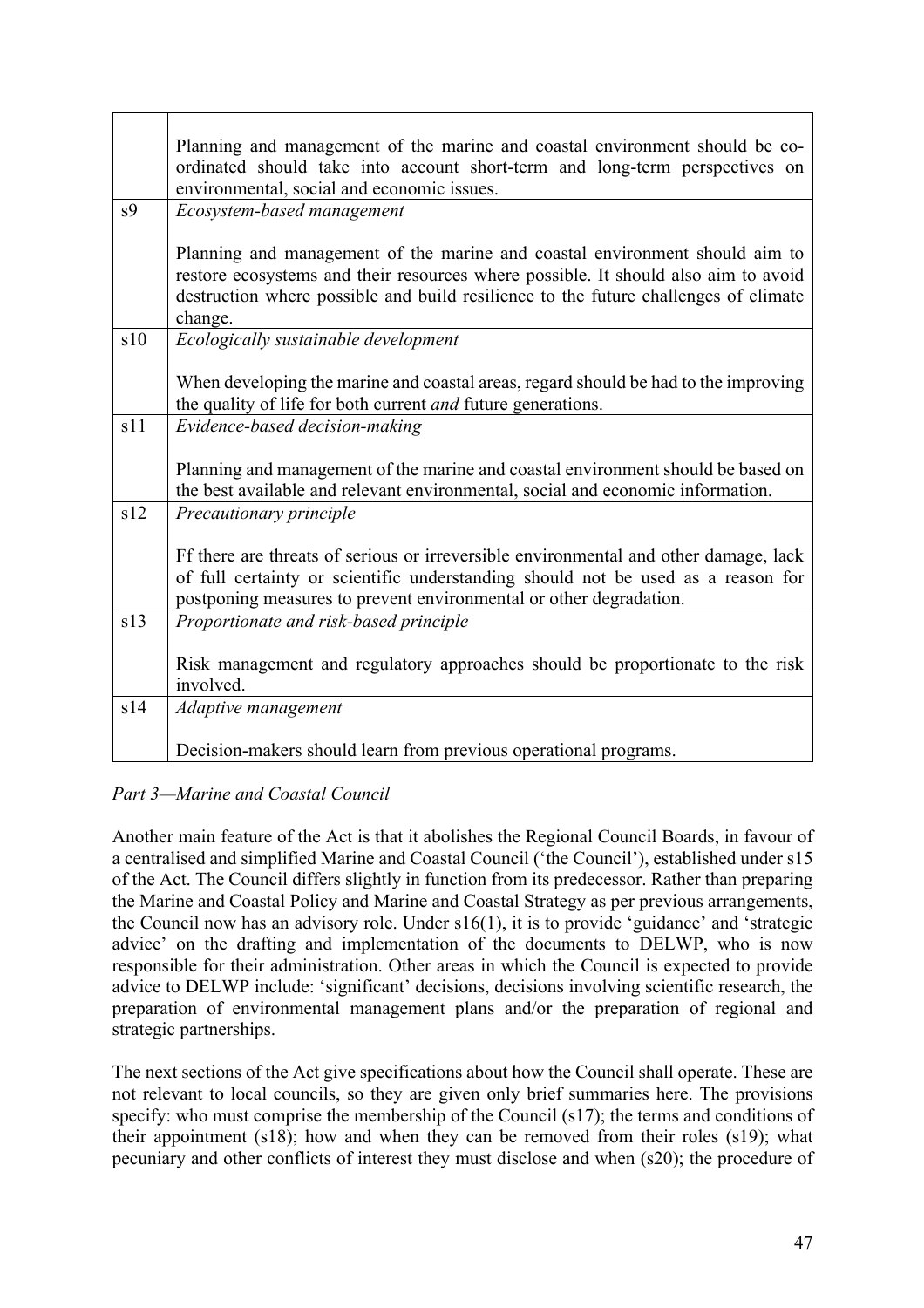| | |
|---|---|
| | Planning and management of the marine and coastal environment should be co-ordinated should take into account short-term and long-term perspectives on environmental, social and economic issues. |
| s9 | *Ecosystem-based management*<br><br>Planning and management of the marine and coastal environment should aim to restore ecosystems and their resources where possible. It should also aim to avoid destruction where possible and build resilience to the future challenges of climate change. |
| s10 | *Ecologically sustainable development*<br><br>When developing the marine and coastal areas, regard should be had to the improving the quality of life for both current *and* future generations. |
| s11 | *Evidence-based decision-making*<br><br>Planning and management of the marine and coastal environment should be based on the best available and relevant environmental, social and economic information. |
| s12 | *Precautionary principle*<br><br>Ff there are threats of serious or irreversible environmental and other damage, lack of full certainty or scientific understanding should not be used as a reason for postponing measures to prevent environmental or other degradation. |
| s13 | *Proportionate and risk-based principle*<br><br>Risk management and regulatory approaches should be proportionate to the risk involved. |
| s14 | *Adaptive management*<br><br>Decision-makers should learn from previous operational programs. |

*Part 3—Marine and Coastal Council*

Another main feature of the Act is that it abolishes the Regional Council Boards, in favour of a centralised and simplified Marine and Coastal Council ('the Council'), established under s15 of the Act. The Council differs slightly in function from its predecessor. Rather than preparing the Marine and Coastal Policy and Marine and Coastal Strategy as per previous arrangements, the Council now has an advisory role. Under s16(1), it is to provide 'guidance' and 'strategic advice' on the drafting and implementation of the documents to DELWP, who is now responsible for their administration. Other areas in which the Council is expected to provide advice to DELWP include: 'significant' decisions, decisions involving scientific research, the preparation of environmental management plans and/or the preparation of regional and strategic partnerships.

The next sections of the Act give specifications about how the Council shall operate. These are not relevant to local councils, so they are given only brief summaries here. The provisions specify: who must comprise the membership of the Council (s17); the terms and conditions of their appointment (s18); how and when they can be removed from their roles (s19); what pecuniary and other conflicts of interest they must disclose and when (s20); the procedure of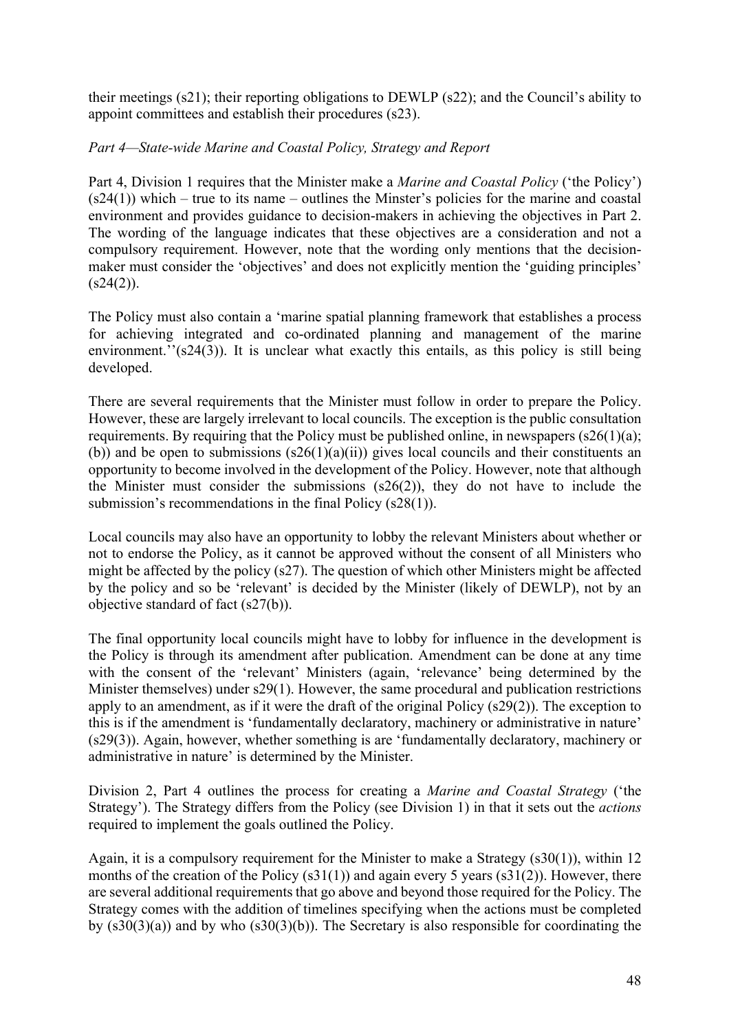their meetings (s21); their reporting obligations to DEWLP (s22); and the Council's ability to appoint committees and establish their procedures (s23).

*Part 4—State-wide Marine and Coastal Policy, Strategy and Report*

Part 4, Division 1 requires that the Minister make a *Marine and Coastal Policy* ('the Policy') (s24(1)) which – true to its name – outlines the Minster's policies for the marine and coastal environment and provides guidance to decision-makers in achieving the objectives in Part 2. The wording of the language indicates that these objectives are a consideration and not a compulsory requirement. However, note that the wording only mentions that the decision-maker must consider the 'objectives' and does not explicitly mention the 'guiding principles' (s24(2)).

The Policy must also contain a 'marine spatial planning framework that establishes a process for achieving integrated and co-ordinated planning and management of the marine environment.''(s24(3)). It is unclear what exactly this entails, as this policy is still being developed.

There are several requirements that the Minister must follow in order to prepare the Policy. However, these are largely irrelevant to local councils. The exception is the public consultation requirements. By requiring that the Policy must be published online, in newspapers (s26(1)(a); (b)) and be open to submissions (s26(1)(a)(ii)) gives local councils and their constituents an opportunity to become involved in the development of the Policy. However, note that although the Minister must consider the submissions (s26(2)), they do not have to include the submission's recommendations in the final Policy (s28(1)).

Local councils may also have an opportunity to lobby the relevant Ministers about whether or not to endorse the Policy, as it cannot be approved without the consent of all Ministers who might be affected by the policy (s27). The question of which other Ministers might be affected by the policy and so be 'relevant' is decided by the Minister (likely of DEWLP), not by an objective standard of fact (s27(b)).

The final opportunity local councils might have to lobby for influence in the development is the Policy is through its amendment after publication. Amendment can be done at any time with the consent of the 'relevant' Ministers (again, 'relevance' being determined by the Minister themselves) under s29(1). However, the same procedural and publication restrictions apply to an amendment, as if it were the draft of the original Policy (s29(2)). The exception to this is if the amendment is 'fundamentally declaratory, machinery or administrative in nature' (s29(3)). Again, however, whether something is are 'fundamentally declaratory, machinery or administrative in nature' is determined by the Minister.

Division 2, Part 4 outlines the process for creating a *Marine and Coastal Strategy* ('the Strategy'). The Strategy differs from the Policy (see Division 1) in that it sets out the *actions* required to implement the goals outlined the Policy.

Again, it is a compulsory requirement for the Minister to make a Strategy (s30(1)), within 12 months of the creation of the Policy (s31(1)) and again every 5 years (s31(2)). However, there are several additional requirements that go above and beyond those required for the Policy. The Strategy comes with the addition of timelines specifying when the actions must be completed by (s30(3)(a)) and by who (s30(3)(b)). The Secretary is also responsible for coordinating the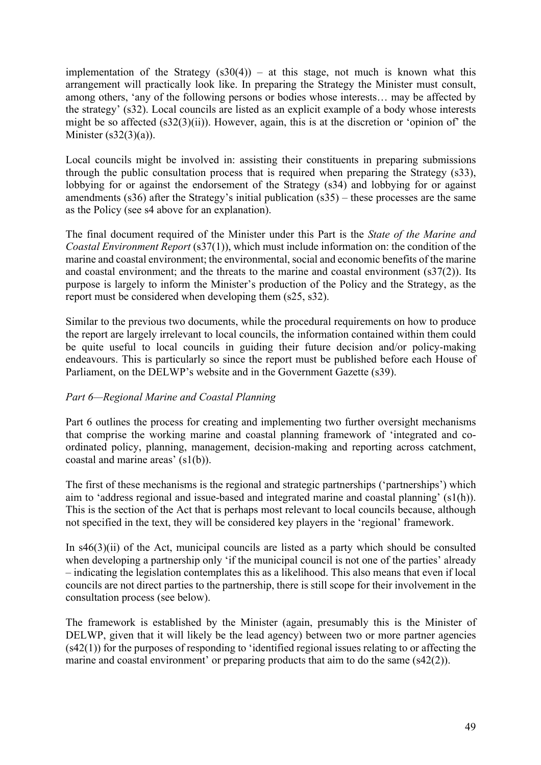implementation of the Strategy (s30(4)) – at this stage, not much is known what this arrangement will practically look like. In preparing the Strategy the Minister must consult, among others, 'any of the following persons or bodies whose interests… may be affected by the strategy' (s32). Local councils are listed as an explicit example of a body whose interests might be so affected (s32(3)(ii)). However, again, this is at the discretion or 'opinion of' the Minister (s32(3)(a)).

Local councils might be involved in: assisting their constituents in preparing submissions through the public consultation process that is required when preparing the Strategy (s33), lobbying for or against the endorsement of the Strategy (s34) and lobbying for or against amendments (s36) after the Strategy's initial publication (s35) – these processes are the same as the Policy (see s4 above for an explanation).

The final document required of the Minister under this Part is the *State of the Marine and Coastal Environment Report* (s37(1)), which must include information on: the condition of the marine and coastal environment; the environmental, social and economic benefits of the marine and coastal environment; and the threats to the marine and coastal environment (s37(2)). Its purpose is largely to inform the Minister's production of the Policy and the Strategy, as the report must be considered when developing them (s25, s32).

Similar to the previous two documents, while the procedural requirements on how to produce the report are largely irrelevant to local councils, the information contained within them could be quite useful to local councils in guiding their future decision and/or policy-making endeavours. This is particularly so since the report must be published before each House of Parliament, on the DELWP's website and in the Government Gazette (s39).

*Part 6—Regional Marine and Coastal Planning*

Part 6 outlines the process for creating and implementing two further oversight mechanisms that comprise the working marine and coastal planning framework of 'integrated and co-ordinated policy, planning, management, decision-making and reporting across catchment, coastal and marine areas' (s1(b)).

The first of these mechanisms is the regional and strategic partnerships ('partnerships') which aim to 'address regional and issue-based and integrated marine and coastal planning' (s1(h)). This is the section of the Act that is perhaps most relevant to local councils because, although not specified in the text, they will be considered key players in the 'regional' framework.

In s46(3)(ii) of the Act, municipal councils are listed as a party which should be consulted when developing a partnership only 'if the municipal council is not one of the parties' already – indicating the legislation contemplates this as a likelihood. This also means that even if local councils are not direct parties to the partnership, there is still scope for their involvement in the consultation process (see below).

The framework is established by the Minister (again, presumably this is the Minister of DELWP, given that it will likely be the lead agency) between two or more partner agencies (s42(1)) for the purposes of responding to 'identified regional issues relating to or affecting the marine and coastal environment' or preparing products that aim to do the same (s42(2)).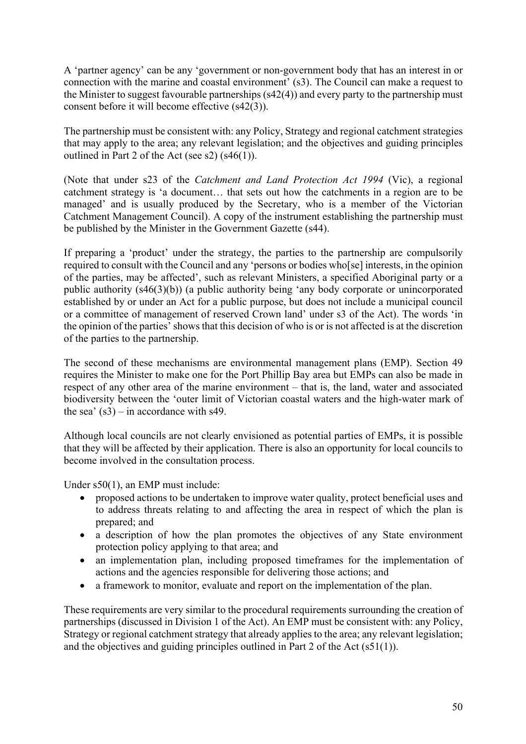A 'partner agency' can be any 'government or non-government body that has an interest in or connection with the marine and coastal environment' (s3). The Council can make a request to the Minister to suggest favourable partnerships (s42(4)) and every party to the partnership must consent before it will become effective (s42(3)).

The partnership must be consistent with: any Policy, Strategy and regional catchment strategies that may apply to the area; any relevant legislation; and the objectives and guiding principles outlined in Part 2 of the Act (see s2) (s46(1)).

(Note that under s23 of the *Catchment and Land Protection Act 1994* (Vic), a regional catchment strategy is 'a document… that sets out how the catchments in a region are to be managed' and is usually produced by the Secretary, who is a member of the Victorian Catchment Management Council). A copy of the instrument establishing the partnership must be published by the Minister in the Government Gazette (s44).

If preparing a 'product' under the strategy, the parties to the partnership are compulsorily required to consult with the Council and any 'persons or bodies who[se] interests, in the opinion of the parties, may be affected', such as relevant Ministers, a specified Aboriginal party or a public authority (s46(3)(b)) (a public authority being 'any body corporate or unincorporated established by or under an Act for a public purpose, but does not include a municipal council or a committee of management of reserved Crown land' under s3 of the Act). The words 'in the opinion of the parties' shows that this decision of who is or is not affected is at the discretion of the parties to the partnership.

The second of these mechanisms are environmental management plans (EMP). Section 49 requires the Minister to make one for the Port Phillip Bay area but EMPs can also be made in respect of any other area of the marine environment – that is, the land, water and associated biodiversity between the 'outer limit of Victorian coastal waters and the high-water mark of the sea' (s3) – in accordance with s49.

Although local councils are not clearly envisioned as potential parties of EMPs, it is possible that they will be affected by their application. There is also an opportunity for local councils to become involved in the consultation process.

Under s50(1), an EMP must include:

- proposed actions to be undertaken to improve water quality, protect beneficial uses and to address threats relating to and affecting the area in respect of which the plan is prepared; and
- a description of how the plan promotes the objectives of any State environment protection policy applying to that area; and
- an implementation plan, including proposed timeframes for the implementation of actions and the agencies responsible for delivering those actions; and
- a framework to monitor, evaluate and report on the implementation of the plan.

These requirements are very similar to the procedural requirements surrounding the creation of partnerships (discussed in Division 1 of the Act). An EMP must be consistent with: any Policy, Strategy or regional catchment strategy that already applies to the area; any relevant legislation; and the objectives and guiding principles outlined in Part 2 of the Act (s51(1)).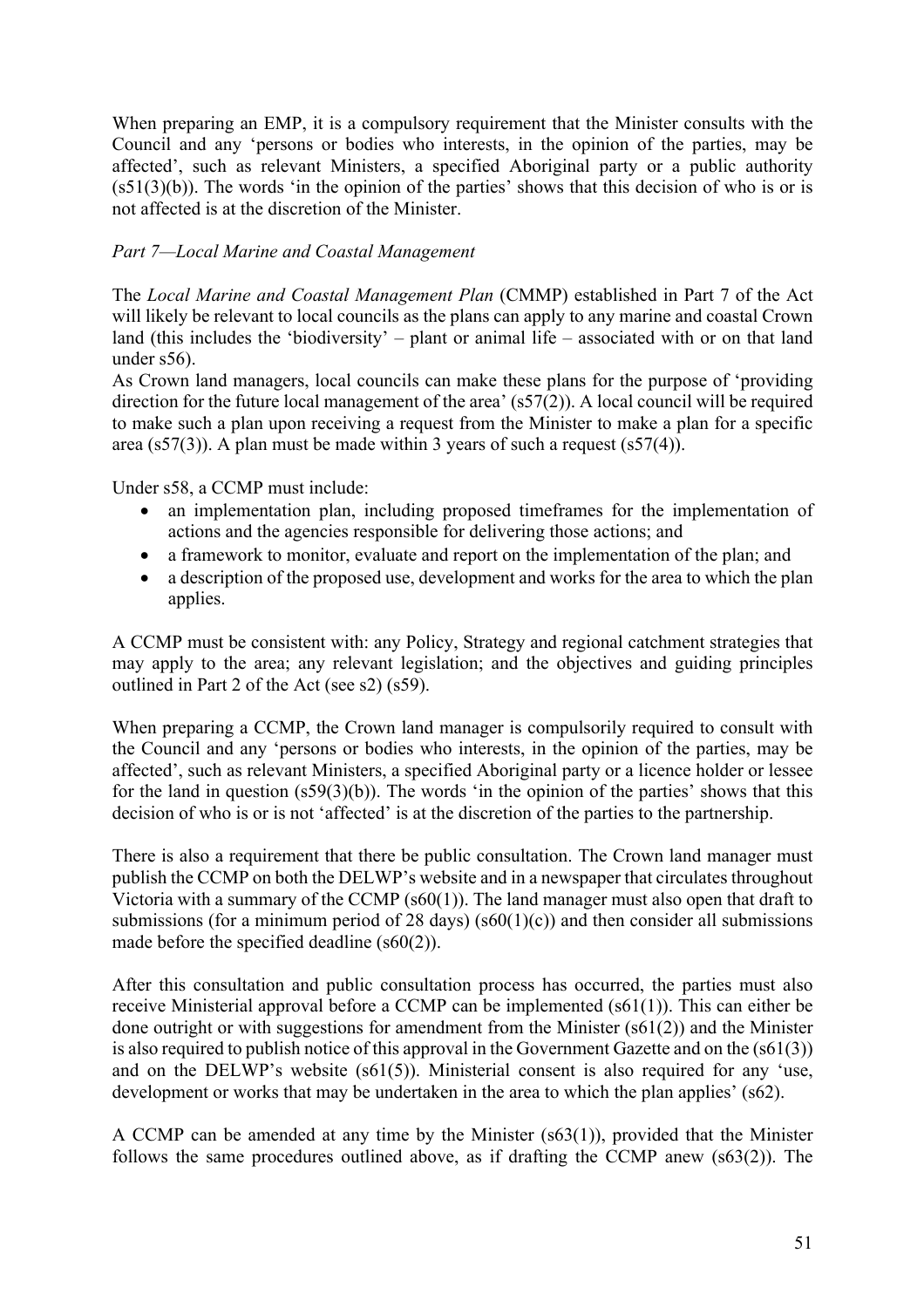When preparing an EMP, it is a compulsory requirement that the Minister consults with the Council and any 'persons or bodies who interests, in the opinion of the parties, may be affected', such as relevant Ministers, a specified Aboriginal party or a public authority (s51(3)(b)). The words 'in the opinion of the parties' shows that this decision of who is or is not affected is at the discretion of the Minister.

*Part 7—Local Marine and Coastal Management*

The *Local Marine and Coastal Management Plan* (CMMP) established in Part 7 of the Act will likely be relevant to local councils as the plans can apply to any marine and coastal Crown land (this includes the 'biodiversity' – plant or animal life – associated with or on that land under s56).

As Crown land managers, local councils can make these plans for the purpose of 'providing direction for the future local management of the area' (s57(2)). A local council will be required to make such a plan upon receiving a request from the Minister to make a plan for a specific area (s57(3)). A plan must be made within 3 years of such a request (s57(4)).

Under s58, a CCMP must include:

- an implementation plan, including proposed timeframes for the implementation of actions and the agencies responsible for delivering those actions; and
- a framework to monitor, evaluate and report on the implementation of the plan; and
- a description of the proposed use, development and works for the area to which the plan applies.

A CCMP must be consistent with: any Policy, Strategy and regional catchment strategies that may apply to the area; any relevant legislation; and the objectives and guiding principles outlined in Part 2 of the Act (see s2) (s59).

When preparing a CCMP, the Crown land manager is compulsorily required to consult with the Council and any 'persons or bodies who interests, in the opinion of the parties, may be affected', such as relevant Ministers, a specified Aboriginal party or a licence holder or lessee for the land in question (s59(3)(b)). The words 'in the opinion of the parties' shows that this decision of who is or is not 'affected' is at the discretion of the parties to the partnership.

There is also a requirement that there be public consultation. The Crown land manager must publish the CCMP on both the DELWP's website and in a newspaper that circulates throughout Victoria with a summary of the CCMP (s60(1)). The land manager must also open that draft to submissions (for a minimum period of 28 days) (s60(1)(c)) and then consider all submissions made before the specified deadline (s60(2)).

After this consultation and public consultation process has occurred, the parties must also receive Ministerial approval before a CCMP can be implemented (s61(1)). This can either be done outright or with suggestions for amendment from the Minister (s61(2)) and the Minister is also required to publish notice of this approval in the Government Gazette and on the (s61(3)) and on the DELWP's website (s61(5)). Ministerial consent is also required for any 'use, development or works that may be undertaken in the area to which the plan applies' (s62).

A CCMP can be amended at any time by the Minister (s63(1)), provided that the Minister follows the same procedures outlined above, as if drafting the CCMP anew (s63(2)). The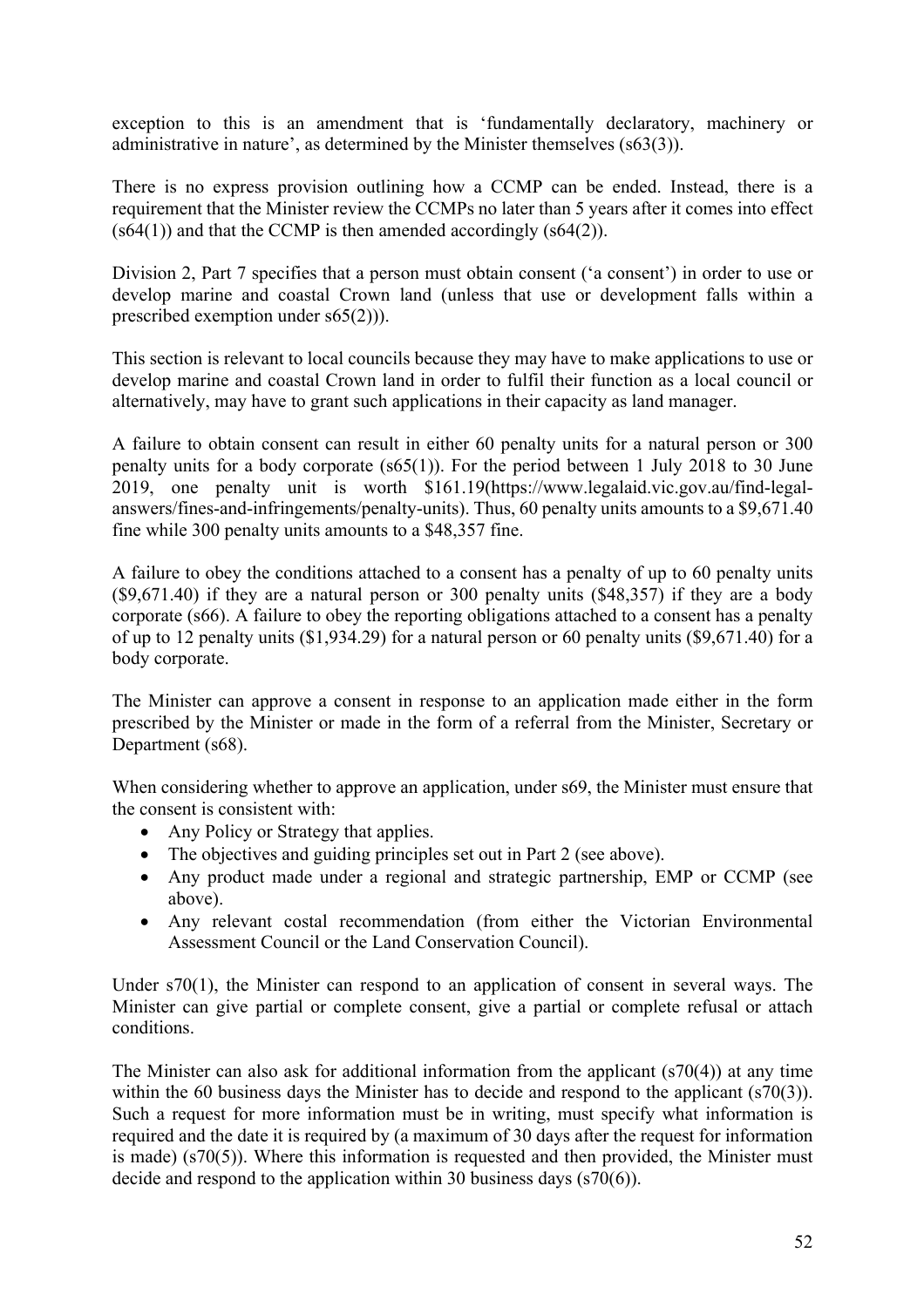exception to this is an amendment that is 'fundamentally declaratory, machinery or administrative in nature', as determined by the Minister themselves (s63(3)).

There is no express provision outlining how a CCMP can be ended. Instead, there is a requirement that the Minister review the CCMPs no later than 5 years after it comes into effect (s64(1)) and that the CCMP is then amended accordingly (s64(2)).

Division 2, Part 7 specifies that a person must obtain consent ('a consent') in order to use or develop marine and coastal Crown land (unless that use or development falls within a prescribed exemption under s65(2))).

This section is relevant to local councils because they may have to make applications to use or develop marine and coastal Crown land in order to fulfil their function as a local council or alternatively, may have to grant such applications in their capacity as land manager.

A failure to obtain consent can result in either 60 penalty units for a natural person or 300 penalty units for a body corporate (s65(1)). For the period between 1 July 2018 to 30 June 2019, one penalty unit is worth $161.19(https://www.legalaid.vic.gov.au/find-legal-answers/fines-and-infringements/penalty-units). Thus, 60 penalty units amounts to a $9,671.40 fine while 300 penalty units amounts to a $48,357 fine.

A failure to obey the conditions attached to a consent has a penalty of up to 60 penalty units ($9,671.40) if they are a natural person or 300 penalty units ($48,357) if they are a body corporate (s66). A failure to obey the reporting obligations attached to a consent has a penalty of up to 12 penalty units ($1,934.29) for a natural person or 60 penalty units ($9,671.40) for a body corporate.

The Minister can approve a consent in response to an application made either in the form prescribed by the Minister or made in the form of a referral from the Minister, Secretary or Department (s68).

When considering whether to approve an application, under s69, the Minister must ensure that the consent is consistent with:

- Any Policy or Strategy that applies.
- The objectives and guiding principles set out in Part 2 (see above).
- Any product made under a regional and strategic partnership, EMP or CCMP (see above).
- Any relevant costal recommendation (from either the Victorian Environmental Assessment Council or the Land Conservation Council).

Under s70(1), the Minister can respond to an application of consent in several ways. The Minister can give partial or complete consent, give a partial or complete refusal or attach conditions.

The Minister can also ask for additional information from the applicant (s70(4)) at any time within the 60 business days the Minister has to decide and respond to the applicant (s70(3)). Such a request for more information must be in writing, must specify what information is required and the date it is required by (a maximum of 30 days after the request for information is made) (s70(5)). Where this information is requested and then provided, the Minister must decide and respond to the application within 30 business days (s70(6)).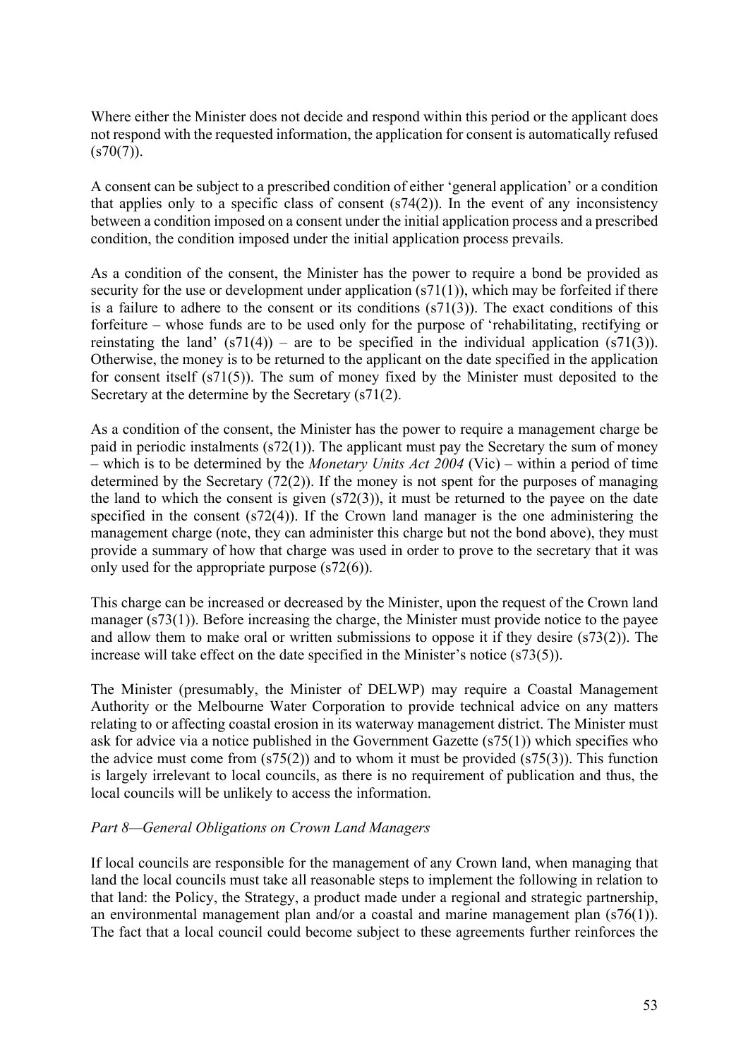Where either the Minister does not decide and respond within this period or the applicant does not respond with the requested information, the application for consent is automatically refused (s70(7)).

A consent can be subject to a prescribed condition of either 'general application' or a condition that applies only to a specific class of consent (s74(2)). In the event of any inconsistency between a condition imposed on a consent under the initial application process and a prescribed condition, the condition imposed under the initial application process prevails.

As a condition of the consent, the Minister has the power to require a bond be provided as security for the use or development under application (s71(1)), which may be forfeited if there is a failure to adhere to the consent or its conditions (s71(3)). The exact conditions of this forfeiture – whose funds are to be used only for the purpose of 'rehabilitating, rectifying or reinstating the land' (s71(4)) – are to be specified in the individual application (s71(3)). Otherwise, the money is to be returned to the applicant on the date specified in the application for consent itself (s71(5)). The sum of money fixed by the Minister must deposited to the Secretary at the determine by the Secretary (s71(2).

As a condition of the consent, the Minister has the power to require a management charge be paid in periodic instalments (s72(1)). The applicant must pay the Secretary the sum of money – which is to be determined by the *Monetary Units Act 2004* (Vic) – within a period of time determined by the Secretary (72(2)). If the money is not spent for the purposes of managing the land to which the consent is given (s72(3)), it must be returned to the payee on the date specified in the consent (s72(4)). If the Crown land manager is the one administering the management charge (note, they can administer this charge but not the bond above), they must provide a summary of how that charge was used in order to prove to the secretary that it was only used for the appropriate purpose (s72(6)).

This charge can be increased or decreased by the Minister, upon the request of the Crown land manager (s73(1)). Before increasing the charge, the Minister must provide notice to the payee and allow them to make oral or written submissions to oppose it if they desire (s73(2)). The increase will take effect on the date specified in the Minister's notice (s73(5)).

The Minister (presumably, the Minister of DELWP) may require a Coastal Management Authority or the Melbourne Water Corporation to provide technical advice on any matters relating to or affecting coastal erosion in its waterway management district. The Minister must ask for advice via a notice published in the Government Gazette (s75(1)) which specifies who the advice must come from (s75(2)) and to whom it must be provided (s75(3)). This function is largely irrelevant to local councils, as there is no requirement of publication and thus, the local councils will be unlikely to access the information.

*Part 8—General Obligations on Crown Land Managers*

If local councils are responsible for the management of any Crown land, when managing that land the local councils must take all reasonable steps to implement the following in relation to that land: the Policy, the Strategy, a product made under a regional and strategic partnership, an environmental management plan and/or a coastal and marine management plan (s76(1)). The fact that a local council could become subject to these agreements further reinforces the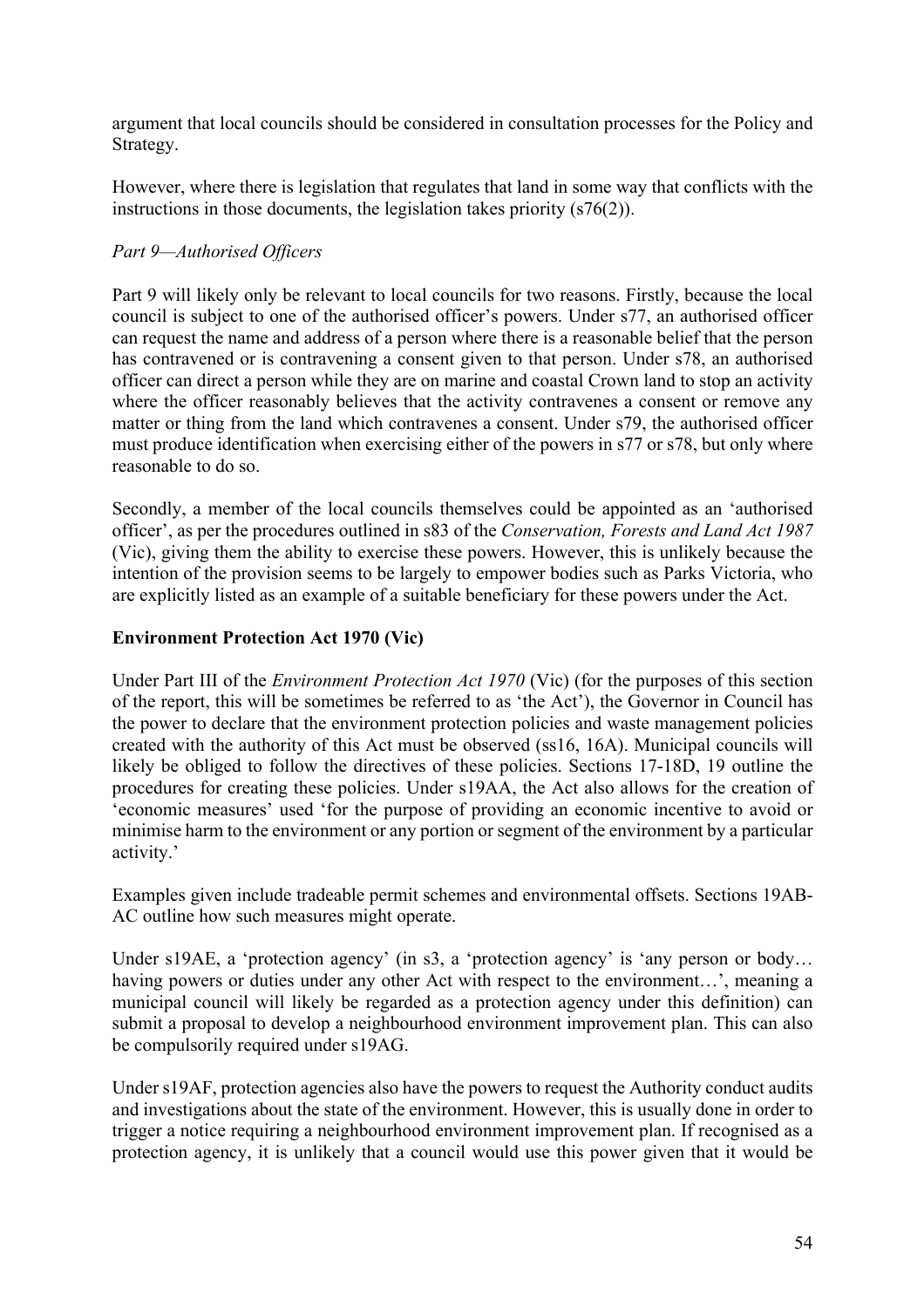argument that local councils should be considered in consultation processes for the Policy and Strategy.

However, where there is legislation that regulates that land in some way that conflicts with the instructions in those documents, the legislation takes priority (s76(2)).

*Part 9—Authorised Officers*

Part 9 will likely only be relevant to local councils for two reasons. Firstly, because the local council is subject to one of the authorised officer's powers. Under s77, an authorised officer can request the name and address of a person where there is a reasonable belief that the person has contravened or is contravening a consent given to that person. Under s78, an authorised officer can direct a person while they are on marine and coastal Crown land to stop an activity where the officer reasonably believes that the activity contravenes a consent or remove any matter or thing from the land which contravenes a consent. Under s79, the authorised officer must produce identification when exercising either of the powers in s77 or s78, but only where reasonable to do so.

Secondly, a member of the local councils themselves could be appointed as an 'authorised officer', as per the procedures outlined in s83 of the *Conservation, Forests and Land Act 1987* (Vic), giving them the ability to exercise these powers. However, this is unlikely because the intention of the provision seems to be largely to empower bodies such as Parks Victoria, who are explicitly listed as an example of a suitable beneficiary for these powers under the Act.

**Environment Protection Act 1970 (Vic)**

Under Part III of the *Environment Protection Act 1970* (Vic) (for the purposes of this section of the report, this will be sometimes be referred to as 'the Act'), the Governor in Council has the power to declare that the environment protection policies and waste management policies created with the authority of this Act must be observed (ss16, 16A). Municipal councils will likely be obliged to follow the directives of these policies. Sections 17-18D, 19 outline the procedures for creating these policies. Under s19AA, the Act also allows for the creation of 'economic measures' used 'for the purpose of providing an economic incentive to avoid or minimise harm to the environment or any portion or segment of the environment by a particular activity.'

Examples given include tradeable permit schemes and environmental offsets. Sections 19AB-AC outline how such measures might operate.

Under s19AE, a 'protection agency' (in s3, a 'protection agency' is 'any person or body… having powers or duties under any other Act with respect to the environment…', meaning a municipal council will likely be regarded as a protection agency under this definition) can submit a proposal to develop a neighbourhood environment improvement plan. This can also be compulsorily required under s19AG.

Under s19AF, protection agencies also have the powers to request the Authority conduct audits and investigations about the state of the environment. However, this is usually done in order to trigger a notice requiring a neighbourhood environment improvement plan. If recognised as a protection agency, it is unlikely that a council would use this power given that it would be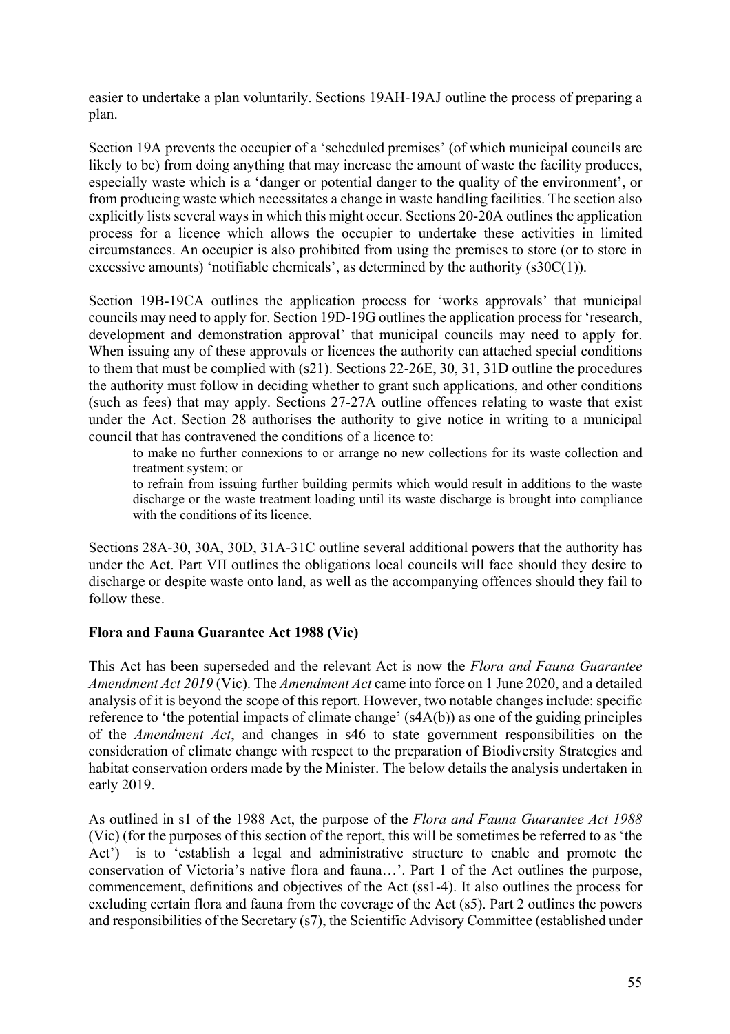easier to undertake a plan voluntarily. Sections 19AH-19AJ outline the process of preparing a plan.

Section 19A prevents the occupier of a 'scheduled premises' (of which municipal councils are likely to be) from doing anything that may increase the amount of waste the facility produces, especially waste which is a 'danger or potential danger to the quality of the environment', or from producing waste which necessitates a change in waste handling facilities. The section also explicitly lists several ways in which this might occur. Sections 20-20A outlines the application process for a licence which allows the occupier to undertake these activities in limited circumstances. An occupier is also prohibited from using the premises to store (or to store in excessive amounts) 'notifiable chemicals', as determined by the authority (s30C(1)).

Section 19B-19CA outlines the application process for 'works approvals' that municipal councils may need to apply for. Section 19D-19G outlines the application process for 'research, development and demonstration approval' that municipal councils may need to apply for. When issuing any of these approvals or licences the authority can attached special conditions to them that must be complied with (s21). Sections 22-26E, 30, 31, 31D outline the procedures the authority must follow in deciding whether to grant such applications, and other conditions (such as fees) that may apply. Sections 27-27A outline offences relating to waste that exist under the Act. Section 28 authorises the authority to give notice in writing to a municipal council that has contravened the conditions of a licence to:

> to make no further connexions to or arrange no new collections for its waste collection and treatment system; or
>
> to refrain from issuing further building permits which would result in additions to the waste discharge or the waste treatment loading until its waste discharge is brought into compliance with the conditions of its licence.

Sections 28A-30, 30A, 30D, 31A-31C outline several additional powers that the authority has under the Act. Part VII outlines the obligations local councils will face should they desire to discharge or despite waste onto land, as well as the accompanying offences should they fail to follow these.

**Flora and Fauna Guarantee Act 1988 (Vic)**

This Act has been superseded and the relevant Act is now the *Flora and Fauna Guarantee Amendment Act 2019* (Vic). The *Amendment Act* came into force on 1 June 2020, and a detailed analysis of it is beyond the scope of this report. However, two notable changes include: specific reference to 'the potential impacts of climate change' (s4A(b)) as one of the guiding principles of the *Amendment Act*, and changes in s46 to state government responsibilities on the consideration of climate change with respect to the preparation of Biodiversity Strategies and habitat conservation orders made by the Minister. The below details the analysis undertaken in early 2019.

As outlined in s1 of the 1988 Act, the purpose of the *Flora and Fauna Guarantee Act 1988* (Vic) (for the purposes of this section of the report, this will be sometimes be referred to as 'the Act') is to 'establish a legal and administrative structure to enable and promote the conservation of Victoria's native flora and fauna…'. Part 1 of the Act outlines the purpose, commencement, definitions and objectives of the Act (ss1-4). It also outlines the process for excluding certain flora and fauna from the coverage of the Act (s5). Part 2 outlines the powers and responsibilities of the Secretary (s7), the Scientific Advisory Committee (established under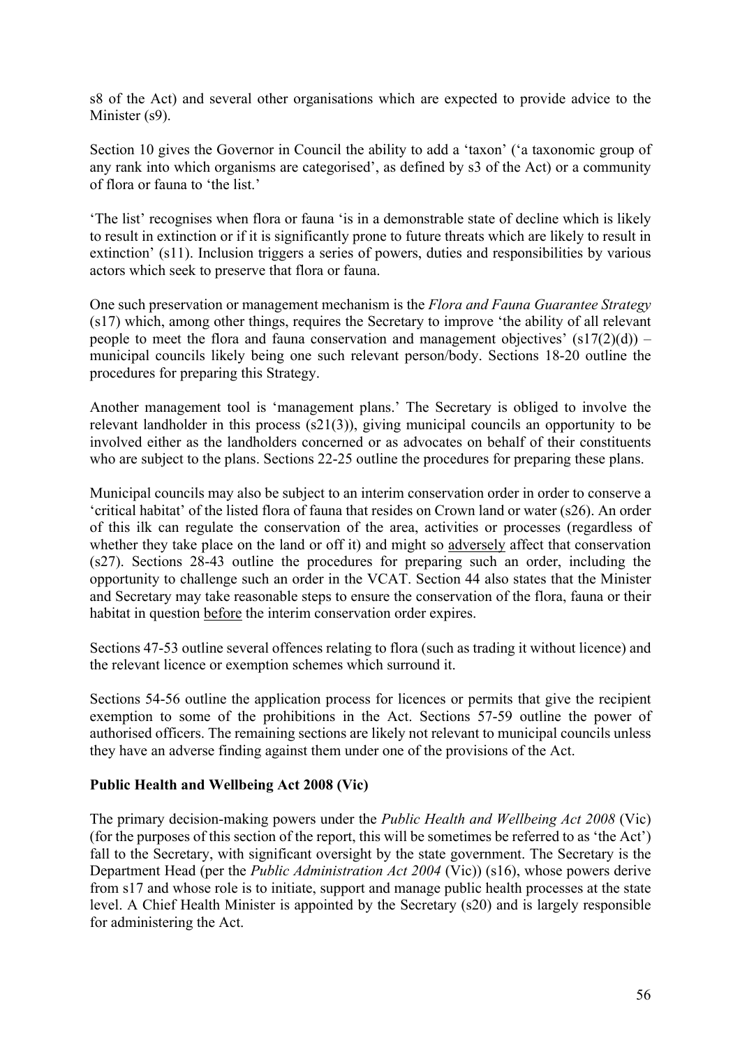s8 of the Act) and several other organisations which are expected to provide advice to the Minister (s9).

Section 10 gives the Governor in Council the ability to add a 'taxon' ('a taxonomic group of any rank into which organisms are categorised', as defined by s3 of the Act) or a community of flora or fauna to 'the list.'

'The list' recognises when flora or fauna 'is in a demonstrable state of decline which is likely to result in extinction or if it is significantly prone to future threats which are likely to result in extinction' (s11). Inclusion triggers a series of powers, duties and responsibilities by various actors which seek to preserve that flora or fauna.

One such preservation or management mechanism is the *Flora and Fauna Guarantee Strategy* (s17) which, among other things, requires the Secretary to improve 'the ability of all relevant people to meet the flora and fauna conservation and management objectives' (s17(2)(d)) – municipal councils likely being one such relevant person/body. Sections 18-20 outline the procedures for preparing this Strategy.

Another management tool is 'management plans.' The Secretary is obliged to involve the relevant landholder in this process (s21(3)), giving municipal councils an opportunity to be involved either as the landholders concerned or as advocates on behalf of their constituents who are subject to the plans. Sections 22-25 outline the procedures for preparing these plans.

Municipal councils may also be subject to an interim conservation order in order to conserve a 'critical habitat' of the listed flora of fauna that resides on Crown land or water (s26). An order of this ilk can regulate the conservation of the area, activities or processes (regardless of whether they take place on the land or off it) and might so <u>adversely</u> affect that conservation (s27). Sections 28-43 outline the procedures for preparing such an order, including the opportunity to challenge such an order in the VCAT. Section 44 also states that the Minister and Secretary may take reasonable steps to ensure the conservation of the flora, fauna or their habitat in question <u>before</u> the interim conservation order expires.

Sections 47-53 outline several offences relating to flora (such as trading it without licence) and the relevant licence or exemption schemes which surround it.

Sections 54-56 outline the application process for licences or permits that give the recipient exemption to some of the prohibitions in the Act. Sections 57-59 outline the power of authorised officers. The remaining sections are likely not relevant to municipal councils unless they have an adverse finding against them under one of the provisions of the Act.

**Public Health and Wellbeing Act 2008 (Vic)**

The primary decision-making powers under the *Public Health and Wellbeing Act 2008* (Vic) (for the purposes of this section of the report, this will be sometimes be referred to as 'the Act') fall to the Secretary, with significant oversight by the state government. The Secretary is the Department Head (per the *Public Administration Act 2004* (Vic)) (s16), whose powers derive from s17 and whose role is to initiate, support and manage public health processes at the state level. A Chief Health Minister is appointed by the Secretary (s20) and is largely responsible for administering the Act.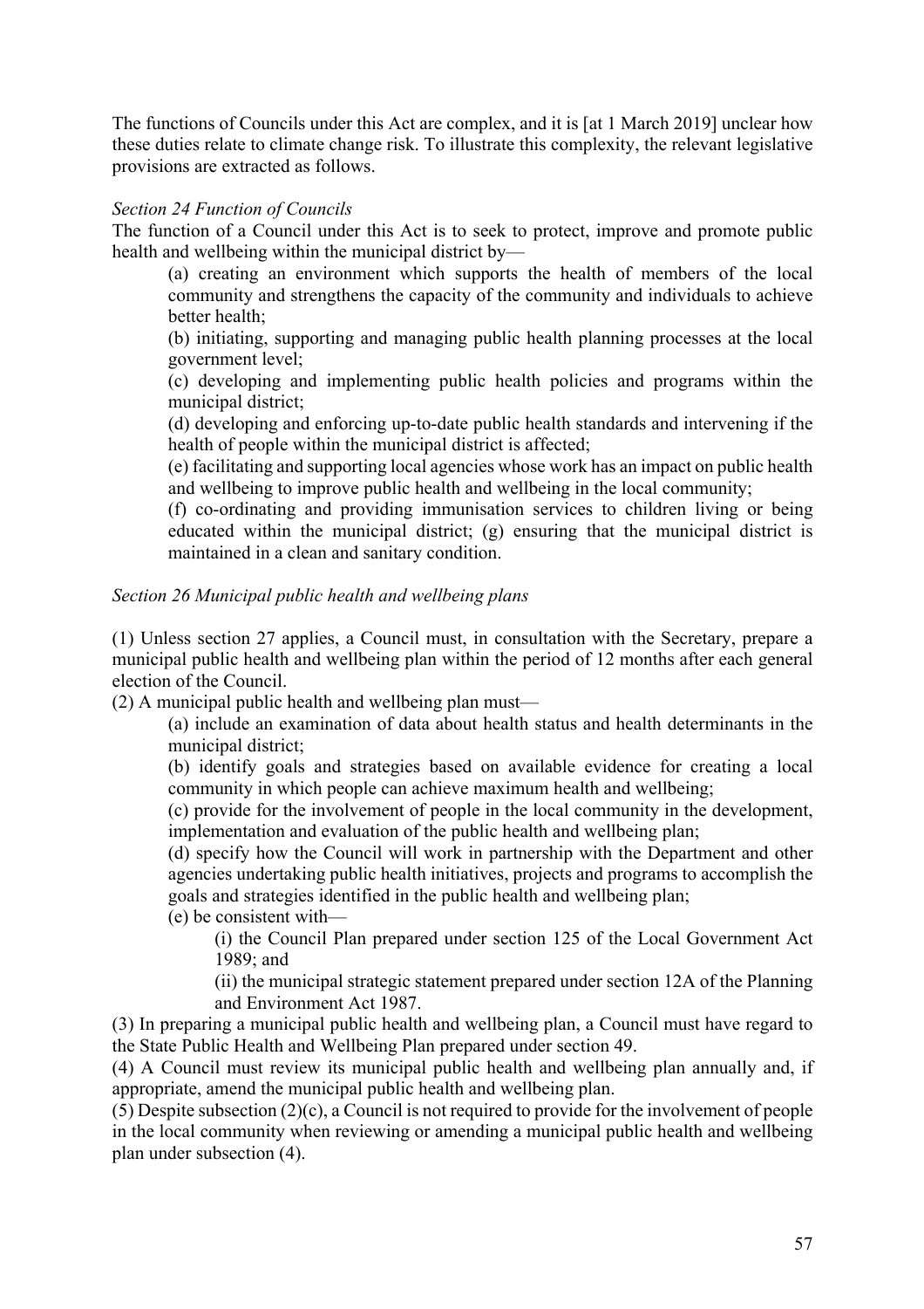The functions of Councils under this Act are complex, and it is [at 1 March 2019] unclear how these duties relate to climate change risk. To illustrate this complexity, the relevant legislative provisions are extracted as follows.

*Section 24 Function of Councils*

The function of a Council under this Act is to seek to protect, improve and promote public health and wellbeing within the municipal district by—

> (a) creating an environment which supports the health of members of the local community and strengthens the capacity of the community and individuals to achieve better health;
>
> (b) initiating, supporting and managing public health planning processes at the local government level;
>
> (c) developing and implementing public health policies and programs within the municipal district;
>
> (d) developing and enforcing up-to-date public health standards and intervening if the health of people within the municipal district is affected;
>
> (e) facilitating and supporting local agencies whose work has an impact on public health and wellbeing to improve public health and wellbeing in the local community;
>
> (f) co-ordinating and providing immunisation services to children living or being educated within the municipal district; (g) ensuring that the municipal district is maintained in a clean and sanitary condition.

*Section 26 Municipal public health and wellbeing plans*

(1) Unless section 27 applies, a Council must, in consultation with the Secretary, prepare a municipal public health and wellbeing plan within the period of 12 months after each general election of the Council.

(2) A municipal public health and wellbeing plan must—

> (a) include an examination of data about health status and health determinants in the municipal district;
>
> (b) identify goals and strategies based on available evidence for creating a local community in which people can achieve maximum health and wellbeing;
>
> (c) provide for the involvement of people in the local community in the development, implementation and evaluation of the public health and wellbeing plan;
>
> (d) specify how the Council will work in partnership with the Department and other agencies undertaking public health initiatives, projects and programs to accomplish the goals and strategies identified in the public health and wellbeing plan;
>
> (e) be consistent with—
>
> > (i) the Council Plan prepared under section 125 of the Local Government Act 1989; and
> >
> > (ii) the municipal strategic statement prepared under section 12A of the Planning and Environment Act 1987.

(3) In preparing a municipal public health and wellbeing plan, a Council must have regard to the State Public Health and Wellbeing Plan prepared under section 49.

(4) A Council must review its municipal public health and wellbeing plan annually and, if appropriate, amend the municipal public health and wellbeing plan.

(5) Despite subsection (2)(c), a Council is not required to provide for the involvement of people in the local community when reviewing or amending a municipal public health and wellbeing plan under subsection (4).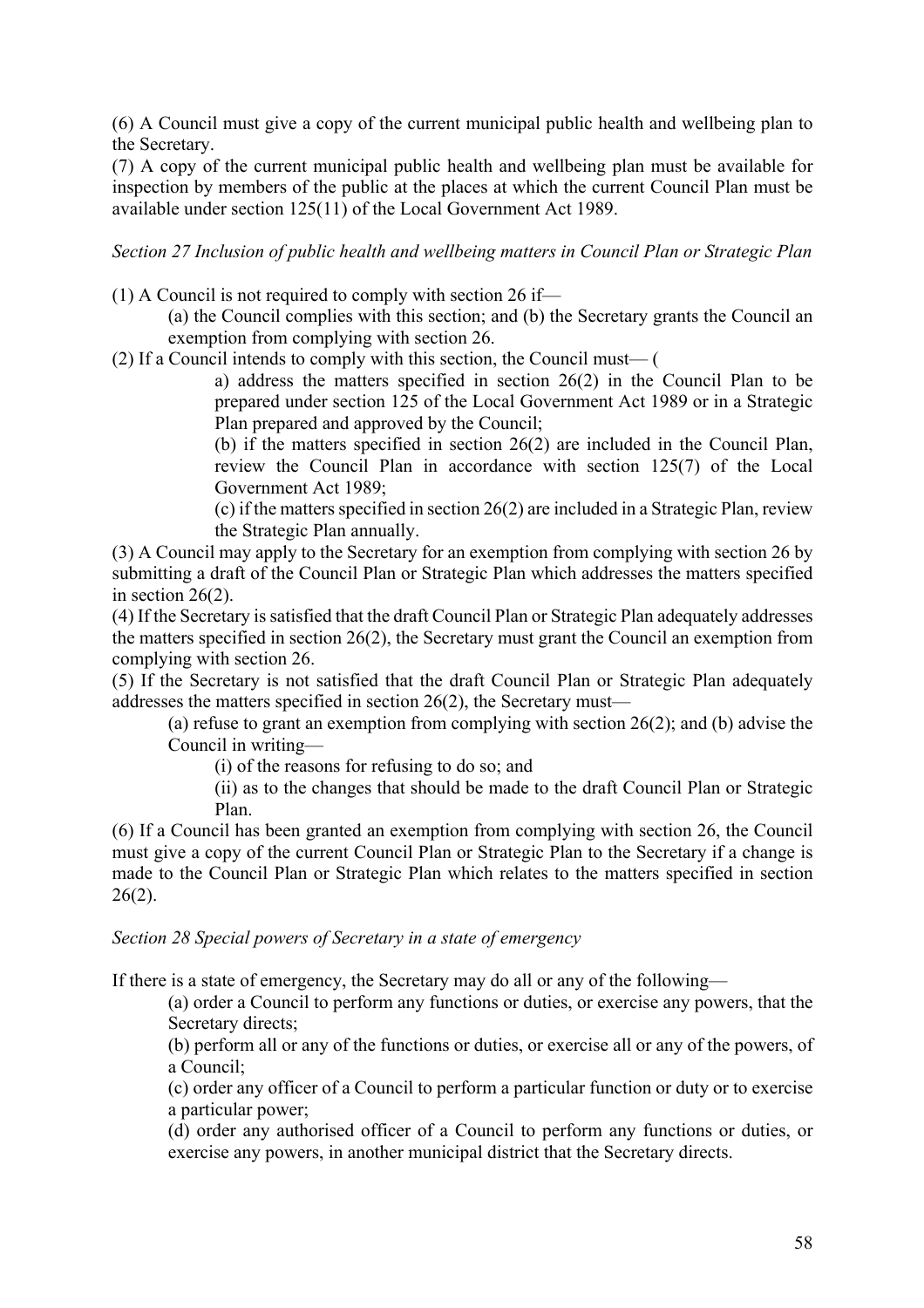(6) A Council must give a copy of the current municipal public health and wellbeing plan to the Secretary.

(7) A copy of the current municipal public health and wellbeing plan must be available for inspection by members of the public at the places at which the current Council Plan must be available under section 125(11) of the Local Government Act 1989.

*Section 27 Inclusion of public health and wellbeing matters in Council Plan or Strategic Plan*

(1) A Council is not required to comply with section 26 if—

> (a) the Council complies with this section; and (b) the Secretary grants the Council an exemption from complying with section 26.

(2) If a Council intends to comply with this section, the Council must— (

> a) address the matters specified in section 26(2) in the Council Plan to be prepared under section 125 of the Local Government Act 1989 or in a Strategic Plan prepared and approved by the Council;
>
> (b) if the matters specified in section 26(2) are included in the Council Plan, review the Council Plan in accordance with section 125(7) of the Local Government Act 1989;
>
> (c) if the matters specified in section 26(2) are included in a Strategic Plan, review the Strategic Plan annually.

(3) A Council may apply to the Secretary for an exemption from complying with section 26 by submitting a draft of the Council Plan or Strategic Plan which addresses the matters specified in section 26(2).

(4) If the Secretary is satisfied that the draft Council Plan or Strategic Plan adequately addresses the matters specified in section 26(2), the Secretary must grant the Council an exemption from complying with section 26.

(5) If the Secretary is not satisfied that the draft Council Plan or Strategic Plan adequately addresses the matters specified in section 26(2), the Secretary must—

> (a) refuse to grant an exemption from complying with section 26(2); and (b) advise the Council in writing—
>
> > (i) of the reasons for refusing to do so; and
> >
> > (ii) as to the changes that should be made to the draft Council Plan or Strategic Plan.

(6) If a Council has been granted an exemption from complying with section 26, the Council must give a copy of the current Council Plan or Strategic Plan to the Secretary if a change is made to the Council Plan or Strategic Plan which relates to the matters specified in section 26(2).

*Section 28 Special powers of Secretary in a state of emergency*

If there is a state of emergency, the Secretary may do all or any of the following—

> (a) order a Council to perform any functions or duties, or exercise any powers, that the Secretary directs;
>
> (b) perform all or any of the functions or duties, or exercise all or any of the powers, of a Council;
>
> (c) order any officer of a Council to perform a particular function or duty or to exercise a particular power;
>
> (d) order any authorised officer of a Council to perform any functions or duties, or exercise any powers, in another municipal district that the Secretary directs.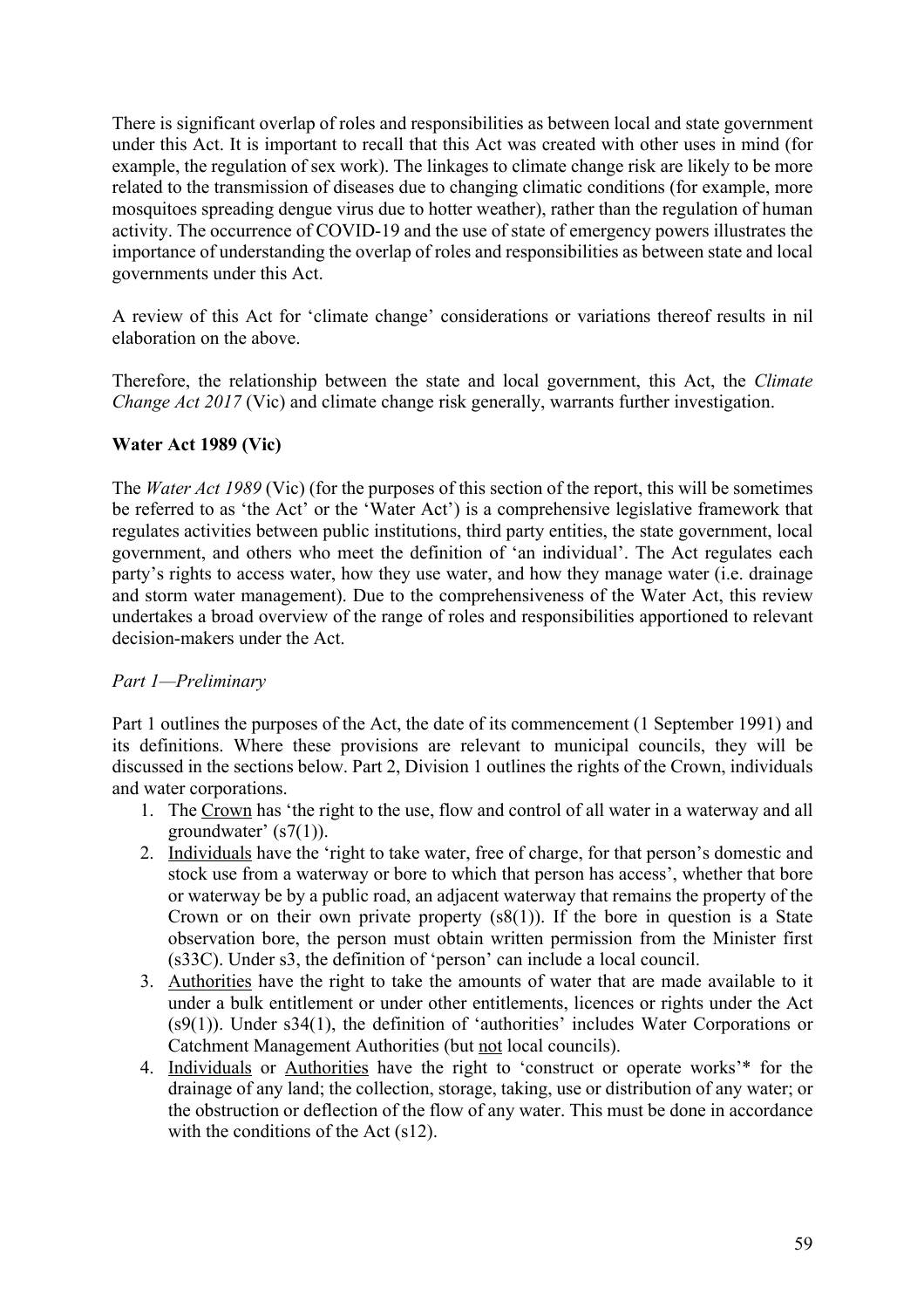There is significant overlap of roles and responsibilities as between local and state government under this Act. It is important to recall that this Act was created with other uses in mind (for example, the regulation of sex work). The linkages to climate change risk are likely to be more related to the transmission of diseases due to changing climatic conditions (for example, more mosquitoes spreading dengue virus due to hotter weather), rather than the regulation of human activity. The occurrence of COVID-19 and the use of state of emergency powers illustrates the importance of understanding the overlap of roles and responsibilities as between state and local governments under this Act.

A review of this Act for 'climate change' considerations or variations thereof results in nil elaboration on the above.

Therefore, the relationship between the state and local government, this Act, the *Climate Change Act 2017* (Vic) and climate change risk generally, warrants further investigation.

**Water Act 1989 (Vic)**

The *Water Act 1989* (Vic) (for the purposes of this section of the report, this will be sometimes be referred to as 'the Act' or the 'Water Act') is a comprehensive legislative framework that regulates activities between public institutions, third party entities, the state government, local government, and others who meet the definition of 'an individual'. The Act regulates each party's rights to access water, how they use water, and how they manage water (i.e. drainage and storm water management). Due to the comprehensiveness of the Water Act, this review undertakes a broad overview of the range of roles and responsibilities apportioned to relevant decision-makers under the Act.

*Part 1—Preliminary*

Part 1 outlines the purposes of the Act, the date of its commencement (1 September 1991) and its definitions. Where these provisions are relevant to municipal councils, they will be discussed in the sections below. Part 2, Division 1 outlines the rights of the Crown, individuals and water corporations.

1. The <u>Crown</u> has 'the right to the use, flow and control of all water in a waterway and all groundwater' (s7(1)).
2. <u>Individuals</u> have the 'right to take water, free of charge, for that person's domestic and stock use from a waterway or bore to which that person has access', whether that bore or waterway be by a public road, an adjacent waterway that remains the property of the Crown or on their own private property (s8(1)). If the bore in question is a State observation bore, the person must obtain written permission from the Minister first (s33C). Under s3, the definition of 'person' can include a local council.
3. <u>Authorities</u> have the right to take the amounts of water that are made available to it under a bulk entitlement or under other entitlements, licences or rights under the Act (s9(1)). Under s34(1), the definition of 'authorities' includes Water Corporations or Catchment Management Authorities (but <u>not</u> local councils).
4. <u>Individuals</u> or <u>Authorities</u> have the right to 'construct or operate works'* for the drainage of any land; the collection, storage, taking, use or distribution of any water; or the obstruction or deflection of the flow of any water. This must be done in accordance with the conditions of the Act (s12).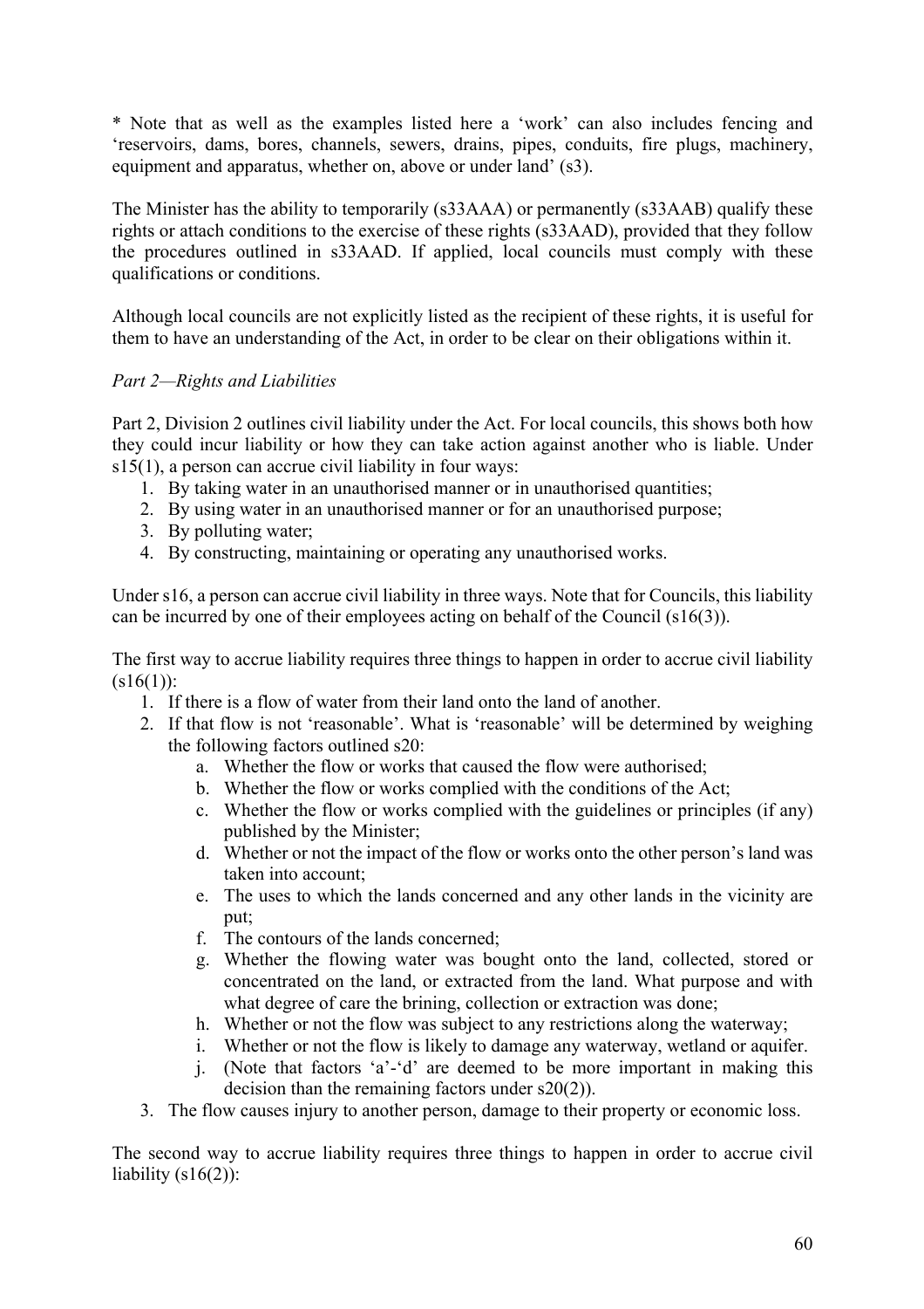* Note that as well as the examples listed here a 'work' can also includes fencing and 'reservoirs, dams, bores, channels, sewers, drains, pipes, conduits, fire plugs, machinery, equipment and apparatus, whether on, above or under land' (s3).

The Minister has the ability to temporarily (s33AAA) or permanently (s33AAB) qualify these rights or attach conditions to the exercise of these rights (s33AAD), provided that they follow the procedures outlined in s33AAD. If applied, local councils must comply with these qualifications or conditions.

Although local councils are not explicitly listed as the recipient of these rights, it is useful for them to have an understanding of the Act, in order to be clear on their obligations within it.

*Part 2—Rights and Liabilities*

Part 2, Division 2 outlines civil liability under the Act. For local councils, this shows both how they could incur liability or how they can take action against another who is liable. Under s15(1), a person can accrue civil liability in four ways:

1. By taking water in an unauthorised manner or in unauthorised quantities;
2. By using water in an unauthorised manner or for an unauthorised purpose;
3. By polluting water;
4. By constructing, maintaining or operating any unauthorised works.

Under s16, a person can accrue civil liability in three ways. Note that for Councils, this liability can be incurred by one of their employees acting on behalf of the Council (s16(3)).

The first way to accrue liability requires three things to happen in order to accrue civil liability (s16(1)):

1. If there is a flow of water from their land onto the land of another.
2. If that flow is not 'reasonable'. What is 'reasonable' will be determined by weighing the following factors outlined s20:
   a. Whether the flow or works that caused the flow were authorised;
   b. Whether the flow or works complied with the conditions of the Act;
   c. Whether the flow or works complied with the guidelines or principles (if any) published by the Minister;
   d. Whether or not the impact of the flow or works onto the other person's land was taken into account;
   e. The uses to which the lands concerned and any other lands in the vicinity are put;
   f. The contours of the lands concerned;
   g. Whether the flowing water was bought onto the land, collected, stored or concentrated on the land, or extracted from the land. What purpose and with what degree of care the brining, collection or extraction was done;
   h. Whether or not the flow was subject to any restrictions along the waterway;
   i. Whether or not the flow is likely to damage any waterway, wetland or aquifer.
   j. (Note that factors 'a'-'d' are deemed to be more important in making this decision than the remaining factors under s20(2)).
3. The flow causes injury to another person, damage to their property or economic loss.

The second way to accrue liability requires three things to happen in order to accrue civil liability (s16(2)):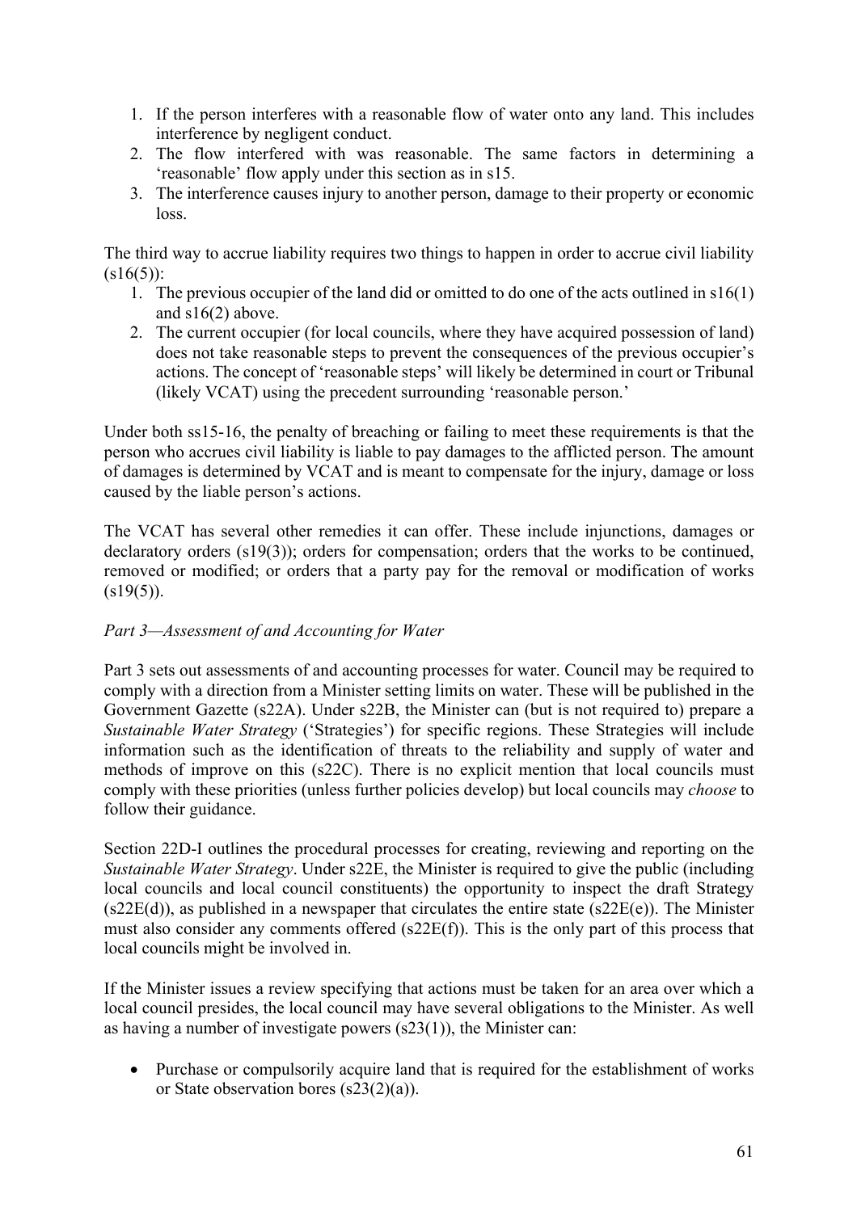1. If the person interferes with a reasonable flow of water onto any land. This includes interference by negligent conduct.
2. The flow interfered with was reasonable. The same factors in determining a 'reasonable' flow apply under this section as in s15.
3. The interference causes injury to another person, damage to their property or economic loss.

The third way to accrue liability requires two things to happen in order to accrue civil liability (s16(5)):

1. The previous occupier of the land did or omitted to do one of the acts outlined in s16(1) and s16(2) above.
2. The current occupier (for local councils, where they have acquired possession of land) does not take reasonable steps to prevent the consequences of the previous occupier's actions. The concept of 'reasonable steps' will likely be determined in court or Tribunal (likely VCAT) using the precedent surrounding 'reasonable person.'

Under both ss15-16, the penalty of breaching or failing to meet these requirements is that the person who accrues civil liability is liable to pay damages to the afflicted person. The amount of damages is determined by VCAT and is meant to compensate for the injury, damage or loss caused by the liable person's actions.

The VCAT has several other remedies it can offer. These include injunctions, damages or declaratory orders (s19(3)); orders for compensation; orders that the works to be continued, removed or modified; or orders that a party pay for the removal or modification of works (s19(5)).

*Part 3—Assessment of and Accounting for Water*

Part 3 sets out assessments of and accounting processes for water. Council may be required to comply with a direction from a Minister setting limits on water. These will be published in the Government Gazette (s22A). Under s22B, the Minister can (but is not required to) prepare a *Sustainable Water Strategy* ('Strategies') for specific regions. These Strategies will include information such as the identification of threats to the reliability and supply of water and methods of improve on this (s22C). There is no explicit mention that local councils must comply with these priorities (unless further policies develop) but local councils may *choose* to follow their guidance.

Section 22D-I outlines the procedural processes for creating, reviewing and reporting on the *Sustainable Water Strategy*. Under s22E, the Minister is required to give the public (including local councils and local council constituents) the opportunity to inspect the draft Strategy (s22E(d)), as published in a newspaper that circulates the entire state (s22E(e)). The Minister must also consider any comments offered (s22E(f)). This is the only part of this process that local councils might be involved in.

If the Minister issues a review specifying that actions must be taken for an area over which a local council presides, the local council may have several obligations to the Minister. As well as having a number of investigate powers (s23(1)), the Minister can:

- Purchase or compulsorily acquire land that is required for the establishment of works or State observation bores (s23(2)(a)).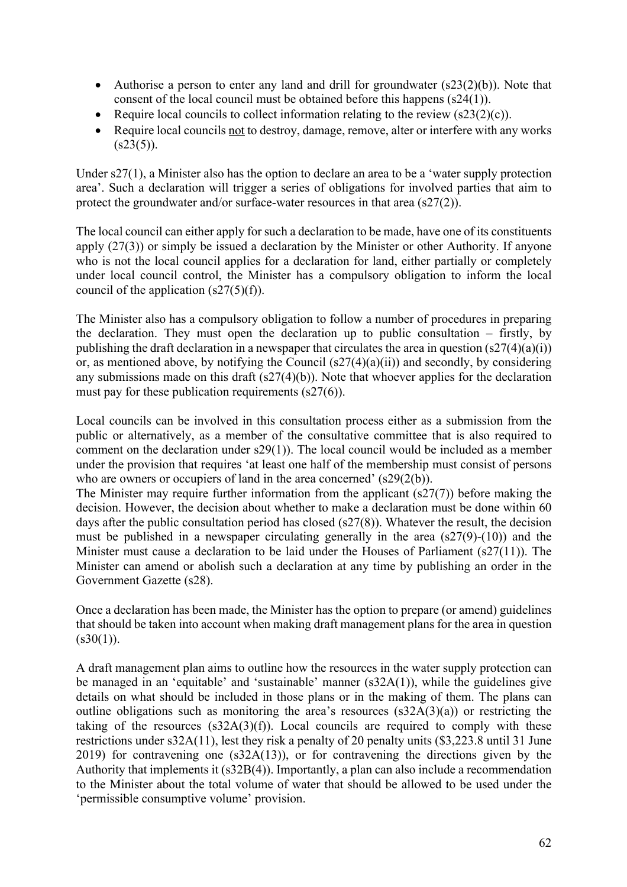- Authorise a person to enter any land and drill for groundwater (s23(2)(b)). Note that consent of the local council must be obtained before this happens (s24(1)).
- Require local councils to collect information relating to the review (s23(2)(c)).
- Require local councils not to destroy, damage, remove, alter or interfere with any works (s23(5)).

Under s27(1), a Minister also has the option to declare an area to be a 'water supply protection area'. Such a declaration will trigger a series of obligations for involved parties that aim to protect the groundwater and/or surface-water resources in that area (s27(2)).

The local council can either apply for such a declaration to be made, have one of its constituents apply (27(3)) or simply be issued a declaration by the Minister or other Authority. If anyone who is not the local council applies for a declaration for land, either partially or completely under local council control, the Minister has a compulsory obligation to inform the local council of the application (s27(5)(f)).

The Minister also has a compulsory obligation to follow a number of procedures in preparing the declaration. They must open the declaration up to public consultation – firstly, by publishing the draft declaration in a newspaper that circulates the area in question (s27(4)(a)(i)) or, as mentioned above, by notifying the Council (s27(4)(a)(ii)) and secondly, by considering any submissions made on this draft (s27(4)(b)). Note that whoever applies for the declaration must pay for these publication requirements (s27(6)).

Local councils can be involved in this consultation process either as a submission from the public or alternatively, as a member of the consultative committee that is also required to comment on the declaration under s29(1)). The local council would be included as a member under the provision that requires 'at least one half of the membership must consist of persons who are owners or occupiers of land in the area concerned' (s29(2(b)).
The Minister may require further information from the applicant (s27(7)) before making the decision. However, the decision about whether to make a declaration must be done within 60 days after the public consultation period has closed (s27(8)). Whatever the result, the decision must be published in a newspaper circulating generally in the area (s27(9)-(10)) and the Minister must cause a declaration to be laid under the Houses of Parliament (s27(11)). The Minister can amend or abolish such a declaration at any time by publishing an order in the Government Gazette (s28).

Once a declaration has been made, the Minister has the option to prepare (or amend) guidelines that should be taken into account when making draft management plans for the area in question (s30(1)).

A draft management plan aims to outline how the resources in the water supply protection can be managed in an 'equitable' and 'sustainable' manner (s32A(1)), while the guidelines give details on what should be included in those plans or in the making of them. The plans can outline obligations such as monitoring the area's resources (s32A(3)(a)) or restricting the taking of the resources (s32A(3)(f)). Local councils are required to comply with these restrictions under s32A(11), lest they risk a penalty of 20 penalty units ($3,223.8 until 31 June 2019) for contravening one (s32A(13)), or for contravening the directions given by the Authority that implements it (s32B(4)). Importantly, a plan can also include a recommendation to the Minister about the total volume of water that should be allowed to be used under the 'permissible consumptive volume' provision.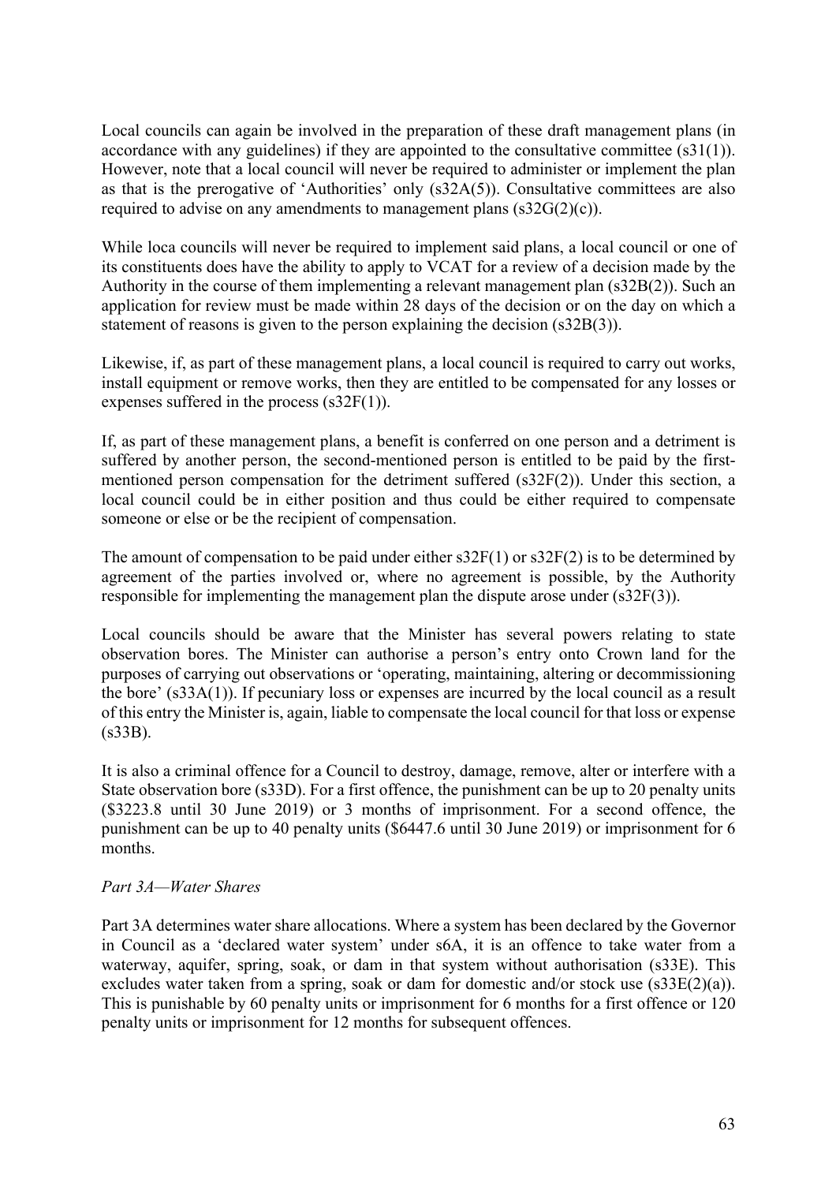Local councils can again be involved in the preparation of these draft management plans (in accordance with any guidelines) if they are appointed to the consultative committee (s31(1)). However, note that a local council will never be required to administer or implement the plan as that is the prerogative of 'Authorities' only (s32A(5)). Consultative committees are also required to advise on any amendments to management plans (s32G(2)(c)).

While loca councils will never be required to implement said plans, a local council or one of its constituents does have the ability to apply to VCAT for a review of a decision made by the Authority in the course of them implementing a relevant management plan (s32B(2)). Such an application for review must be made within 28 days of the decision or on the day on which a statement of reasons is given to the person explaining the decision (s32B(3)).

Likewise, if, as part of these management plans, a local council is required to carry out works, install equipment or remove works, then they are entitled to be compensated for any losses or expenses suffered in the process (s32F(1)).

If, as part of these management plans, a benefit is conferred on one person and a detriment is suffered by another person, the second-mentioned person is entitled to be paid by the first-mentioned person compensation for the detriment suffered (s32F(2)). Under this section, a local council could be in either position and thus could be either required to compensate someone or else or be the recipient of compensation.

The amount of compensation to be paid under either s32F(1) or s32F(2) is to be determined by agreement of the parties involved or, where no agreement is possible, by the Authority responsible for implementing the management plan the dispute arose under (s32F(3)).

Local councils should be aware that the Minister has several powers relating to state observation bores. The Minister can authorise a person's entry onto Crown land for the purposes of carrying out observations or 'operating, maintaining, altering or decommissioning the bore' (s33A(1)). If pecuniary loss or expenses are incurred by the local council as a result of this entry the Minister is, again, liable to compensate the local council for that loss or expense (s33B).

It is also a criminal offence for a Council to destroy, damage, remove, alter or interfere with a State observation bore (s33D). For a first offence, the punishment can be up to 20 penalty units ($3223.8 until 30 June 2019) or 3 months of imprisonment. For a second offence, the punishment can be up to 40 penalty units ($6447.6 until 30 June 2019) or imprisonment for 6 months.

*Part 3A—Water Shares*

Part 3A determines water share allocations. Where a system has been declared by the Governor in Council as a 'declared water system' under s6A, it is an offence to take water from a waterway, aquifer, spring, soak, or dam in that system without authorisation (s33E). This excludes water taken from a spring, soak or dam for domestic and/or stock use (s33E(2)(a)). This is punishable by 60 penalty units or imprisonment for 6 months for a first offence or 120 penalty units or imprisonment for 12 months for subsequent offences.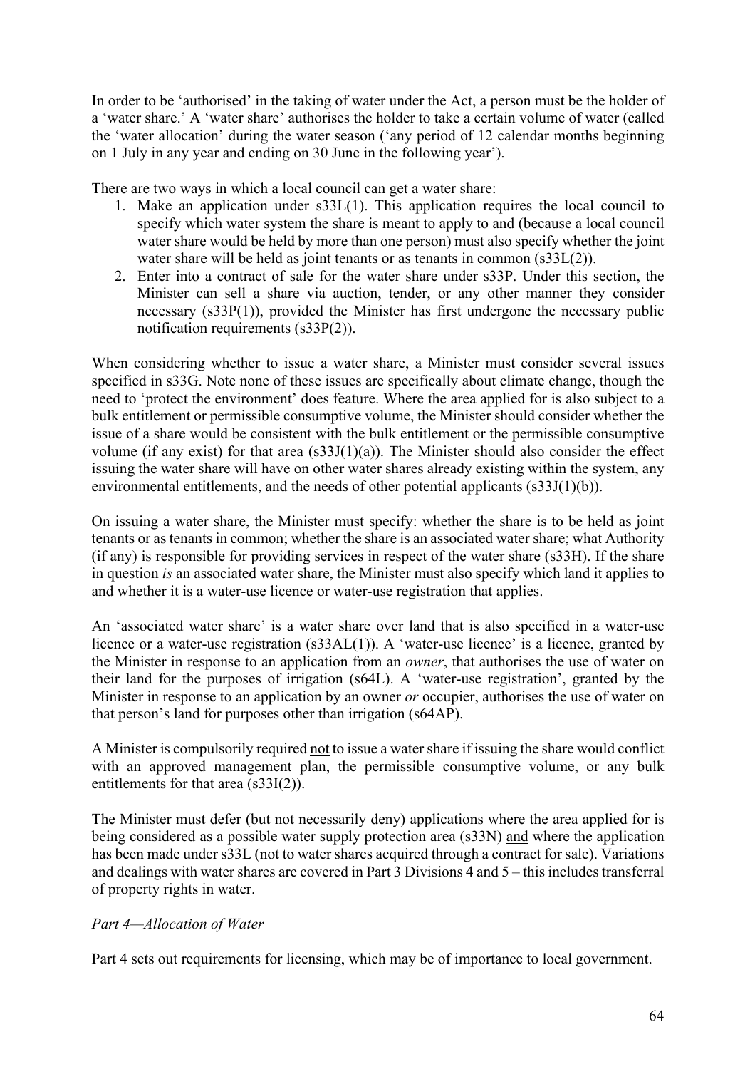In order to be 'authorised' in the taking of water under the Act, a person must be the holder of a 'water share.' A 'water share' authorises the holder to take a certain volume of water (called the 'water allocation' during the water season ('any period of 12 calendar months beginning on 1 July in any year and ending on 30 June in the following year').

There are two ways in which a local council can get a water share:

1. Make an application under s33L(1). This application requires the local council to specify which water system the share is meant to apply to and (because a local council water share would be held by more than one person) must also specify whether the joint water share will be held as joint tenants or as tenants in common (s33L(2)).
2. Enter into a contract of sale for the water share under s33P. Under this section, the Minister can sell a share via auction, tender, or any other manner they consider necessary (s33P(1)), provided the Minister has first undergone the necessary public notification requirements (s33P(2)).

When considering whether to issue a water share, a Minister must consider several issues specified in s33G. Note none of these issues are specifically about climate change, though the need to 'protect the environment' does feature. Where the area applied for is also subject to a bulk entitlement or permissible consumptive volume, the Minister should consider whether the issue of a share would be consistent with the bulk entitlement or the permissible consumptive volume (if any exist) for that area (s33J(1)(a)). The Minister should also consider the effect issuing the water share will have on other water shares already existing within the system, any environmental entitlements, and the needs of other potential applicants (s33J(1)(b)).

On issuing a water share, the Minister must specify: whether the share is to be held as joint tenants or as tenants in common; whether the share is an associated water share; what Authority (if any) is responsible for providing services in respect of the water share (s33H). If the share in question *is* an associated water share, the Minister must also specify which land it applies to and whether it is a water-use licence or water-use registration that applies.

An 'associated water share' is a water share over land that is also specified in a water-use licence or a water-use registration (s33AL(1)). A 'water-use licence' is a licence, granted by the Minister in response to an application from an *owner*, that authorises the use of water on their land for the purposes of irrigation (s64L). A 'water-use registration', granted by the Minister in response to an application by an owner *or* occupier, authorises the use of water on that person's land for purposes other than irrigation (s64AP).

A Minister is compulsorily required <u>not</u> to issue a water share if issuing the share would conflict with an approved management plan, the permissible consumptive volume, or any bulk entitlements for that area (s33I(2)).

The Minister must defer (but not necessarily deny) applications where the area applied for is being considered as a possible water supply protection area (s33N) <u>and</u> where the application has been made under s33L (not to water shares acquired through a contract for sale). Variations and dealings with water shares are covered in Part 3 Divisions 4 and 5 – this includes transferral of property rights in water.

*Part 4—Allocation of Water*

Part 4 sets out requirements for licensing, which may be of importance to local government.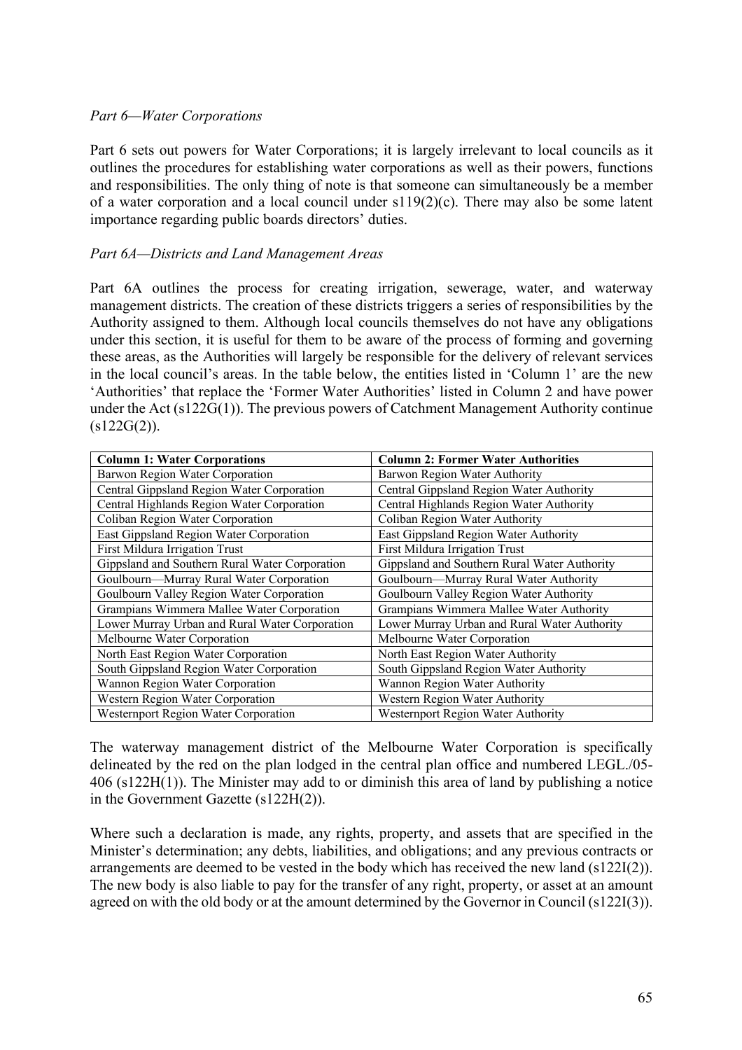*Part 6—Water Corporations*

Part 6 sets out powers for Water Corporations; it is largely irrelevant to local councils as it outlines the procedures for establishing water corporations as well as their powers, functions and responsibilities. The only thing of note is that someone can simultaneously be a member of a water corporation and a local council under s119(2)(c). There may also be some latent importance regarding public boards directors' duties.

*Part 6A—Districts and Land Management Areas*

Part 6A outlines the process for creating irrigation, sewerage, water, and waterway management districts. The creation of these districts triggers a series of responsibilities by the Authority assigned to them. Although local councils themselves do not have any obligations under this section, it is useful for them to be aware of the process of forming and governing these areas, as the Authorities will largely be responsible for the delivery of relevant services in the local council's areas. In the table below, the entities listed in 'Column 1' are the new 'Authorities' that replace the 'Former Water Authorities' listed in Column 2 and have power under the Act (s122G(1)). The previous powers of Catchment Management Authority continue (s122G(2)).

| Column 1: Water Corporations | Column 2: Former Water Authorities |
|---|---|
| Barwon Region Water Corporation | Barwon Region Water Authority |
| Central Gippsland Region Water Corporation | Central Gippsland Region Water Authority |
| Central Highlands Region Water Corporation | Central Highlands Region Water Authority |
| Coliban Region Water Corporation | Coliban Region Water Authority |
| East Gippsland Region Water Corporation | East Gippsland Region Water Authority |
| First Mildura Irrigation Trust | First Mildura Irrigation Trust |
| Gippsland and Southern Rural Water Corporation | Gippsland and Southern Rural Water Authority |
| Goulbourn—Murray Rural Water Corporation | Goulbourn—Murray Rural Water Authority |
| Goulbourn Valley Region Water Corporation | Goulbourn Valley Region Water Authority |
| Grampians Wimmera Mallee Water Corporation | Grampians Wimmera Mallee Water Authority |
| Lower Murray Urban and Rural Water Corporation | Lower Murray Urban and Rural Water Authority |
| Melbourne Water Corporation | Melbourne Water Corporation |
| North East Region Water Corporation | North East Region Water Authority |
| South Gippsland Region Water Corporation | South Gippsland Region Water Authority |
| Wannon Region Water Corporation | Wannon Region Water Authority |
| Western Region Water Corporation | Western Region Water Authority |
| Westernport Region Water Corporation | Westernport Region Water Authority |

The waterway management district of the Melbourne Water Corporation is specifically delineated by the red on the plan lodged in the central plan office and numbered LEGL./05-406 (s122H(1)). The Minister may add to or diminish this area of land by publishing a notice in the Government Gazette (s122H(2)).

Where such a declaration is made, any rights, property, and assets that are specified in the Minister's determination; any debts, liabilities, and obligations; and any previous contracts or arrangements are deemed to be vested in the body which has received the new land (s122I(2)). The new body is also liable to pay for the transfer of any right, property, or asset at an amount agreed on with the old body or at the amount determined by the Governor in Council (s122I(3)).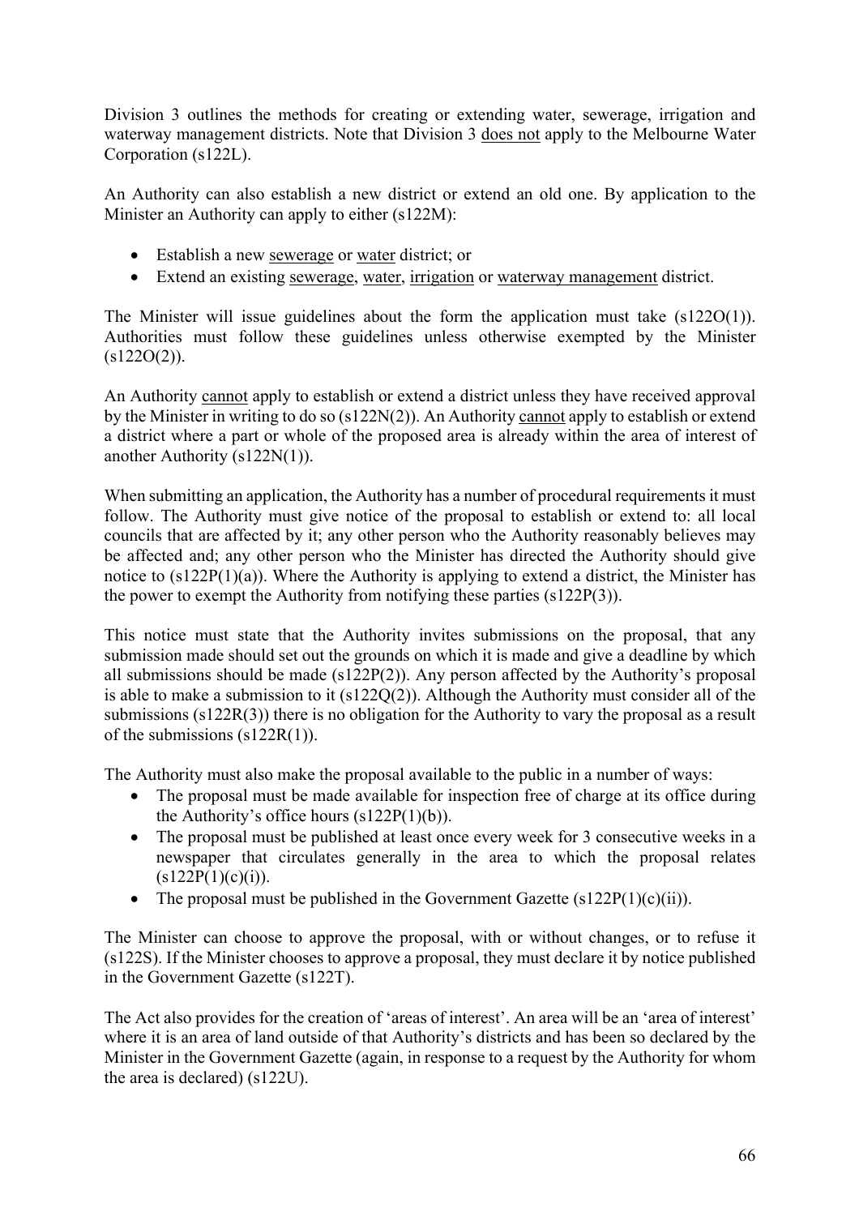Division 3 outlines the methods for creating or extending water, sewerage, irrigation and waterway management districts. Note that Division 3 does not apply to the Melbourne Water Corporation (s122L).

An Authority can also establish a new district or extend an old one. By application to the Minister an Authority can apply to either (s122M):

- Establish a new sewerage or water district; or
- Extend an existing sewerage, water, irrigation or waterway management district.

The Minister will issue guidelines about the form the application must take (s122O(1)). Authorities must follow these guidelines unless otherwise exempted by the Minister (s122O(2)).

An Authority cannot apply to establish or extend a district unless they have received approval by the Minister in writing to do so (s122N(2)). An Authority cannot apply to establish or extend a district where a part or whole of the proposed area is already within the area of interest of another Authority (s122N(1)).

When submitting an application, the Authority has a number of procedural requirements it must follow. The Authority must give notice of the proposal to establish or extend to: all local councils that are affected by it; any other person who the Authority reasonably believes may be affected and; any other person who the Minister has directed the Authority should give notice to (s122P(1)(a)). Where the Authority is applying to extend a district, the Minister has the power to exempt the Authority from notifying these parties (s122P(3)).

This notice must state that the Authority invites submissions on the proposal, that any submission made should set out the grounds on which it is made and give a deadline by which all submissions should be made (s122P(2)). Any person affected by the Authority's proposal is able to make a submission to it (s122Q(2)). Although the Authority must consider all of the submissions (s122R(3)) there is no obligation for the Authority to vary the proposal as a result of the submissions (s122R(1)).

The Authority must also make the proposal available to the public in a number of ways:

- The proposal must be made available for inspection free of charge at its office during the Authority's office hours (s122P(1)(b)).
- The proposal must be published at least once every week for 3 consecutive weeks in a newspaper that circulates generally in the area to which the proposal relates (s122P(1)(c)(i)).
- The proposal must be published in the Government Gazette (s122P(1)(c)(ii)).

The Minister can choose to approve the proposal, with or without changes, or to refuse it (s122S). If the Minister chooses to approve a proposal, they must declare it by notice published in the Government Gazette (s122T).

The Act also provides for the creation of 'areas of interest'. An area will be an 'area of interest' where it is an area of land outside of that Authority's districts and has been so declared by the Minister in the Government Gazette (again, in response to a request by the Authority for whom the area is declared) (s122U).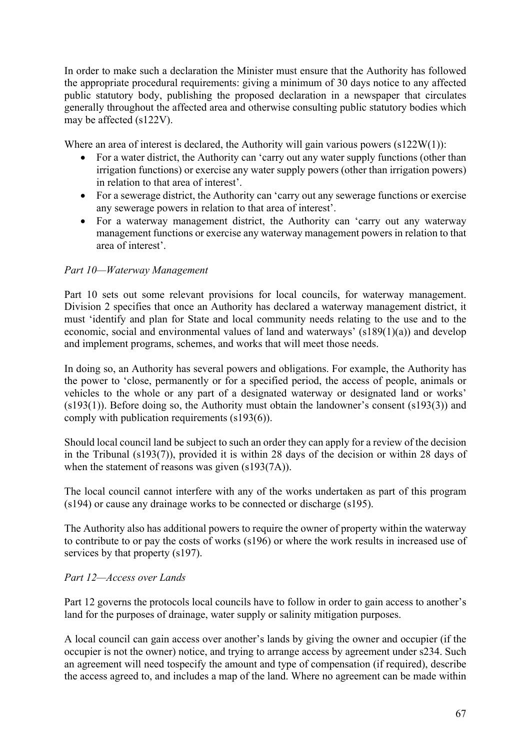In order to make such a declaration the Minister must ensure that the Authority has followed the appropriate procedural requirements: giving a minimum of 30 days notice to any affected public statutory body, publishing the proposed declaration in a newspaper that circulates generally throughout the affected area and otherwise consulting public statutory bodies which may be affected (s122V).

Where an area of interest is declared, the Authority will gain various powers (s122W(1)):

- For a water district, the Authority can 'carry out any water supply functions (other than irrigation functions) or exercise any water supply powers (other than irrigation powers) in relation to that area of interest'.
- For a sewerage district, the Authority can 'carry out any sewerage functions or exercise any sewerage powers in relation to that area of interest'.
- For a waterway management district, the Authority can 'carry out any waterway management functions or exercise any waterway management powers in relation to that area of interest'.

*Part 10—Waterway Management*

Part 10 sets out some relevant provisions for local councils, for waterway management. Division 2 specifies that once an Authority has declared a waterway management district, it must 'identify and plan for State and local community needs relating to the use and to the economic, social and environmental values of land and waterways' (s189(1)(a)) and develop and implement programs, schemes, and works that will meet those needs.

In doing so, an Authority has several powers and obligations. For example, the Authority has the power to 'close, permanently or for a specified period, the access of people, animals or vehicles to the whole or any part of a designated waterway or designated land or works' (s193(1)). Before doing so, the Authority must obtain the landowner's consent (s193(3)) and comply with publication requirements (s193(6)).

Should local council land be subject to such an order they can apply for a review of the decision in the Tribunal (s193(7)), provided it is within 28 days of the decision or within 28 days of when the statement of reasons was given (s193(7A)).

The local council cannot interfere with any of the works undertaken as part of this program (s194) or cause any drainage works to be connected or discharge (s195).

The Authority also has additional powers to require the owner of property within the waterway to contribute to or pay the costs of works (s196) or where the work results in increased use of services by that property (s197).

*Part 12—Access over Lands*

Part 12 governs the protocols local councils have to follow in order to gain access to another's land for the purposes of drainage, water supply or salinity mitigation purposes.

A local council can gain access over another's lands by giving the owner and occupier (if the occupier is not the owner) notice, and trying to arrange access by agreement under s234. Such an agreement will need tospecify the amount and type of compensation (if required), describe the access agreed to, and includes a map of the land. Where no agreement can be made within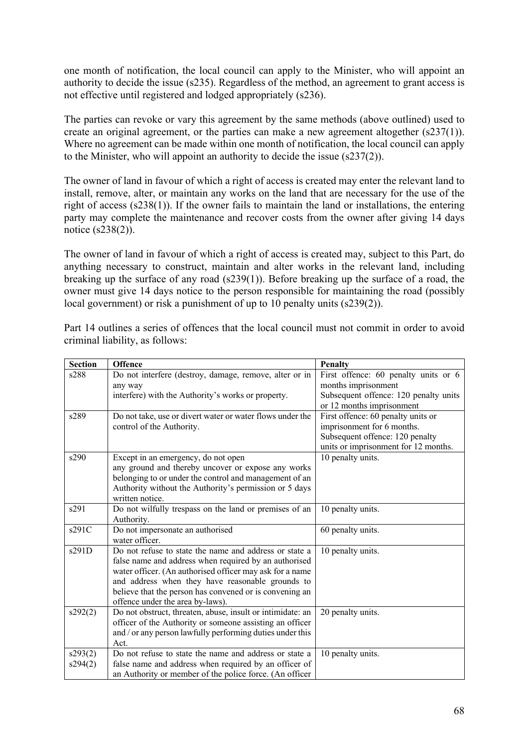one month of notification, the local council can apply to the Minister, who will appoint an authority to decide the issue (s235). Regardless of the method, an agreement to grant access is not effective until registered and lodged appropriately (s236).

The parties can revoke or vary this agreement by the same methods (above outlined) used to create an original agreement, or the parties can make a new agreement altogether (s237(1)). Where no agreement can be made within one month of notification, the local council can apply to the Minister, who will appoint an authority to decide the issue (s237(2)).

The owner of land in favour of which a right of access is created may enter the relevant land to install, remove, alter, or maintain any works on the land that are necessary for the use of the right of access (s238(1)). If the owner fails to maintain the land or installations, the entering party may complete the maintenance and recover costs from the owner after giving 14 days notice (s238(2)).

The owner of land in favour of which a right of access is created may, subject to this Part, do anything necessary to construct, maintain and alter works in the relevant land, including breaking up the surface of any road (s239(1)). Before breaking up the surface of a road, the owner must give 14 days notice to the person responsible for maintaining the road (possibly local government) or risk a punishment of up to 10 penalty units (s239(2)).

Part 14 outlines a series of offences that the local council must not commit in order to avoid criminal liability, as follows:

| Section | Offence | Penalty |
|---|---|---|
| s288 | Do not interfere (destroy, damage, remove, alter or in any way interfere) with the Authority's works or property. | First offence: 60 penalty units or 6 months imprisonment<br>Subsequent offence: 120 penalty units or 12 months imprisonment |
| s289 | Do not take, use or divert water or water flows under the control of the Authority. | First offence: 60 penalty units or imprisonment for 6 months.<br>Subsequent offence: 120 penalty units or imprisonment for 12 months. |
| s290 | Except in an emergency, do not open any ground and thereby uncover or expose any works belonging to or under the control and management of an Authority without the Authority's permission or 5 days written notice. | 10 penalty units. |
| s291 | Do not wilfully trespass on the land or premises of an Authority. | 10 penalty units. |
| s291C | Do not impersonate an authorised water officer. | 60 penalty units. |
| s291D | Do not refuse to state the name and address or state a false name and address when required by an authorised water officer. (An authorised officer may ask for a name and address when they have reasonable grounds to believe that the person has convened or is convening an offence under the area by-laws). | 10 penalty units. |
| s292(2) | Do not obstruct, threaten, abuse, insult or intimidate: an officer of the Authority or someone assisting an officer and / or any person lawfully performing duties under this Act. | 20 penalty units. |
| s293(2)<br>s294(2) | Do not refuse to state the name and address or state a false name and address when required by an officer of an Authority or member of the police force. (An officer | 10 penalty units. |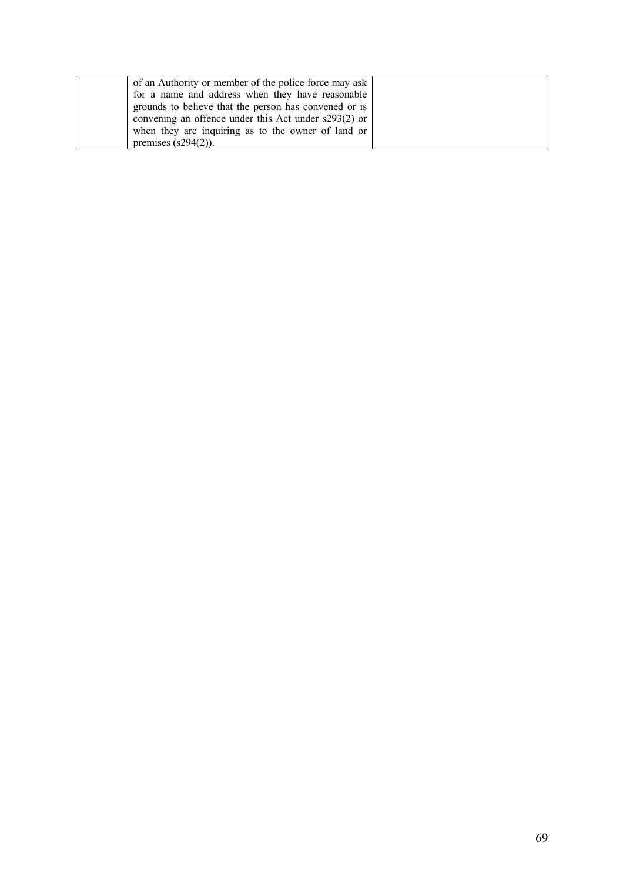| | | |
|---|---|---|
| | of an Authority or member of the police force may ask for a name and address when they have reasonable grounds to believe that the person has convened or is convening an offence under this Act under s293(2) or when they are inquiring as to the owner of land or premises (s294(2)). | |